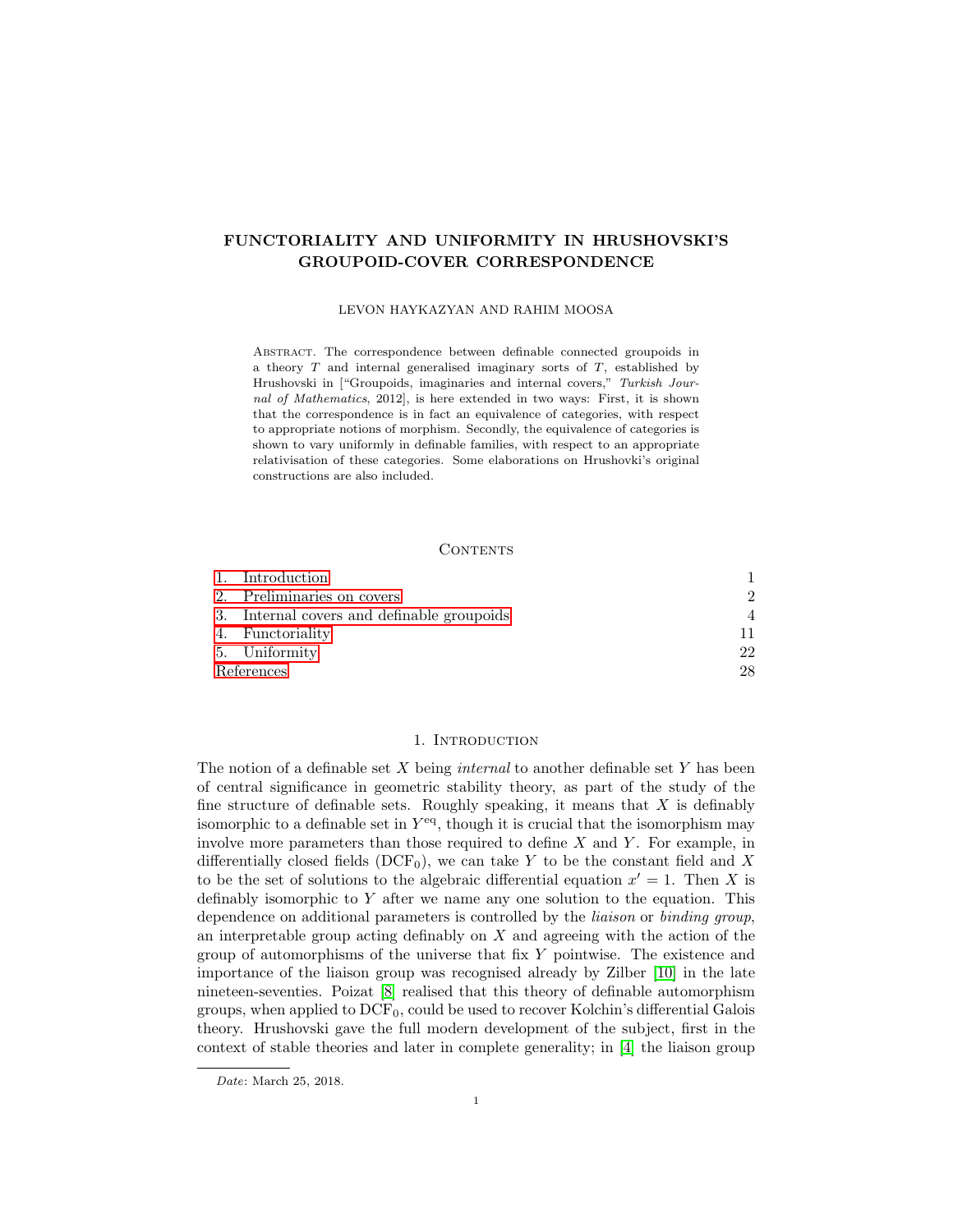# FUNCTORIALITY AND UNIFORMITY IN HRUSHOVSKI'S GROUPOID-COVER CORRESPONDENCE

LEVON HAYKAZYAN AND RAHIM MOOSA

Abstract. The correspondence between definable connected groupoids in a theory $T$ and internal generalised imaginary sorts of $T$, established by Hrushovski in ["Groupoids, imaginaries and internal covers," *Turkish Journal of Mathematics*, 2012], is here extended in two ways: First, it is shown that the correspondence is in fact an equivalence of categories, with respect to appropriate notions of morphism. Secondly, the equivalence of categories is shown to vary uniformly in definable families, with respect to an appropriate relativisation of these categories. Some elaborations on Hrushovki's original constructions are also included.

## Contents

| | |
|---|---|
| 1. Introduction | 1 |
| 2. Preliminaries on covers | 2 |
| 3. Internal covers and definable groupoids | 4 |
| 4. Functoriality | 11 |
| 5. Uniformity | 22 |
| References | 28 |

## 1. Introduction

The notion of a definable set $X$ being *internal* to another definable set $Y$ has been of central significance in geometric stability theory, as part of the study of the fine structure of definable sets. Roughly speaking, it means that $X$ is definably isomorphic to a definable set in $Y^{\mathrm{eq}}$, though it is crucial that the isomorphism may involve more parameters than those required to define $X$ and $Y$. For example, in differentially closed fields ($\mathrm{DCF}_0$), we can take $Y$ to be the constant field and $X$ to be the set of solutions to the algebraic differential equation $x' = 1$. Then $X$ is definably isomorphic to $Y$ after we name any one solution to the equation. This dependence on additional parameters is controlled by the *liaison* or *binding group*, an interpretable group acting definably on $X$ and agreeing with the action of the group of automorphisms of the universe that fix $Y$ pointwise. The existence and importance of the liaison group was recognised already by Zilber [10] in the late nineteen-seventies. Poizat [8] realised that this theory of definable automorphism groups, when applied to $\mathrm{DCF}_0$, could be used to recover Kolchin's differential Galois theory. Hrushovski gave the full modern development of the subject, first in the context of stable theories and later in complete generality; in [4] the liaison group

*Date*: March 25, 2018.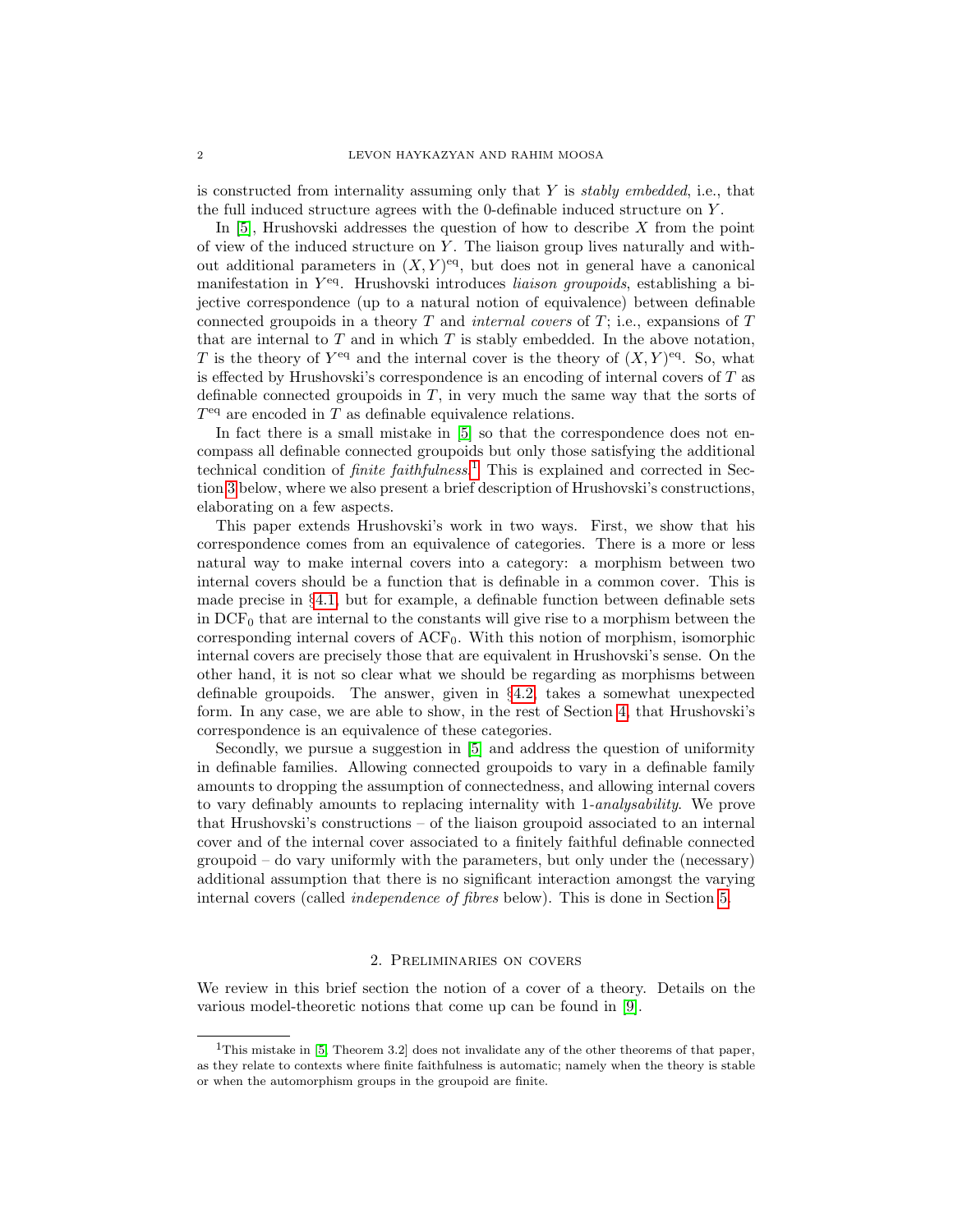is constructed from internality assuming only that $Y$ is *stably embedded*, i.e., that the full induced structure agrees with the 0-definable induced structure on $Y$.

In [5], Hrushovski addresses the question of how to describe $X$ from the point of view of the induced structure on $Y$. The liaison group lives naturally and without additional parameters in $(X, Y)^{\mathrm{eq}}$, but does not in general have a canonical manifestation in $Y^{\mathrm{eq}}$. Hrushovski introduces *liaison groupoids*, establishing a bijective correspondence (up to a natural notion of equivalence) between definable connected groupoids in a theory $T$ and *internal covers* of $T$; i.e., expansions of $T$ that are internal to $T$ and in which $T$ is stably embedded. In the above notation, $T$ is the theory of $Y^{\mathrm{eq}}$ and the internal cover is the theory of $(X, Y)^{\mathrm{eq}}$. So, what is effected by Hrushovski's correspondence is an encoding of internal covers of $T$ as definable connected groupoids in $T$, in very much the same way that the sorts of $T^{\mathrm{eq}}$ are encoded in $T$ as definable equivalence relations.

In fact there is a small mistake in [5] so that the correspondence does not encompass all definable connected groupoids but only those satisfying the additional technical condition of *finite faithfulness*.[1] This is explained and corrected in Section 3 below, where we also present a brief description of Hrushovski's constructions, elaborating on a few aspects.

This paper extends Hrushovski's work in two ways. First, we show that his correspondence comes from an equivalence of categories. There is a more or less natural way to make internal covers into a category: a morphism between two internal covers should be a function that is definable in a common cover. This is made precise in §4.1, but for example, a definable function between definable sets in $\mathrm{DCF}_0$ that are internal to the constants will give rise to a morphism between the corresponding internal covers of $\mathrm{ACF}_0$. With this notion of morphism, isomorphic internal covers are precisely those that are equivalent in Hrushovski's sense. On the other hand, it is not so clear what we should be regarding as morphisms between definable groupoids. The answer, given in §4.2, takes a somewhat unexpected form. In any case, we are able to show, in the rest of Section 4, that Hrushovski's correspondence is an equivalence of these categories.

Secondly, we pursue a suggestion in [5] and address the question of uniformity in definable families. Allowing connected groupoids to vary in a definable family amounts to dropping the assumption of connectedness, and allowing internal covers to vary definably amounts to replacing internality with 1-*analysability*. We prove that Hrushovski's constructions – of the liaison groupoid associated to an internal cover and of the internal cover associated to a finitely faithful definable connected groupoid – do vary uniformly with the parameters, but only under the (necessary) additional assumption that there is no significant interaction amongst the varying internal covers (called *independence of fibres* below). This is done in Section 5.

## 2. Preliminaries on covers

We review in this brief section the notion of a cover of a theory. Details on the various model-theoretic notions that come up can be found in [9].

[1] This mistake in [5, Theorem 3.2] does not invalidate any of the other theorems of that paper, as they relate to contexts where finite faithfulness is automatic; namely when the theory is stable or when the automorphism groups in the groupoid are finite.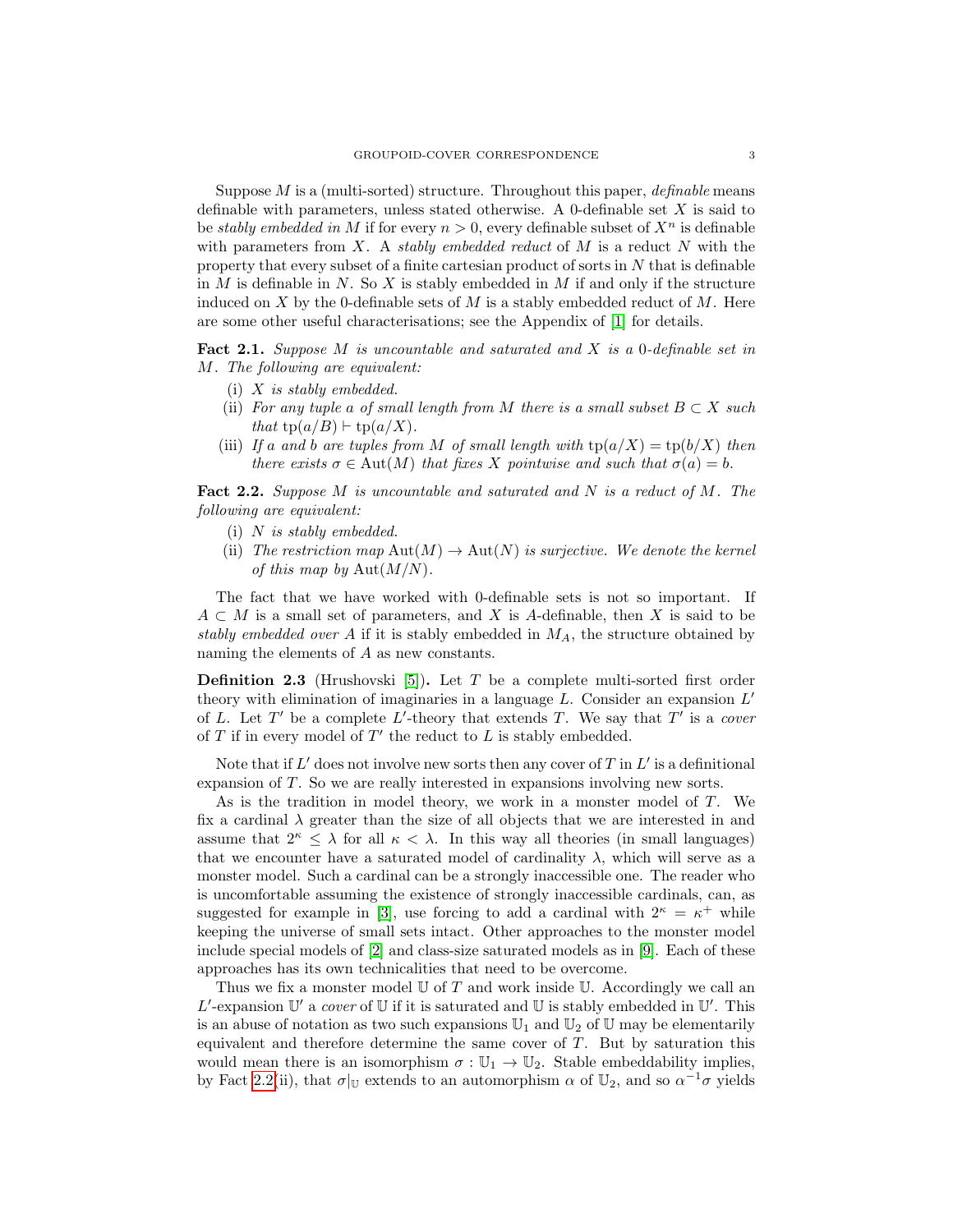Suppose $M$ is a (multi-sorted) structure. Throughout this paper, *definable* means definable with parameters, unless stated otherwise. A 0-definable set $X$ is said to be *stably embedded in* $M$ if for every $n > 0$, every definable subset of $X^n$ is definable with parameters from $X$. A *stably embedded reduct* of $M$ is a reduct $N$ with the property that every subset of a finite cartesian product of sorts in $N$ that is definable in $M$ is definable in $N$. So $X$ is stably embedded in $M$ if and only if the structure induced on $X$ by the 0-definable sets of $M$ is a stably embedded reduct of $M$. Here are some other useful characterisations; see the Appendix of [1] for details.

**Fact 2.1.** *Suppose $M$ is uncountable and saturated and $X$ is a 0-definable set in $M$. The following are equivalent:*

- (i) *$X$ is stably embedded.*
- (ii) *For any tuple $a$ of small length from $M$ there is a small subset $B \subset X$ such that $\mathrm{tp}(a/B) \vdash \mathrm{tp}(a/X)$.*
- (iii) *If $a$ and $b$ are tuples from $M$ of small length with $\mathrm{tp}(a/X) = \mathrm{tp}(b/X)$ then there exists $\sigma \in \mathrm{Aut}(M)$ that fixes $X$ pointwise and such that $\sigma(a) = b$.*

**Fact 2.2.** *Suppose $M$ is uncountable and saturated and $N$ is a reduct of $M$. The following are equivalent:*

- (i) *$N$ is stably embedded.*
- (ii) *The restriction map $\mathrm{Aut}(M) \to \mathrm{Aut}(N)$ is surjective. We denote the kernel of this map by $\mathrm{Aut}(M/N)$.*

The fact that we have worked with 0-definable sets is not so important. If $A \subset M$ is a small set of parameters, and $X$ is $A$-definable, then $X$ is said to be *stably embedded over* $A$ if it is stably embedded in $M_A$, the structure obtained by naming the elements of $A$ as new constants.

**Definition 2.3** (Hrushovski [5])**.** Let $T$ be a complete multi-sorted first order theory with elimination of imaginaries in a language $L$. Consider an expansion $L'$ of $L$. Let $T'$ be a complete $L'$-theory that extends $T$. We say that $T'$ is a *cover* of $T$ if in every model of $T'$ the reduct to $L$ is stably embedded.

Note that if $L'$ does not involve new sorts then any cover of $T$ in $L'$ is a definitional expansion of $T$. So we are really interested in expansions involving new sorts.

As is the tradition in model theory, we work in a monster model of $T$. We fix a cardinal $\lambda$ greater than the size of all objects that we are interested in and assume that $2^\kappa \leq \lambda$ for all $\kappa < \lambda$. In this way all theories (in small languages) that we encounter have a saturated model of cardinality $\lambda$, which will serve as a monster model. Such a cardinal can be a strongly inaccessible one. The reader who is uncomfortable assuming the existence of strongly inaccessible cardinals, can, as suggested for example in [3], use forcing to add a cardinal with $2^\kappa = \kappa^+$ while keeping the universe of small sets intact. Other approaches to the monster model include special models of [2] and class-size saturated models as in [9]. Each of these approaches has its own technicalities that need to be overcome.

Thus we fix a monster model $\mathbb{U}$ of $T$ and work inside $\mathbb{U}$. Accordingly we call an $L'$-expansion $\mathbb{U}'$ a *cover* of $\mathbb{U}$ if it is saturated and $\mathbb{U}$ is stably embedded in $\mathbb{U}'$. This is an abuse of notation as two such expansions $\mathbb{U}_1$ and $\mathbb{U}_2$ of $\mathbb{U}$ may be elementarily equivalent and therefore determine the same cover of $T$. But by saturation this would mean there is an isomorphism $\sigma : \mathbb{U}_1 \to \mathbb{U}_2$. Stable embeddability implies, by Fact 2.2(ii), that $\sigma|_{\mathbb{U}}$ extends to an automorphism $\alpha$ of $\mathbb{U}_2$, and so $\alpha^{-1}\sigma$ yields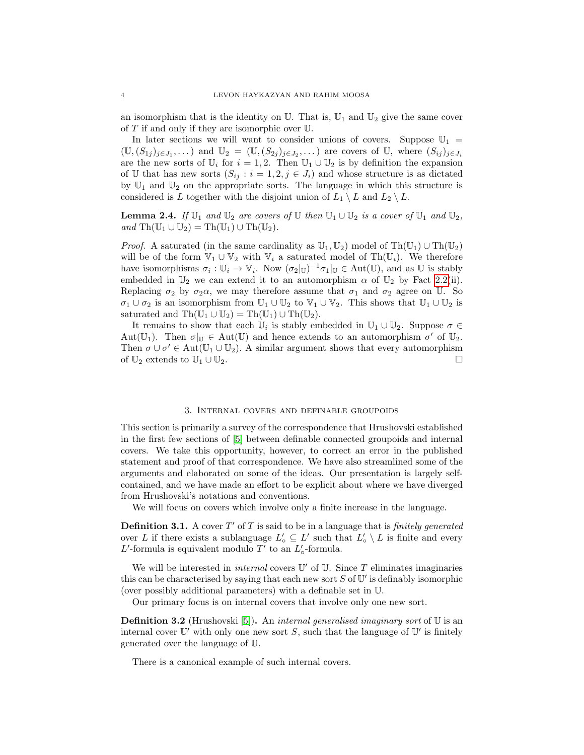an isomorphism that is the identity on $\mathbb{U}$. That is, $\mathbb{U}_1$ and $\mathbb{U}_2$ give the same cover of $T$ if and only if they are isomorphic over $\mathbb{U}$.

In later sections we will want to consider unions of covers. Suppose $\mathbb{U}_1 = (\mathbb{U}, (S_{1j})_{j \in J_1}, \dots)$ and $\mathbb{U}_2 = (\mathbb{U}, (S_{2j})_{j \in J_2}, \dots)$ are covers of $\mathbb{U}$, where $(S_{ij})_{j \in J_i}$ are the new sorts of $\mathbb{U}_i$ for $i = 1, 2$. Then $\mathbb{U}_1 \cup \mathbb{U}_2$ is by definition the expansion of $\mathbb{U}$ that has new sorts $(S_{ij} : i = 1, 2, j \in J_i)$ and whose structure is as dictated by $\mathbb{U}_1$ and $\mathbb{U}_2$ on the appropriate sorts. The language in which this structure is considered is $L$ together with the disjoint union of $L_1 \setminus L$ and $L_2 \setminus L$.

**Lemma 2.4.** *If $\mathbb{U}_1$ and $\mathbb{U}_2$ are covers of $\mathbb{U}$ then $\mathbb{U}_1 \cup \mathbb{U}_2$ is a cover of $\mathbb{U}_1$ and $\mathbb{U}_2$, and $\mathrm{Th}(\mathbb{U}_1 \cup \mathbb{U}_2) = \mathrm{Th}(\mathbb{U}_1) \cup \mathrm{Th}(\mathbb{U}_2)$.*

*Proof.* A saturated (in the same cardinality as $\mathbb{U}_1, \mathbb{U}_2$) model of $\mathrm{Th}(\mathbb{U}_1) \cup \mathrm{Th}(\mathbb{U}_2)$ will be of the form $\mathbb{V}_1 \cup \mathbb{V}_2$ with $\mathbb{V}_i$ a saturated model of $\mathrm{Th}(\mathbb{U}_i)$. We therefore have isomorphisms $\sigma_i : \mathbb{U}_i \to \mathbb{V}_i$. Now $(\sigma_2|_{\mathbb{U}})^{-1}\sigma_1|_{\mathbb{U}} \in \mathrm{Aut}(\mathbb{U})$, and as $\mathbb{U}$ is stably embedded in $\mathbb{U}_2$ we can extend it to an automorphism $\alpha$ of $\mathbb{U}_2$ by Fact 2.2(ii). Replacing $\sigma_2$ by $\sigma_2\alpha$, we may therefore assume that $\sigma_1$ and $\sigma_2$ agree on $\mathbb{U}$. So $\sigma_1 \cup \sigma_2$ is an isomorphism from $\mathbb{U}_1 \cup \mathbb{U}_2$ to $\mathbb{V}_1 \cup \mathbb{V}_2$. This shows that $\mathbb{U}_1 \cup \mathbb{U}_2$ is saturated and $\mathrm{Th}(\mathbb{U}_1 \cup \mathbb{U}_2) = \mathrm{Th}(\mathbb{U}_1) \cup \mathrm{Th}(\mathbb{U}_2)$.

It remains to show that each $\mathbb{U}_i$ is stably embedded in $\mathbb{U}_1 \cup \mathbb{U}_2$. Suppose $\sigma \in \mathrm{Aut}(\mathbb{U}_1)$. Then $\sigma|_{\mathbb{U}} \in \mathrm{Aut}(\mathbb{U})$ and hence extends to an automorphism $\sigma'$ of $\mathbb{U}_2$. Then $\sigma \cup \sigma' \in \mathrm{Aut}(\mathbb{U}_1 \cup \mathbb{U}_2)$. A similar argument shows that every automorphism of $\mathbb{U}_2$ extends to $\mathbb{U}_1 \cup \mathbb{U}_2$. $\square$

## 3. Internal covers and definable groupoids

This section is primarily a survey of the correspondence that Hrushovski established in the first few sections of [5] between definable connected groupoids and internal covers. We take this opportunity, however, to correct an error in the published statement and proof of that correspondence. We have also streamlined some of the arguments and elaborated on some of the ideas. Our presentation is largely self-contained, and we have made an effort to be explicit about where we have diverged from Hrushovski's notations and conventions.

We will focus on covers which involve only a finite increase in the language.

**Definition 3.1.** A cover $T'$ of $T$ is said to be in a language that is *finitely generated* over $L$ if there exists a sublanguage $L'_\circ \subseteq L'$ such that $L'_\circ \setminus L$ is finite and every $L'$-formula is equivalent modulo $T'$ to an $L'_\circ$-formula.

We will be interested in *internal* covers $\mathbb{U}'$ of $\mathbb{U}$. Since $T$ eliminates imaginaries this can be characterised by saying that each new sort $S$ of $\mathbb{U}'$ is definably isomorphic (over possibly additional parameters) with a definable set in $\mathbb{U}$.

Our primary focus is on internal covers that involve only one new sort.

**Definition 3.2** (Hrushovski [5])**.** An *internal generalised imaginary sort* of $\mathbb{U}$ is an internal cover $\mathbb{U}'$ with only one new sort $S$, such that the language of $\mathbb{U}'$ is finitely generated over the language of $\mathbb{U}$.

There is a canonical example of such internal covers.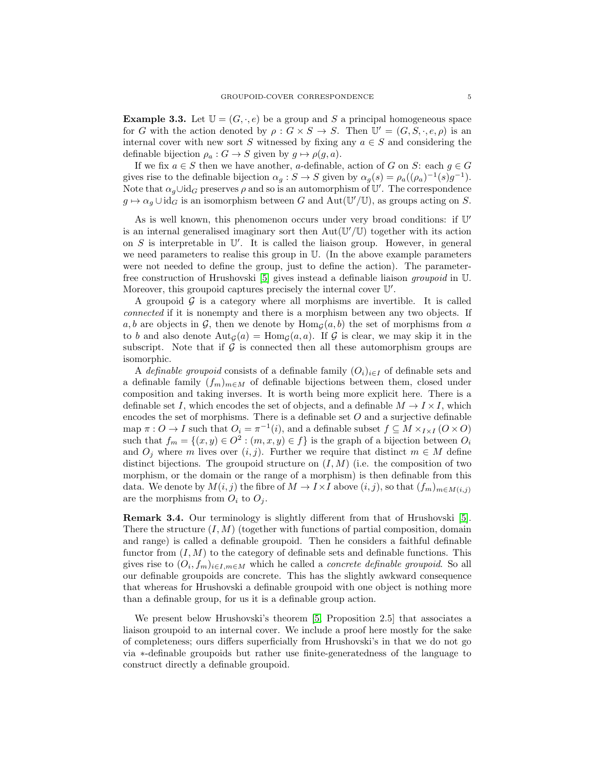**Example 3.3.** Let $\mathbb{U} = (G, \cdot, e)$ be a group and $S$ a principal homogeneous space for $G$ with the action denoted by $\rho : G \times S \to S$. Then $\mathbb{U}' = (G, S, \cdot, e, \rho)$ is an internal cover with new sort $S$ witnessed by fixing any $a \in S$ and considering the definable bijection $\rho_a : G \to S$ given by $g \mapsto \rho(g, a)$.

If we fix $a \in S$ then we have another, $a$-definable, action of $G$ on $S$: each $g \in G$ gives rise to the definable bijection $\alpha_g : S \to S$ given by $\alpha_g(s) = \rho_a((\rho_a)^{-1}(s)g^{-1})$. Note that $\alpha_g \cup \mathrm{id}_G$ preserves $\rho$ and so is an automorphism of $\mathbb{U}'$. The correspondence $g \mapsto \alpha_g \cup \mathrm{id}_G$ is an isomorphism between $G$ and $\mathrm{Aut}(\mathbb{U}'/\mathbb{U})$, as groups acting on $S$.

As is well known, this phenomenon occurs under very broad conditions: if $\mathbb{U}'$ is an internal generalised imaginary sort then $\mathrm{Aut}(\mathbb{U}'/\mathbb{U})$ together with its action on $S$ is interpretable in $\mathbb{U}'$. It is called the liaison group. However, in general we need parameters to realise this group in $\mathbb{U}$. (In the above example parameters were not needed to define the group, just to define the action). The parameter-free construction of Hrushovski [5] gives instead a definable liaison *groupoid* in $\mathbb{U}$. Moreover, this groupoid captures precisely the internal cover $\mathbb{U}'$.

A groupoid $\mathcal{G}$ is a category where all morphisms are invertible. It is called *connected* if it is nonempty and there is a morphism between any two objects. If $a, b$ are objects in $\mathcal{G}$, then we denote by $\mathrm{Hom}_{\mathcal{G}}(a, b)$ the set of morphisms from $a$ to $b$ and also denote $\mathrm{Aut}_{\mathcal{G}}(a) = \mathrm{Hom}_{\mathcal{G}}(a, a)$. If $\mathcal{G}$ is clear, we may skip it in the subscript. Note that if $\mathcal{G}$ is connected then all these automorphism groups are isomorphic.

A *definable groupoid* consists of a definable family $(O_i)_{i \in I}$ of definable sets and a definable family $(f_m)_{m \in M}$ of definable bijections between them, closed under composition and taking inverses. It is worth being more explicit here. There is a definable set $I$, which encodes the set of objects, and a definable $M \to I \times I$, which encodes the set of morphisms. There is a definable set $O$ and a surjective definable map $\pi : O \to I$ such that $O_i = \pi^{-1}(i)$, and a definable subset $f \subseteq M \times_{I \times I} (O \times O)$ such that $f_m = \{(x, y) \in O^2 : (m, x, y) \in f\}$ is the graph of a bijection between $O_i$ and $O_j$ where $m$ lives over $(i, j)$. Further we require that distinct $m \in M$ define distinct bijections. The groupoid structure on $(I, M)$ (i.e. the composition of two morphism, or the domain or the range of a morphism) is then definable from this data. We denote by $M(i, j)$ the fibre of $M \to I \times I$ above $(i, j)$, so that $(f_m)_{m \in M(i,j)}$ are the morphisms from $O_i$ to $O_j$.

**Remark 3.4.** Our terminology is slightly different from that of Hrushovski [5]. There the structure $(I, M)$ (together with functions of partial composition, domain and range) is called a definable groupoid. Then he considers a faithful definable functor from $(I, M)$ to the category of definable sets and definable functions. This gives rise to $(O_i, f_m)_{i \in I, m \in M}$ which he called a *concrete definable groupoid*. So all our definable groupoids are concrete. This has the slightly awkward consequence that whereas for Hrushovski a definable groupoid with one object is nothing more than a definable group, for us it is a definable group action.

We present below Hrushovski's theorem [5, Proposition 2.5] that associates a liaison groupoid to an internal cover. We include a proof here mostly for the sake of completeness; ours differs superficially from Hrushovski's in that we do not go via $*$-definable groupoids but rather use finite-generatedness of the language to construct directly a definable groupoid.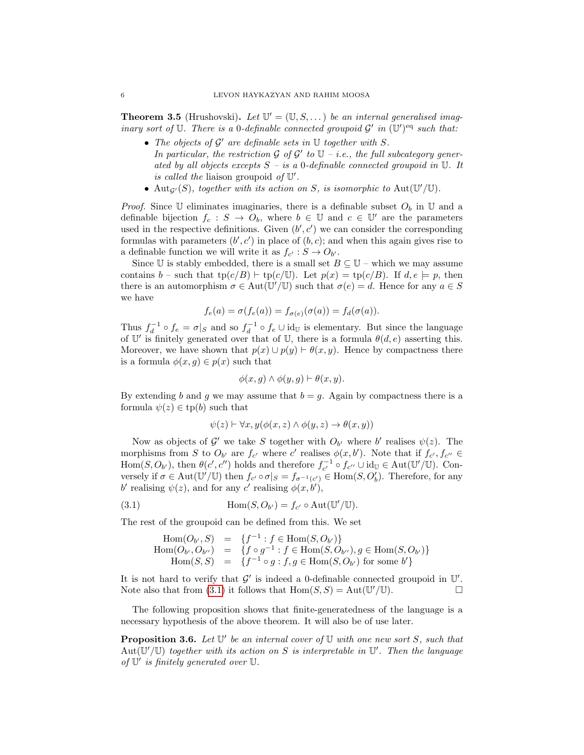**Theorem 3.5** (Hrushovski)**.** *Let $\mathbb{U}' = (\mathbb{U}, S, \dots)$ be an internal generalised imaginary sort of $\mathbb{U}$. There is a 0-definable connected groupoid $\mathcal{G}'$ in $(\mathbb{U}')^{\mathrm{eq}}$ such that:*

- *The objects of $\mathcal{G}'$ are definable sets in $\mathbb{U}$ together with $S$.*
  *In particular, the restriction $\mathcal{G}$ of $\mathcal{G}'$ to $\mathbb{U}$ – i.e., the full subcategory generated by all objects excepts $S$ – is a 0-definable connected groupoid in $\mathbb{U}$. It is called the* liaison groupoid *of $\mathbb{U}'$.*
- *$\mathrm{Aut}_{\mathcal{G}'}(S)$, together with its action on $S$, is isomorphic to $\mathrm{Aut}(\mathbb{U}'/\mathbb{U})$.*

*Proof.* Since $\mathbb{U}$ eliminates imaginaries, there is a definable subset $O_b$ in $\mathbb{U}$ and a definable bijection $f_c : S \to O_b$, where $b \in \mathbb{U}$ and $c \in \mathbb{U}'$ are the parameters used in the respective definitions. Given $(b', c')$ we can consider the corresponding formulas with parameters $(b', c')$ in place of $(b, c)$; and when this again gives rise to a definable function we will write it as $f_{c'} : S \to O_{b'}$.

Since $\mathbb{U}$ is stably embedded, there is a small set $B \subseteq \mathbb{U}$ – which we may assume contains $b$ – such that $\mathrm{tp}(c/B) \vdash \mathrm{tp}(c/\mathbb{U})$. Let $p(x) = \mathrm{tp}(c/B)$. If $d, e \models p$, then there is an automorphism $\sigma \in \mathrm{Aut}(\mathbb{U}'/\mathbb{U})$ such that $\sigma(e) = d$. Hence for any $a \in S$ we have

$$f_e(a) = \sigma(f_e(a)) = f_{\sigma(e)}(\sigma(a)) = f_d(\sigma(a)).$$

Thus $f_d^{-1} \circ f_e = \sigma|_S$ and so $f_d^{-1} \circ f_e \cup \mathrm{id}_{\mathbb{U}}$ is elementary. But since the language of $\mathbb{U}'$ is finitely generated over that of $\mathbb{U}$, there is a formula $\theta(d, e)$ asserting this. Moreover, we have shown that $p(x) \cup p(y) \vdash \theta(x, y)$. Hence by compactness there is a formula $\phi(x, g) \in p(x)$ such that

$$\phi(x, g) \wedge \phi(y, g) \vdash \theta(x, y).$$

By extending $b$ and $g$ we may assume that $b = g$. Again by compactness there is a formula $\psi(z) \in \mathrm{tp}(b)$ such that

$$\psi(z) \vdash \forall x, y(\phi(x, z) \wedge \phi(y, z) \to \theta(x, y))$$

Now as objects of $\mathcal{G}'$ we take $S$ together with $O_{b'}$ where $b'$ realises $\psi(z)$. The morphisms from $S$ to $O_{b'}$ are $f_{c'}$ where $c'$ realises $\phi(x, b')$. Note that if $f_{c'}, f_{c''} \in \mathrm{Hom}(S, O_{b'})$, then $\theta(c', c'')$ holds and therefore $f_{c'}^{-1} \circ f_{c''} \cup \mathrm{id}_{\mathbb{U}} \in \mathrm{Aut}(\mathbb{U}'/\mathbb{U})$. Conversely if $\sigma \in \mathrm{Aut}(\mathbb{U}'/\mathbb{U})$ then $f_{c'} \circ \sigma|_S = f_{\sigma^{-1}(c')} \in \mathrm{Hom}(S, O_b')$. Therefore, for any $b'$ realising $\psi(z)$, and for any $c'$ realising $\phi(x, b')$,

$$\mathrm{Hom}(S, O_{b'}) = f_{c'} \circ \mathrm{Aut}(\mathbb{U}'/\mathbb{U}). \tag{3.1}$$

The rest of the groupoid can be defined from this. We set

$$\begin{aligned}
\mathrm{Hom}(O_{b'}, S) &= \{f^{-1} : f \in \mathrm{Hom}(S, O_{b'})\} \\
\mathrm{Hom}(O_{b'}, O_{b''}) &= \{f \circ g^{-1} : f \in \mathrm{Hom}(S, O_{b''}), g \in \mathrm{Hom}(S, O_{b'})\} \\
\mathrm{Hom}(S, S) &= \{f^{-1} \circ g : f, g \in \mathrm{Hom}(S, O_{b'}) \text{ for some } b'\}
\end{aligned}$$

It is not hard to verify that $\mathcal{G}'$ is indeed a 0-definable connected groupoid in $\mathbb{U}'$. Note also that from (3.1) it follows that $\mathrm{Hom}(S, S) = \mathrm{Aut}(\mathbb{U}'/\mathbb{U})$. □

The following proposition shows that finite-generatedness of the language is a necessary hypothesis of the above theorem. It will also be of use later.

**Proposition 3.6.** *Let $\mathbb{U}'$ be an internal cover of $\mathbb{U}$ with one new sort $S$, such that $\mathrm{Aut}(\mathbb{U}'/\mathbb{U})$ together with its action on $S$ is interpretable in $\mathbb{U}'$. Then the language of $\mathbb{U}'$ is finitely generated over $\mathbb{U}$.*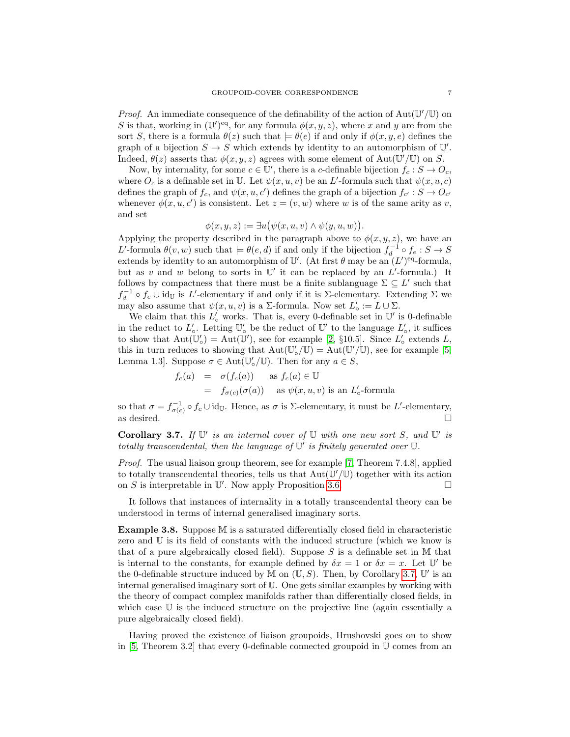*Proof.* An immediate consequence of the definability of the action of $\mathrm{Aut}(\mathbb{U}'/\mathbb{U})$ on $S$ is that, working in $(\mathbb{U}')^{\mathrm{eq}}$, for any formula $\phi(x, y, z)$, where $x$ and $y$ are from the sort $S$, there is a formula $\theta(z)$ such that $\models \theta(e)$ if and only if $\phi(x, y, e)$ defines the graph of a bijection $S \to S$ which extends by identity to an automorphism of $\mathbb{U}'$. Indeed, $\theta(z)$ asserts that $\phi(x, y, z)$ agrees with some element of $\mathrm{Aut}(\mathbb{U}'/\mathbb{U})$ on $S$.

Now, by internality, for some $c \in \mathbb{U}'$, there is a $c$-definable bijection $f_c : S \to O_c$, where $O_c$ is a definable set in $\mathbb{U}$. Let $\psi(x, u, v)$ be an $L'$-formula such that $\psi(x, u, c)$ defines the graph of $f_c$, and $\psi(x, u, c')$ defines the graph of a bijection $f_{c'} : S \to O_{c'}$ whenever $\phi(x, u, c')$ is consistent. Let $z = (v, w)$ where $w$ is of the same arity as $v$, and set

$$\phi(x, y, z) := \exists u \big(\psi(x, u, v) \wedge \psi(y, u, w)\big).$$

Applying the property described in the paragraph above to $\phi(x, y, z)$, we have an $L'$-formula $\theta(v, w)$ such that $\models \theta(e, d)$ if and only if the bijection $f_d^{-1} \circ f_e : S \to S$ extends by identity to an automorphism of $\mathbb{U}'$. (At first $\theta$ may be an $(L')^{\mathrm{eq}}$-formula, but as $v$ and $w$ belong to sorts in $\mathbb{U}'$ it can be replaced by an $L'$-formula.) It follows by compactness that there must be a finite sublanguage $\Sigma \subseteq L'$ such that $f_d^{-1} \circ f_e \cup \mathrm{id}_{\mathbb{U}}$ is $L'$-elementary if and only if it is $\Sigma$-elementary. Extending $\Sigma$ we may also assume that $\psi(x, u, v)$ is a $\Sigma$-formula. Now set $L'_\circ := L \cup \Sigma$.

We claim that this $L'_\circ$ works. That is, every 0-definable set in $\mathbb{U}'$ is 0-definable in the reduct to $L'_\circ$. Letting $\mathbb{U}'_\circ$ be the reduct of $\mathbb{U}'$ to the language $L'_\circ$, it suffices to show that $\mathrm{Aut}(\mathbb{U}'_\circ) = \mathrm{Aut}(\mathbb{U}')$, see for example [2, §10.5]. Since $L'_\circ$ extends $L$, this in turn reduces to showing that $\mathrm{Aut}(\mathbb{U}'_\circ/\mathbb{U}) = \mathrm{Aut}(\mathbb{U}'/\mathbb{U})$, see for example [5, Lemma 1.3]. Suppose $\sigma \in \mathrm{Aut}(\mathbb{U}'_\circ/\mathbb{U})$. Then for any $a \in S$,

$$\begin{aligned} f_c(a) &= \sigma(f_c(a)) \quad \text{ as } f_c(a) \in \mathbb{U} \\ &= f_{\sigma(c)}(\sigma(a)) \quad \text{ as } \psi(x, u, v) \text{ is an } L'_\circ\text{-formula} \end{aligned}$$

so that $\sigma = f_{\sigma(c)}^{-1} \circ f_c \cup \mathrm{id}_{\mathbb{U}}$. Hence, as $\sigma$ is $\Sigma$-elementary, it must be $L'$-elementary, as desired. $\square$

**Corollary 3.7.** *If $\mathbb{U}'$ is an internal cover of $\mathbb{U}$ with one new sort $S$, and $\mathbb{U}'$ is totally transcendental, then the language of $\mathbb{U}'$ is finitely generated over $\mathbb{U}$.*

*Proof.* The usual liaison group theorem, see for example [7, Theorem 7.4.8], applied to totally transcendental theories, tells us that $\mathrm{Aut}(\mathbb{U}'/\mathbb{U})$ together with its action on $S$ is interpretable in $\mathbb{U}'$. Now apply Proposition 3.6. $\square$

It follows that instances of internality in a totally transcendental theory can be understood in terms of internal generalised imaginary sorts.

**Example 3.8.** Suppose $\mathbb{M}$ is a saturated differentially closed field in characteristic zero and $\mathbb{U}$ is its field of constants with the induced structure (which we know is that of a pure algebraically closed field). Suppose $S$ is a definable set in $\mathbb{M}$ that is internal to the constants, for example defined by $\delta x = 1$ or $\delta x = x$. Let $\mathbb{U}'$ be the 0-definable structure induced by $\mathbb{M}$ on $(\mathbb{U}, S)$. Then, by Corollary 3.7, $\mathbb{U}'$ is an internal generalised imaginary sort of $\mathbb{U}$. One gets similar examples by working with the theory of compact complex manifolds rather than differentially closed fields, in which case $\mathbb{U}$ is the induced structure on the projective line (again essentially a pure algebraically closed field).

Having proved the existence of liaison groupoids, Hrushovski goes on to show in [5, Theorem 3.2] that every 0-definable connected groupoid in $\mathbb{U}$ comes from an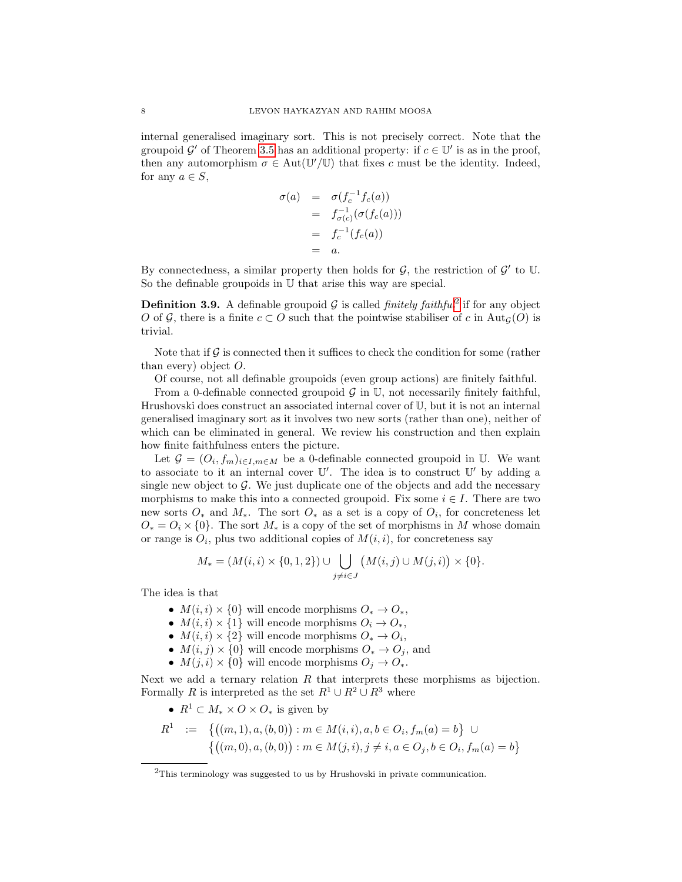internal generalised imaginary sort. This is not precisely correct. Note that the groupoid $\mathcal{G}'$ of Theorem 3.5 has an additional property: if $c \in \mathbb{U}'$ is as in the proof, then any automorphism $\sigma \in \mathrm{Aut}(\mathbb{U}'/\mathbb{U})$ that fixes $c$ must be the identity. Indeed, for any $a \in S$,

$$
\begin{aligned}
\sigma(a) &= \sigma(f_c^{-1} f_c(a)) \\
&= f_{\sigma(c)}^{-1}(\sigma(f_c(a))) \\
&= f_c^{-1}(f_c(a)) \\
&= a.
\end{aligned}
$$

By connectedness, a similar property then holds for $\mathcal{G}$, the restriction of $\mathcal{G}'$ to $\mathbb{U}$. So the definable groupoids in $\mathbb{U}$ that arise this way are special.

**Definition 3.9.** A definable groupoid $\mathcal{G}$ is called *finitely faithful*[2] if for any object $O$ of $\mathcal{G}$, there is a finite $c \subset O$ such that the pointwise stabiliser of $c$ in $\mathrm{Aut}_{\mathcal{G}}(O)$ is trivial.

Note that if $\mathcal{G}$ is connected then it suffices to check the condition for some (rather than every) object $O$.

Of course, not all definable groupoids (even group actions) are finitely faithful.

From a 0-definable connected groupoid $\mathcal{G}$ in $\mathbb{U}$, not necessarily finitely faithful, Hrushovski does construct an associated internal cover of $\mathbb{U}$, but it is not an internal generalised imaginary sort as it involves two new sorts (rather than one), neither of which can be eliminated in general. We review his construction and then explain how finite faithfulness enters the picture.

Let $\mathcal{G} = (O_i, f_m)_{i \in I, m \in M}$ be a 0-definable connected groupoid in $\mathbb{U}$. We want to associate to it an internal cover $\mathbb{U}'$. The idea is to construct $\mathbb{U}'$ by adding a single new object to $\mathcal{G}$. We just duplicate one of the objects and add the necessary morphisms to make this into a connected groupoid. Fix some $i \in I$. There are two new sorts $O_*$ and $M_*$. The sort $O_*$ as a set is a copy of $O_i$, for concreteness let $O_* = O_i \times \{0\}$. The sort $M_*$ is a copy of the set of morphisms in $M$ whose domain or range is $O_i$, plus two additional copies of $M(i,i)$, for concreteness say

$$
M_* = (M(i,i) \times \{0,1,2\}) \cup \bigcup_{j \neq i \in J} \big(M(i,j) \cup M(j,i)\big) \times \{0\}.
$$

The idea is that

- $M(i,i) \times \{0\}$ will encode morphisms $O_* \to O_*$,
- $M(i,i) \times \{1\}$ will encode morphisms $O_i \to O_*$,
- $M(i,i) \times \{2\}$ will encode morphisms $O_* \to O_i$,
- $M(i,j) \times \{0\}$ will encode morphisms $O_* \to O_j$, and
- $M(j,i) \times \{0\}$ will encode morphisms $O_j \to O_*$.

Next we add a ternary relation $R$ that interprets these morphisms as bijection. Formally $R$ is interpreted as the set $R^1 \cup R^2 \cup R^3$ where

- $R^1 \subset M_* \times O \times O_*$ is given by

$$
\begin{aligned}
R^1 \;:=\; &\big\{\big((m,1), a, (b,0)\big) : m \in M(i,i), a, b \in O_i, f_m(a) = b\big\} \;\cup \\
&\big\{\big((m,0), a, (b,0)\big) : m \in M(j,i), j \neq i, a \in O_j, b \in O_i, f_m(a) = b\big\}
\end{aligned}
$$

[2]This terminology was suggested to us by Hrushovski in private communication.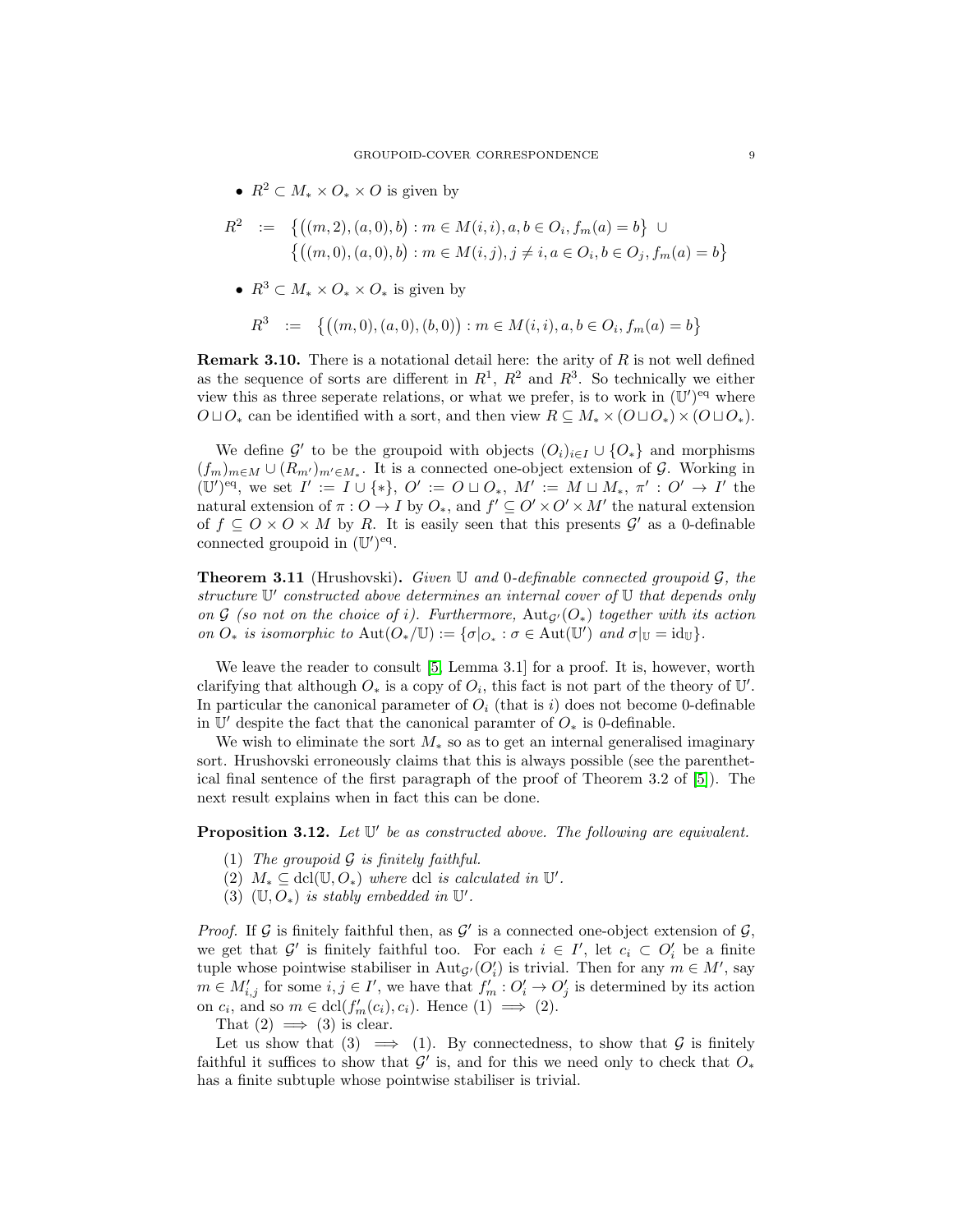- $R^2 \subset M_* \times O_* \times O$ is given by

$$R^2 \;:=\; \big\{\big((m,2),(a,0),b\big) : m \in M(i,i), a,b \in O_i, f_m(a) = b\big\} \;\cup \\ \big\{\big((m,0),(a,0),b\big) : m \in M(i,j), j \neq i, a \in O_i, b \in O_j, f_m(a) = b\big\}$$

- $R^3 \subset M_* \times O_* \times O_*$ is given by

$$R^3 \;:=\; \big\{\big((m,0),(a,0),(b,0)\big) : m \in M(i,i), a,b \in O_i, f_m(a) = b\big\}$$

**Remark 3.10.** There is a notational detail here: the arity of $R$ is not well defined as the sequence of sorts are different in $R^1$, $R^2$ and $R^3$. So technically we either view this as three seperate relations, or what we prefer, is to work in $(\mathbb{U}')^{\mathrm{eq}}$ where $O \sqcup O_*$ can be identified with a sort, and then view $R \subseteq M_* \times (O \sqcup O_*) \times (O \sqcup O_*)$.

We define $\mathcal{G}'$ to be the groupoid with objects $(O_i)_{i \in I} \cup \{O_*\}$ and morphisms $(f_m)_{m \in M} \cup (R_{m'})_{m' \in M_*}$. It is a connected one-object extension of $\mathcal{G}$. Working in $(\mathbb{U}')^{\mathrm{eq}}$, we set $I' := I \cup \{*\}$, $O' := O \sqcup O_*$, $M' := M \sqcup M_*$, $\pi' : O' \to I'$ the natural extension of $\pi : O \to I$ by $O_*$, and $f' \subseteq O' \times O' \times M'$ the natural extension of $f \subseteq O \times O \times M$ by $R$. It is easily seen that this presents $\mathcal{G}'$ as a 0-definable connected groupoid in $(\mathbb{U}')^{\mathrm{eq}}$.

**Theorem 3.11** (Hrushovski)**.** *Given $\mathbb{U}$ and 0-definable connected groupoid $\mathcal{G}$, the structure $\mathbb{U}'$ constructed above determines an internal cover of $\mathbb{U}$ that depends only on $\mathcal{G}$ (so not on the choice of $i$). Furthermore, $\mathrm{Aut}_{\mathcal{G}'}(O_*)$ together with its action on $O_*$ is isomorphic to $\mathrm{Aut}(O_*/\mathbb{U}) := \{\sigma|_{O_*} : \sigma \in \mathrm{Aut}(\mathbb{U}')$ and $\sigma|_{\mathbb{U}} = \mathrm{id}_{\mathbb{U}}\}$.*

We leave the reader to consult [5, Lemma 3.1] for a proof. It is, however, worth clarifying that although $O_*$ is a copy of $O_i$, this fact is not part of the theory of $\mathbb{U}'$. In particular the canonical parameter of $O_i$ (that is $i$) does not become 0-definable in $\mathbb{U}'$ despite the fact that the canonical paramter of $O_*$ is 0-definable.

We wish to eliminate the sort $M_*$ so as to get an internal generalised imaginary sort. Hrushovski erroneously claims that this is always possible (see the parenthetical final sentence of the first paragraph of the proof of Theorem 3.2 of [5]). The next result explains when in fact this can be done.

**Proposition 3.12.** *Let $\mathbb{U}'$ be as constructed above. The following are equivalent.*

1. *The groupoid $\mathcal{G}$ is finitely faithful.*
2. *$M_* \subseteq \mathrm{dcl}(\mathbb{U}, O_*)$ where $\mathrm{dcl}$ is calculated in $\mathbb{U}'$.*
3. *$(\mathbb{U}, O_*)$ is stably embedded in $\mathbb{U}'$.*

*Proof.* If $\mathcal{G}$ is finitely faithful then, as $\mathcal{G}'$ is a connected one-object extension of $\mathcal{G}$, we get that $\mathcal{G}'$ is finitely faithful too. For each $i \in I'$, let $c_i \subset O'_i$ be a finite tuple whose pointwise stabiliser in $\mathrm{Aut}_{\mathcal{G}'}(O'_i)$ is trivial. Then for any $m \in M'$, say $m \in M'_{i,j}$ for some $i,j \in I'$, we have that $f'_m : O'_i \to O'_j$ is determined by its action on $c_i$, and so $m \in \mathrm{dcl}(f'_m(c_i), c_i)$. Hence (1) $\implies$ (2).

That (2) $\implies$ (3) is clear.

Let us show that (3) $\implies$ (1). By connectedness, to show that $\mathcal{G}$ is finitely faithful it suffices to show that $\mathcal{G}'$ is, and for this we need only to check that $O_*$ has a finite subtuple whose pointwise stabiliser is trivial.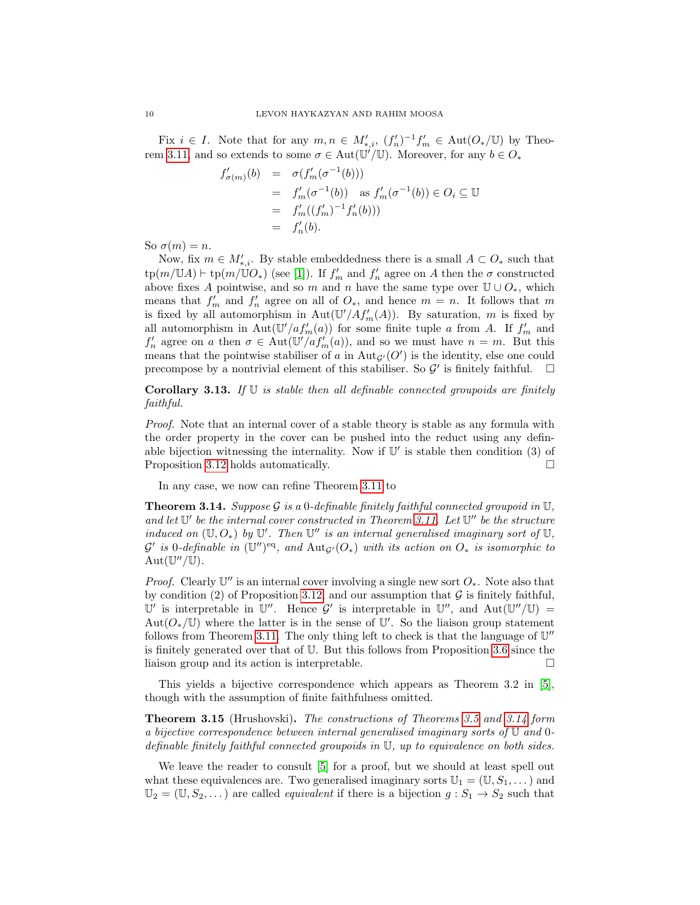Fix $i \in I$. Note that for any $m, n \in M'_{*,i}$, $(f'_n)^{-1} f'_m \in \mathrm{Aut}(O_*/\mathbb{U})$ by Theorem 3.11, and so extends to some $\sigma \in \mathrm{Aut}(\mathbb{U}'/\mathbb{U})$. Moreover, for any $b \in O_*$

$$
\begin{aligned}
f'_{\sigma(m)}(b) &= \sigma(f'_m(\sigma^{-1}(b))) \\
&= f'_m(\sigma^{-1}(b)) \quad \text{as } f'_m(\sigma^{-1}(b)) \in O_i \subseteq \mathbb{U} \\
&= f'_m((f'_m)^{-1} f'_n(b))) \\
&= f'_n(b).
\end{aligned}
$$

So $\sigma(m) = n$.

Now, fix $m \in M'_{*,i}$. By stable embeddedness there is a small $A \subset O_*$ such that $\mathrm{tp}(m/\mathbb{U}A) \vdash \mathrm{tp}(m/\mathbb{U}O_*)$ (see [1]). If $f'_m$ and $f'_n$ agree on $A$ then the $\sigma$ constructed above fixes $A$ pointwise, and so $m$ and $n$ have the same type over $\mathbb{U} \cup O_*$, which means that $f'_m$ and $f'_n$ agree on all of $O_*$, and hence $m = n$. It follows that $m$ is fixed by all automorphism in $\mathrm{Aut}(\mathbb{U}'/Af'_m(A))$. By saturation, $m$ is fixed by all automorphism in $\mathrm{Aut}(\mathbb{U}'/af'_m(a))$ for some finite tuple $a$ from $A$. If $f'_m$ and $f'_n$ agree on $a$ then $\sigma \in \mathrm{Aut}(\mathbb{U}'/af'_m(a))$, and so we must have $n = m$. But this means that the pointwise stabiliser of $a$ in $\mathrm{Aut}_{\mathcal{G}'}(O')$ is the identity, else one could precompose by a nontrivial element of this stabiliser. So $\mathcal{G}'$ is finitely faithful. $\square$

**Corollary 3.13.** *If $\mathbb{U}$ is stable then all definable connected groupoids are finitely faithful.*

*Proof.* Note that an internal cover of a stable theory is stable as any formula with the order property in the cover can be pushed into the reduct using any definable bijection witnessing the internality. Now if $\mathbb{U}'$ is stable then condition (3) of Proposition 3.12 holds automatically. $\square$

In any case, we now can refine Theorem 3.11 to

**Theorem 3.14.** *Suppose $\mathcal{G}$ is a 0-definable finitely faithful connected groupoid in $\mathbb{U}$, and let $\mathbb{U}'$ be the internal cover constructed in Theorem 3.11. Let $\mathbb{U}''$ be the structure induced on $(\mathbb{U}, O_*)$ by $\mathbb{U}'$. Then $\mathbb{U}''$ is an internal generalised imaginary sort of $\mathbb{U}$, $\mathcal{G}'$ is 0-definable in $(\mathbb{U}'')^{\mathrm{eq}}$, and $\mathrm{Aut}_{\mathcal{G}'}(O_*)$ with its action on $O_*$ is isomorphic to $\mathrm{Aut}(\mathbb{U}''/\mathbb{U})$.*

*Proof.* Clearly $\mathbb{U}''$ is an internal cover involving a single new sort $O_*$. Note also that by condition (2) of Proposition 3.12, and our assumption that $\mathcal{G}$ is finitely faithful, $\mathbb{U}'$ is interpretable in $\mathbb{U}''$. Hence $\mathcal{G}'$ is interpretable in $\mathbb{U}''$, and $\mathrm{Aut}(\mathbb{U}''/\mathbb{U}) = \mathrm{Aut}(O_*/\mathbb{U})$ where the latter is in the sense of $\mathbb{U}'$. So the liaison group statement follows from Theorem 3.11. The only thing left to check is that the language of $\mathbb{U}''$ is finitely generated over that of $\mathbb{U}$. But this follows from Proposition 3.6 since the liaison group and its action is interpretable. $\square$

This yields a bijective correspondence which appears as Theorem 3.2 in [5], though with the assumption of finite faithfulness omitted.

**Theorem 3.15** (Hrushovski)**.** *The constructions of Theorems 3.5 and 3.14 form a bijective correspondence between internal generalised imaginary sorts of $\mathbb{U}$ and 0-definable finitely faithful connected groupoids in $\mathbb{U}$, up to equivalence on both sides.*

We leave the reader to consult [5] for a proof, but we should at least spell out what these equivalences are. Two generalised imaginary sorts $\mathbb{U}_1 = (\mathbb{U}, S_1, \dots)$ and $\mathbb{U}_2 = (\mathbb{U}, S_2, \dots)$ are called *equivalent* if there is a bijection $g : S_1 \to S_2$ such that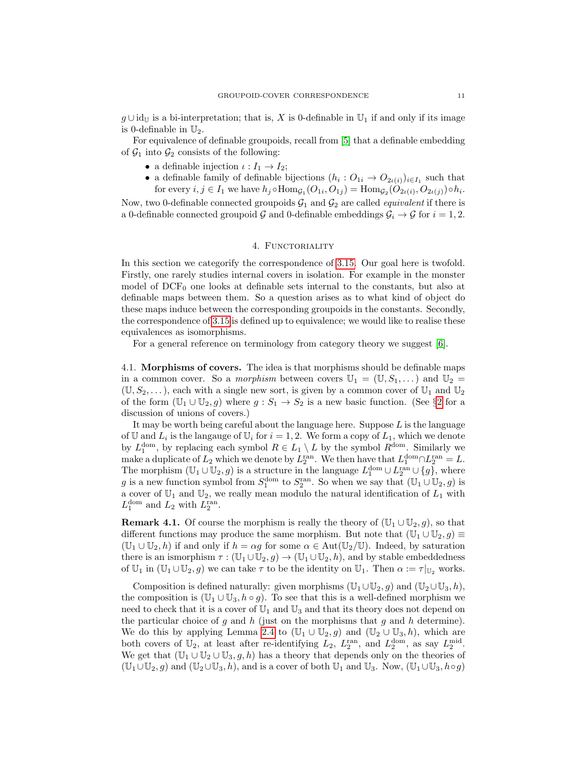$g \cup \mathrm{id}_{\mathbb{U}}$ is a bi-interpretation; that is, $X$ is 0-definable in $\mathbb{U}_1$ if and only if its image is 0-definable in $\mathbb{U}_2$.

For equivalence of definable groupoids, recall from [5] that a definable embedding of $\mathcal{G}_1$ into $\mathcal{G}_2$ consists of the following:

- a definable injection $\iota : I_1 \to I_2$;
- a definable family of definable bijections $(h_i : O_{1i} \to O_{2\iota(i)})_{i \in I_1}$ such that for every $i, j \in I_1$ we have $h_j \circ \mathrm{Hom}_{\mathcal{G}_1}(O_{1i}, O_{1j}) = \mathrm{Hom}_{\mathcal{G}_2}(O_{2\iota(i)}, O_{2\iota(j)}) \circ h_i$.

Now, two 0-definable connected groupoids $\mathcal{G}_1$ and $\mathcal{G}_2$ are called *equivalent* if there is a 0-definable connected groupoid $\mathcal{G}$ and 0-definable embeddings $\mathcal{G}_i \to \mathcal{G}$ for $i = 1, 2$.

## 4. Functoriality

In this section we categorify the correspondence of 3.15. Our goal here is twofold. Firstly, one rarely studies internal covers in isolation. For example in the monster model of $\mathrm{DCF}_0$ one looks at definable sets internal to the constants, but also at definable maps between them. So a question arises as to what kind of object do these maps induce between the corresponding groupoids in the constants. Secondly, the correspondence of 3.15 is defined up to equivalence; we would like to realise these equivalences as isomorphisms.

For a general reference on terminology from category theory we suggest [6].

### 4.1. Morphisms of covers.

The idea is that morphisms should be definable maps in a common cover. So a *morphism* between covers $\mathbb{U}_1 = (\mathbb{U}, S_1, \dots)$ and $\mathbb{U}_2 = (\mathbb{U}, S_2, \dots)$, each with a single new sort, is given by a common cover of $\mathbb{U}_1$ and $\mathbb{U}_2$ of the form $(\mathbb{U}_1 \cup \mathbb{U}_2, g)$ where $g : S_1 \to S_2$ is a new basic function. (See §2 for a discussion of unions of covers.)

It may be worth being careful about the language here. Suppose $L$ is the language of $\mathbb{U}$ and $L_i$ is the langauge of $\mathbb{U}_i$ for $i = 1, 2$. We form a copy of $L_1$, which we denote by $L_1^{\mathrm{dom}}$, by replacing each symbol $R \in L_1 \setminus L$ by the symbol $R^{\mathrm{dom}}$. Similarly we make a duplicate of $L_2$ which we denote by $L_2^{\mathrm{ran}}$. We then have that $L_1^{\mathrm{dom}} \cap L_2^{\mathrm{ran}} = L$. The morphism $(\mathbb{U}_1 \cup \mathbb{U}_2, g)$ is a structure in the language $L_1^{\mathrm{dom}} \cup L_2^{\mathrm{ran}} \cup \{g\}$, where $g$ is a new function symbol from $S_1^{\mathrm{dom}}$ to $S_2^{\mathrm{ran}}$. So when we say that $(\mathbb{U}_1 \cup \mathbb{U}_2, g)$ is a cover of $\mathbb{U}_1$ and $\mathbb{U}_2$, we really mean modulo the natural identification of $L_1$ with $L_1^{\mathrm{dom}}$ and $L_2$ with $L_2^{\mathrm{ran}}$.

**Remark 4.1.** Of course the morphism is really the theory of $(\mathbb{U}_1 \cup \mathbb{U}_2, g)$, so that different functions may produce the same morphism. But note that $(\mathbb{U}_1 \cup \mathbb{U}_2, g) \equiv (\mathbb{U}_1 \cup \mathbb{U}_2, h)$ if and only if $h = \alpha g$ for some $\alpha \in \mathrm{Aut}(\mathbb{U}_2/\mathbb{U})$. Indeed, by saturation there is an ismorphism $\tau : (\mathbb{U}_1 \cup \mathbb{U}_2, g) \to (\mathbb{U}_1 \cup \mathbb{U}_2, h)$, and by stable embeddedness of $\mathbb{U}_1$ in $(\mathbb{U}_1 \cup \mathbb{U}_2, g)$ we can take $\tau$ to be the identity on $\mathbb{U}_1$. Then $\alpha := \tau|_{\mathbb{U}_2}$ works.

Composition is defined naturally: given morphisms $(\mathbb{U}_1 \cup \mathbb{U}_2, g)$ and $(\mathbb{U}_2 \cup \mathbb{U}_3, h)$, the composition is $(\mathbb{U}_1 \cup \mathbb{U}_3, h \circ g)$. To see that this is a well-defined morphism we need to check that it is a cover of $\mathbb{U}_1$ and $\mathbb{U}_3$ and that its theory does not depend on the particular choice of $g$ and $h$ (just on the morphisms that $g$ and $h$ determine). We do this by applying Lemma 2.4 to $(\mathbb{U}_1 \cup \mathbb{U}_2, g)$ and $(\mathbb{U}_2 \cup \mathbb{U}_3, h)$, which are both covers of $\mathbb{U}_2$, at least after re-identifying $L_2$, $L_2^{\mathrm{ran}}$, and $L_2^{\mathrm{dom}}$, as say $L_2^{\mathrm{mid}}$. We get that $(\mathbb{U}_1 \cup \mathbb{U}_2 \cup \mathbb{U}_3, g, h)$ has a theory that depends only on the theories of $(\mathbb{U}_1 \cup \mathbb{U}_2, g)$ and $(\mathbb{U}_2 \cup \mathbb{U}_3, h)$, and is a cover of both $\mathbb{U}_1$ and $\mathbb{U}_3$. Now, $(\mathbb{U}_1 \cup \mathbb{U}_3, h \circ g)$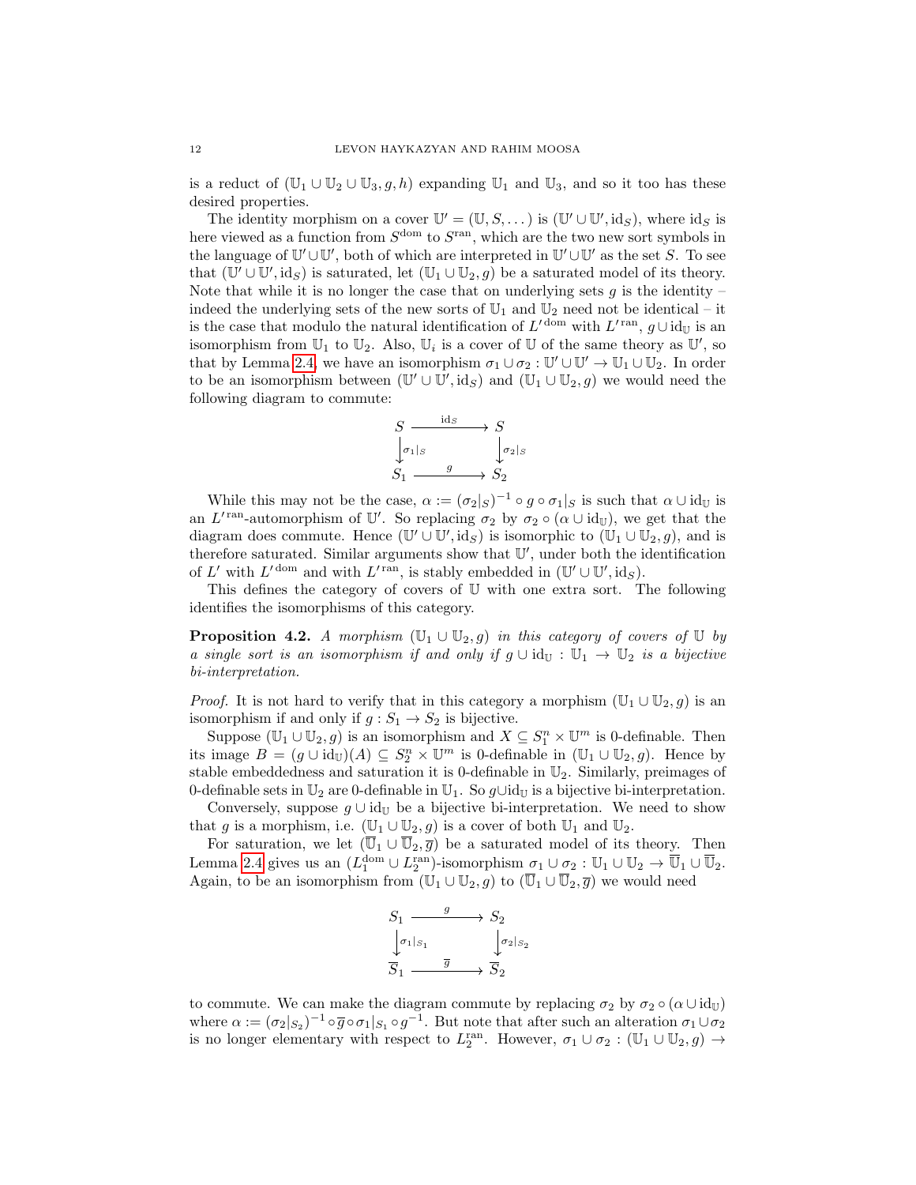is a reduct of $(\mathbb{U}_1 \cup \mathbb{U}_2 \cup \mathbb{U}_3, g, h)$ expanding $\mathbb{U}_1$ and $\mathbb{U}_3$, and so it too has these desired properties.

The identity morphism on a cover $\mathbb{U}' = (\mathbb{U}, S, \dots)$ is $(\mathbb{U}' \cup \mathbb{U}', \mathrm{id}_S)$, where $\mathrm{id}_S$ is here viewed as a function from $S^{\mathrm{dom}}$ to $S^{\mathrm{ran}}$, which are the two new sort symbols in the language of $\mathbb{U}' \cup \mathbb{U}'$, both of which are interpreted in $\mathbb{U}' \cup \mathbb{U}'$ as the set $S$. To see that $(\mathbb{U}' \cup \mathbb{U}', \mathrm{id}_S)$ is saturated, let $(\mathbb{U}_1 \cup \mathbb{U}_2, g)$ be a saturated model of its theory. Note that while it is no longer the case that on underlying sets $g$ is the identity – indeed the underlying sets of the new sorts of $\mathbb{U}_1$ and $\mathbb{U}_2$ need not be identical – it is the case that modulo the natural identification of ${L'}^{\mathrm{dom}}$ with ${L'}^{\mathrm{ran}}$, $g \cup \mathrm{id}_{\mathbb{U}}$ is an isomorphism from $\mathbb{U}_1$ to $\mathbb{U}_2$. Also, $\mathbb{U}_i$ is a cover of $\mathbb{U}$ of the same theory as $\mathbb{U}'$, so that by Lemma 2.4, we have an isomorphism $\sigma_1 \cup \sigma_2 : \mathbb{U}' \cup \mathbb{U}' \to \mathbb{U}_1 \cup \mathbb{U}_2$. In order to be an isomorphism between $(\mathbb{U}' \cup \mathbb{U}', \mathrm{id}_S)$ and $(\mathbb{U}_1 \cup \mathbb{U}_2, g)$ we would need the following diagram to commute:

$$\begin{array}{ccc} S & \xrightarrow{\ \mathrm{id}_S\ } & S \\ \big\downarrow{\scriptstyle \sigma_1|_S} & & \big\downarrow{\scriptstyle \sigma_2|_S} \\ S_1 & \xrightarrow{\ \ g\ \ } & S_2 \end{array}$$

While this may not be the case, $\alpha := (\sigma_2|_S)^{-1} \circ g \circ \sigma_1|_S$ is such that $\alpha \cup \mathrm{id}_{\mathbb{U}}$ is an ${L'}^{\mathrm{ran}}$-automorphism of $\mathbb{U}'$. So replacing $\sigma_2$ by $\sigma_2 \circ (\alpha \cup \mathrm{id}_{\mathbb{U}})$, we get that the diagram does commute. Hence $(\mathbb{U}' \cup \mathbb{U}', \mathrm{id}_S)$ is isomorphic to $(\mathbb{U}_1 \cup \mathbb{U}_2, g)$, and is therefore saturated. Similar arguments show that $\mathbb{U}'$, under both the identification of $L'$ with ${L'}^{\mathrm{dom}}$ and with ${L'}^{\mathrm{ran}}$, is stably embedded in $(\mathbb{U}' \cup \mathbb{U}', \mathrm{id}_S)$.

This defines the category of covers of $\mathbb{U}$ with one extra sort. The following identifies the isomorphisms of this category.

**Proposition 4.2.** *A morphism $(\mathbb{U}_1 \cup \mathbb{U}_2, g)$ in this category of covers of $\mathbb{U}$ by a single sort is an isomorphism if and only if $g \cup \mathrm{id}_{\mathbb{U}} : \mathbb{U}_1 \to \mathbb{U}_2$ is a bijective bi-interpretation.*

*Proof.* It is not hard to verify that in this category a morphism $(\mathbb{U}_1 \cup \mathbb{U}_2, g)$ is an isomorphism if and only if $g : S_1 \to S_2$ is bijective.

Suppose $(\mathbb{U}_1 \cup \mathbb{U}_2, g)$ is an isomorphism and $X \subseteq S_1^n \times \mathbb{U}^m$ is 0-definable. Then its image $B = (g \cup \mathrm{id}_{\mathbb{U}})(A) \subseteq S_2^n \times \mathbb{U}^m$ is 0-definable in $(\mathbb{U}_1 \cup \mathbb{U}_2, g)$. Hence by stable embeddedness and saturation it is 0-definable in $\mathbb{U}_2$. Similarly, preimages of 0-definable sets in $\mathbb{U}_2$ are 0-definable in $\mathbb{U}_1$. So $g \cup \mathrm{id}_{\mathbb{U}}$ is a bijective bi-interpretation.

Conversely, suppose $g \cup \mathrm{id}_{\mathbb{U}}$ be a bijective bi-interpretation. We need to show that $g$ is a morphism, i.e. $(\mathbb{U}_1 \cup \mathbb{U}_2, g)$ is a cover of both $\mathbb{U}_1$ and $\mathbb{U}_2$.

For saturation, we let $(\overline{\mathbb{U}}_1 \cup \overline{\mathbb{U}}_2, \overline{g})$ be a saturated model of its theory. Then Lemma 2.4 gives us an $(L_1^{\mathrm{dom}} \cup L_2^{\mathrm{ran}})$-isomorphism $\sigma_1 \cup \sigma_2 : \mathbb{U}_1 \cup \mathbb{U}_2 \to \overline{\mathbb{U}}_1 \cup \overline{\mathbb{U}}_2$. Again, to be an isomorphism from $(\mathbb{U}_1 \cup \mathbb{U}_2, g)$ to $(\overline{\mathbb{U}}_1 \cup \overline{\mathbb{U}}_2, \overline{g})$ we would need

$$\begin{array}{ccc} S_1 & \xrightarrow{\ \ g\ \ } & S_2 \\ \big\downarrow{\scriptstyle \sigma_1|_{S_1}} & & \big\downarrow{\scriptstyle \sigma_2|_{S_2}} \\ \overline{S}_1 & \xrightarrow{\ \ \overline{g}\ \ } & \overline{S}_2 \end{array}$$

to commute. We can make the diagram commute by replacing $\sigma_2$ by $\sigma_2 \circ (\alpha \cup \mathrm{id}_{\mathbb{U}})$ where $\alpha := (\sigma_2|_{S_2})^{-1} \circ \overline{g} \circ \sigma_1|_{S_1} \circ g^{-1}$. But note that after such an alteration $\sigma_1 \cup \sigma_2$ is no longer elementary with respect to $L_2^{\mathrm{ran}}$. However, $\sigma_1 \cup \sigma_2 : (\mathbb{U}_1 \cup \mathbb{U}_2, g) \to$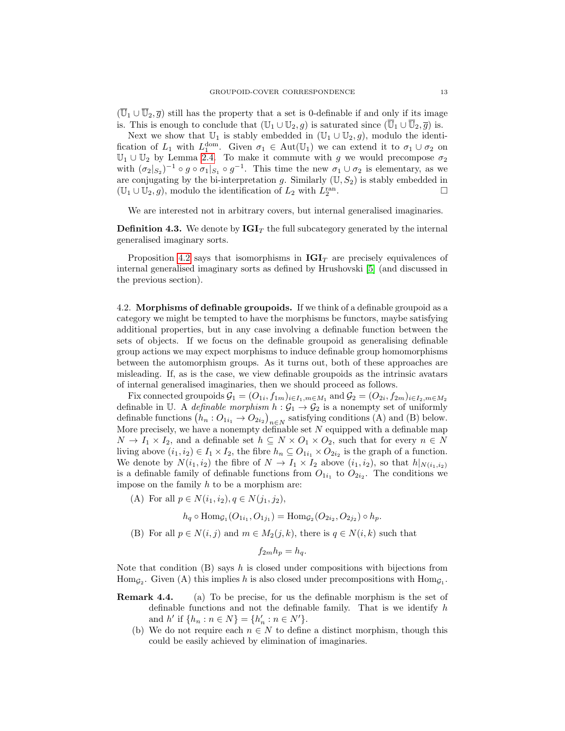$(\overline{\mathbb{U}}_1 \cup \overline{\mathbb{U}}_2, \overline{g})$ still has the property that a set is 0-definable if and only if its image is. This is enough to conclude that $(\mathbb{U}_1 \cup \mathbb{U}_2, g)$ is saturated since $(\overline{\mathbb{U}}_1 \cup \overline{\mathbb{U}}_2, \overline{g})$ is.

Next we show that $\mathbb{U}_1$ is stably embedded in $(\mathbb{U}_1 \cup \mathbb{U}_2, g)$, modulo the identification of $L_1$ with $L_1^{\text{dom}}$. Given $\sigma_1 \in \text{Aut}(\mathbb{U}_1)$ we can extend it to $\sigma_1 \cup \sigma_2$ on $\mathbb{U}_1 \cup \mathbb{U}_2$ by Lemma 2.4. To make it commute with $g$ we would precompose $\sigma_2$ with $(\sigma_2|_{S_2})^{-1} \circ g \circ \sigma_1|_{S_1} \circ g^{-1}$. This time the new $\sigma_1 \cup \sigma_2$ is elementary, as we are conjugating by the bi-interpretation $g$. Similary $(\mathbb{U}, S_2)$ is stably embedded in $(\mathbb{U}_1 \cup \mathbb{U}_2, g)$, modulo the identification of $L_2$ with $L_2^{\text{ran}}$. □

We are interested not in arbitrary covers, but internal generalised imaginaries.

**Definition 4.3.** We denote by $\mathbf{IGI}_T$ the full subcategory generated by the internal generalised imaginary sorts.

Proposition 4.2 says that isomorphisms in $\mathbf{IGI}_T$ are precisely equivalences of internal generalised imaginary sorts as defined by Hrushovski [5] (and discussed in the previous section).

## 4.2. Morphisms of definable groupoids.

If we think of a definable groupoid as a category we might be tempted to have the morphisms be functors, maybe satisfying additional properties, but in any case involving a definable function between the sets of objects. If we focus on the definable groupoid as generalising definable group actions we may expect morphisms to induce definable group homomorphisms between the automorphism groups. As it turns out, both of these approaches are misleading. If, as is the case, we view definable groupoids as the intrinsic avatars of internal generalised imaginaries, then we should proceed as follows.

Fix connected groupoids $\mathcal{G}_1 = (O_{1i}, f_{1m})_{i \in I_1, m \in M_1}$ and $\mathcal{G}_2 = (O_{2i}, f_{2m})_{i \in I_2, m \in M_2}$ definable in $\mathbb{U}$. A *definable morphism* $h : \mathcal{G}_1 \to \mathcal{G}_2$ is a nonempty set of uniformly definable functions $\left(h_n : O_{1i_1} \to O_{2i_2}\right)_{n \in N}$ satisfying conditions (A) and (B) below. More precisely, we have a nonempty definable set $N$ equipped with a definable map $N \to I_1 \times I_2$, and a definable set $h \subseteq N \times O_1 \times O_2$, such that for every $n \in N$ living above $(i_1, i_2) \in I_1 \times I_2$, the fibre $h_n \subseteq O_{1i_1} \times O_{2i_2}$ is the graph of a function. We denote by $N(i_1, i_2)$ the fibre of $N \to I_1 \times I_2$ above $(i_1, i_2)$, so that $h|_{N(i_1,i_2)}$ is a definable family of definable functions from $O_{1i_1}$ to $O_{2i_2}$. The conditions we impose on the family $h$ to be a morphism are:

(A) For all $p \in N(i_1, i_2), q \in N(j_1, j_2)$,

$$h_q \circ \text{Hom}_{\mathcal{G}_1}(O_{1i_1}, O_{1j_1}) = \text{Hom}_{\mathcal{G}_2}(O_{2i_2}, O_{2j_2}) \circ h_p.$$

(B) For all $p \in N(i, j)$ and $m \in M_2(j, k)$, there is $q \in N(i, k)$ such that

$$f_{2m} h_p = h_q.$$

Note that condition (B) says $h$ is closed under compositions with bijections from $\text{Hom}_{\mathcal{G}_2}$. Given (A) this implies $h$ is also closed under precompositions with $\text{Hom}_{\mathcal{G}_1}$.

**Remark 4.4.**
(a) To be precise, for us the definable morphism is the set of definable functions and not the definable family. That is we identify $h$ and $h'$ if $\{h_n : n \in N\} = \{h'_n : n \in N'\}$.
(b) We do not require each $n \in N$ to define a distinct morphism, though this could be easily achieved by elimination of imaginaries.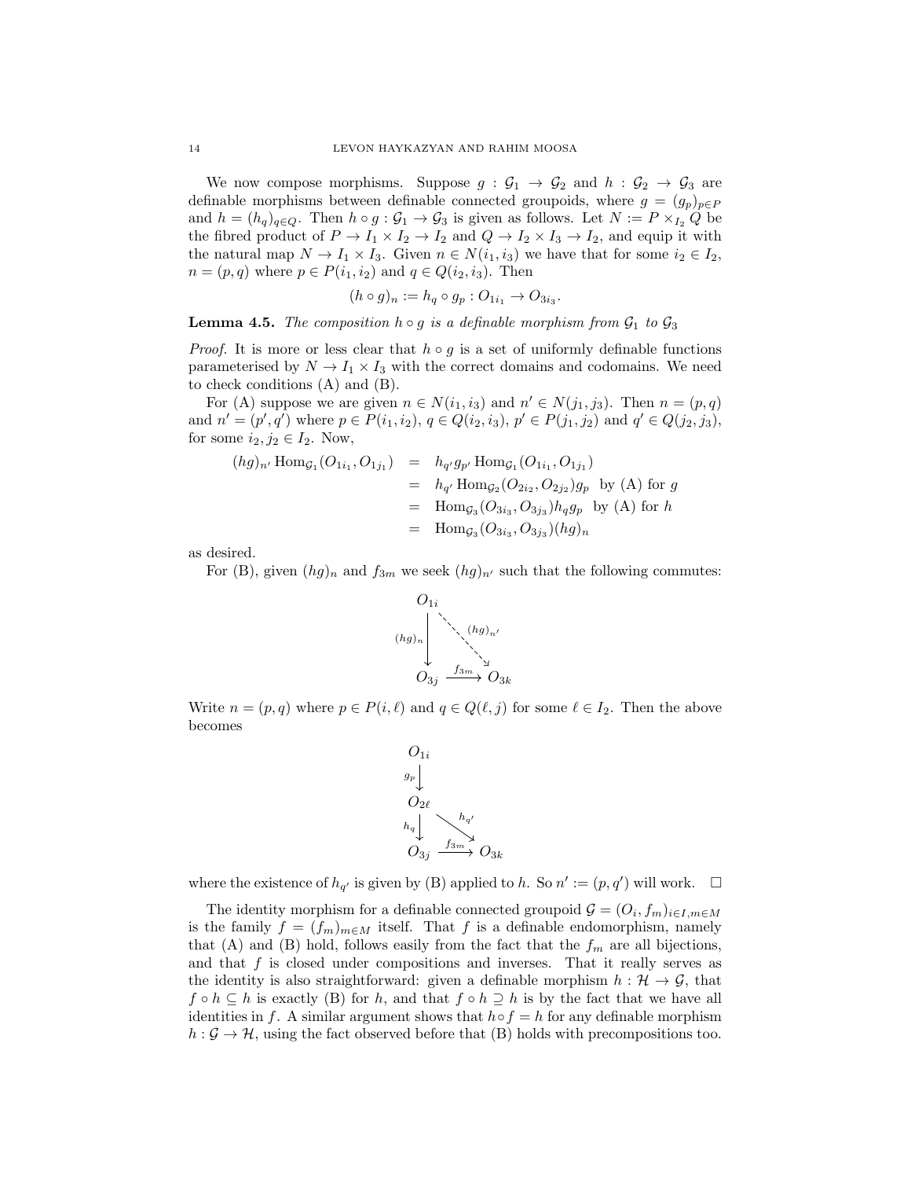We now compose morphisms. Suppose $g : \mathcal{G}_1 \to \mathcal{G}_2$ and $h : \mathcal{G}_2 \to \mathcal{G}_3$ are definable morphisms between definable connected groupoids, where $g = (g_p)_{p\in P}$ and $h = (h_q)_{q\in Q}$. Then $h \circ g : \mathcal{G}_1 \to \mathcal{G}_3$ is given as follows. Let $N := P \times_{I_2} Q$ be the fibred product of $P \to I_1 \times I_2 \to I_2$ and $Q \to I_2 \times I_3 \to I_2$, and equip it with the natural map $N \to I_1 \times I_3$. Given $n \in N(i_1, i_3)$ we have that for some $i_2 \in I_2$, $n = (p, q)$ where $p \in P(i_1, i_2)$ and $q \in Q(i_2, i_3)$. Then

$$(h \circ g)_n := h_q \circ g_p : O_{1i_1} \to O_{3i_3}.$$

**Lemma 4.5.** *The composition $h \circ g$ is a definable morphism from $\mathcal{G}_1$ to $\mathcal{G}_3$*

*Proof.* It is more or less clear that $h \circ g$ is a set of uniformly definable functions parameterised by $N \to I_1 \times I_3$ with the correct domains and codomains. We need to check conditions (A) and (B).

For (A) suppose we are given $n \in N(i_1, i_3)$ and $n' \in N(j_1, j_3)$. Then $n = (p, q)$ and $n' = (p', q')$ where $p \in P(i_1, i_2)$, $q \in Q(i_2, i_3)$, $p' \in P(j_1, j_2)$ and $q' \in Q(j_2, j_3)$, for some $i_2, j_2 \in I_2$. Now,

$$\begin{aligned}
(hg)_{n'} \operatorname{Hom}_{\mathcal{G}_1}(O_{1i_1}, O_{1j_1}) &= h_{q'} g_{p'} \operatorname{Hom}_{\mathcal{G}_1}(O_{1i_1}, O_{1j_1}) \\
&= h_{q'} \operatorname{Hom}_{\mathcal{G}_2}(O_{2i_2}, O_{2j_2}) g_p \quad \text{by (A) for } g \\
&= \operatorname{Hom}_{\mathcal{G}_3}(O_{3i_3}, O_{3j_3}) h_q g_p \quad \text{by (A) for } h \\
&= \operatorname{Hom}_{\mathcal{G}_3}(O_{3i_3}, O_{3j_3}) (hg)_n
\end{aligned}$$

as desired.

For (B), given $(hg)_n$ and $f_{3m}$ we seek $(hg)_{n'}$ such that the following commutes:

$$\begin{array}{ccc}
O_{1i} & & \\
\downarrow{\scriptstyle (hg)_n} & \searrow{\scriptstyle (hg)_{n'}} & \\
O_{3j} & \xrightarrow{f_{3m}} & O_{3k}
\end{array}$$

Write $n = (p, q)$ where $p \in P(i, \ell)$ and $q \in Q(\ell, j)$ for some $\ell \in I_2$. Then the above becomes

$$\begin{array}{ccc}
O_{1i} & & \\
\downarrow{\scriptstyle g_p} & & \\
O_{2\ell} & & \\
\downarrow{\scriptstyle h_q} & \searrow{\scriptstyle h_{q'}} & \\
O_{3j} & \xrightarrow{f_{3m}} & O_{3k}
\end{array}$$

where the existence of $h_{q'}$ is given by (B) applied to $h$. So $n' := (p, q')$ will work. $\square$

The identity morphism for a definable connected groupoid $\mathcal{G} = (O_i, f_m)_{i\in I, m\in M}$ is the family $f = (f_m)_{m\in M}$ itself. That $f$ is a definable endomorphism, namely that (A) and (B) hold, follows easily from the fact that the $f_m$ are all bijections, and that $f$ is closed under compositions and inverses. That it really serves as the identity is also straightforward: given a definable morphism $h : \mathcal{H} \to \mathcal{G}$, that $f \circ h \subseteq h$ is exactly (B) for $h$, and that $f \circ h \supseteq h$ is by the fact that we have all identities in $f$. A similar argument shows that $h \circ f = h$ for any definable morphism $h : \mathcal{G} \to \mathcal{H}$, using the fact observed before that (B) holds with precompositions too.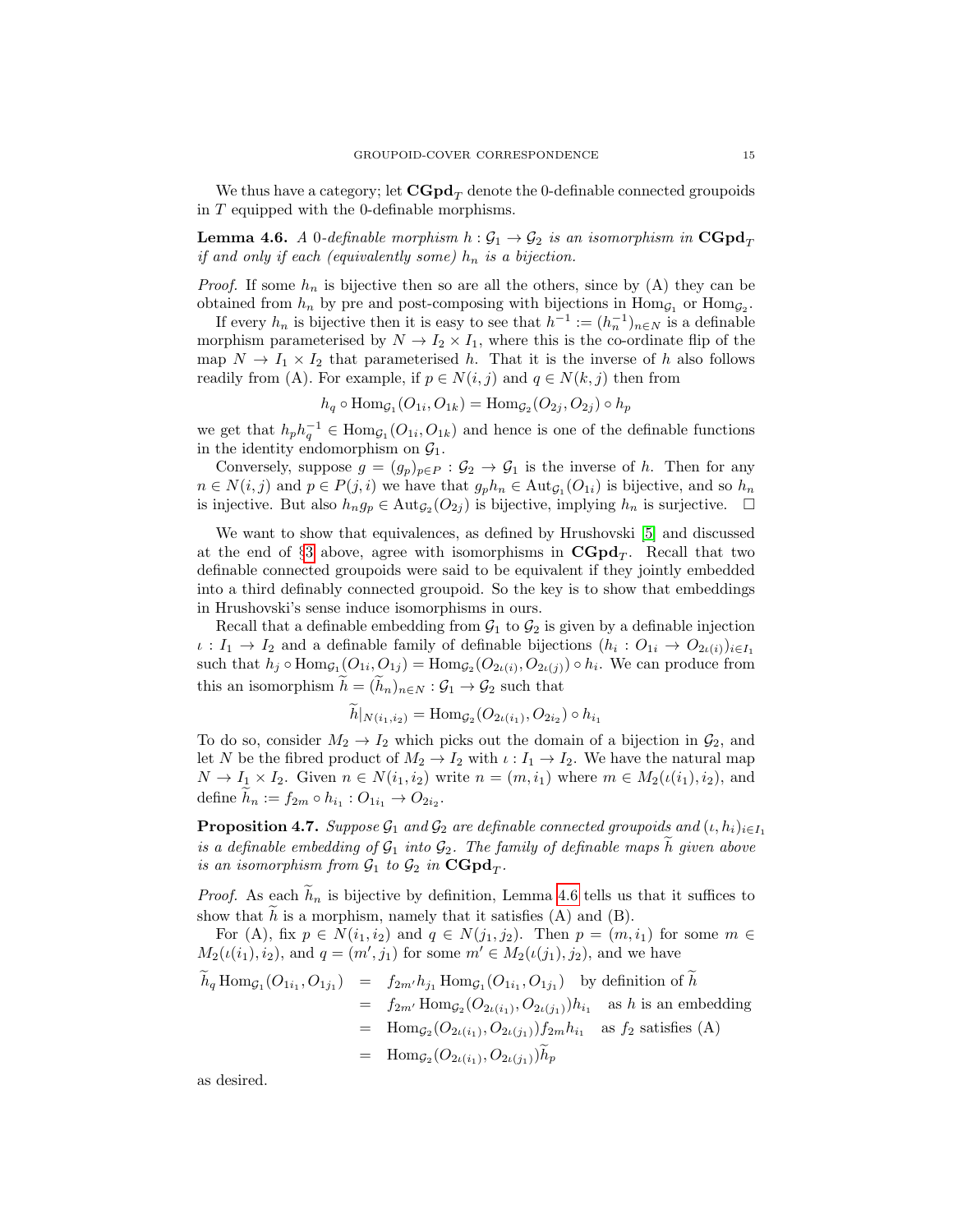We thus have a category; let $\mathbf{CGpd}_T$ denote the 0-definable connected groupoids in $T$ equipped with the 0-definable morphisms.

**Lemma 4.6.** *A* 0*-definable morphism $h : \mathcal{G}_1 \to \mathcal{G}_2$ is an isomorphism in $\mathbf{CGpd}_T$ if and only if each (equivalently some) $h_n$ is a bijection.*

*Proof.* If some $h_n$ is bijective then so are all the others, since by (A) they can be obtained from $h_n$ by pre and post-composing with bijections in $\mathrm{Hom}_{\mathcal{G}_1}$ or $\mathrm{Hom}_{\mathcal{G}_2}$.

If every $h_n$ is bijective then it is easy to see that $h^{-1} := (h_n^{-1})_{n\in N}$ is a definable morphism parameterised by $N \to I_2 \times I_1$, where this is the co-ordinate flip of the map $N \to I_1 \times I_2$ that parameterised $h$. That it is the inverse of $h$ also follows readily from (A). For example, if $p \in N(i,j)$ and $q \in N(k,j)$ then from

$$h_q \circ \mathrm{Hom}_{\mathcal{G}_1}(O_{1i}, O_{1k}) = \mathrm{Hom}_{\mathcal{G}_2}(O_{2j}, O_{2j}) \circ h_p$$

we get that $h_p h_q^{-1} \in \mathrm{Hom}_{\mathcal{G}_1}(O_{1i}, O_{1k})$ and hence is one of the definable functions in the identity endomorphism on $\mathcal{G}_1$.

Conversely, suppose $g = (g_p)_{p\in P} : \mathcal{G}_2 \to \mathcal{G}_1$ is the inverse of $h$. Then for any $n \in N(i,j)$ and $p \in P(j,i)$ we have that $g_p h_n \in \mathrm{Aut}_{\mathcal{G}_1}(O_{1i})$ is bijective, and so $h_n$ is injective. But also $h_n g_p \in \mathrm{Aut}_{\mathcal{G}_2}(O_{2j})$ is bijective, implying $h_n$ is surjective. $\square$

We want to show that equivalences, as defined by Hrushovski [5] and discussed at the end of §3 above, agree with isomorphisms in $\mathbf{CGpd}_T$. Recall that two definable connected groupoids were said to be equivalent if they jointly embedded into a third definably connected groupoid. So the key is to show that embeddings in Hrushovski's sense induce isomorphisms in ours.

Recall that a definable embedding from $\mathcal{G}_1$ to $\mathcal{G}_2$ is given by a definable injection $\iota : I_1 \to I_2$ and a definable family of definable bijections $(h_i : O_{1i} \to O_{2\iota(i)})_{i\in I_1}$ such that $h_j \circ \mathrm{Hom}_{\mathcal{G}_1}(O_{1i}, O_{1j}) = \mathrm{Hom}_{\mathcal{G}_2}(O_{2\iota(i)}, O_{2\iota(j)}) \circ h_i$. We can produce from this an isomorphism $\widetilde{h} = (\widetilde{h}_n)_{n\in N} : \mathcal{G}_1 \to \mathcal{G}_2$ such that

$$\widetilde{h}|_{N(i_1,i_2)} = \mathrm{Hom}_{\mathcal{G}_2}(O_{2\iota(i_1)}, O_{2i_2}) \circ h_{i_1}$$

To do so, consider $M_2 \to I_2$ which picks out the domain of a bijection in $\mathcal{G}_2$, and let $N$ be the fibred product of $M_2 \to I_2$ with $\iota : I_1 \to I_2$. We have the natural map $N \to I_1 \times I_2$. Given $n \in N(i_1, i_2)$ write $n = (m, i_1)$ where $m \in M_2(\iota(i_1), i_2)$, and define $\widetilde{h}_n := f_{2m} \circ h_{i_1} : O_{1i_1} \to O_{2i_2}$.

**Proposition 4.7.** *Suppose $\mathcal{G}_1$ and $\mathcal{G}_2$ are definable connected groupoids and $(\iota, h_i)_{i\in I_1}$ is a definable embedding of $\mathcal{G}_1$ into $\mathcal{G}_2$. The family of definable maps $\widetilde{h}$ given above is an isomorphism from $\mathcal{G}_1$ to $\mathcal{G}_2$ in $\mathbf{CGpd}_T$.*

*Proof.* As each $\widetilde{h}_n$ is bijective by definition, Lemma 4.6 tells us that it suffices to show that $\widetilde{h}$ is a morphism, namely that it satisfies (A) and (B).

For (A), fix $p \in N(i_1, i_2)$ and $q \in N(j_1, j_2)$. Then $p = (m, i_1)$ for some $m \in M_2(\iota(i_1), i_2)$, and $q = (m', j_1)$ for some $m' \in M_2(\iota(j_1), j_2)$, and we have

$$\begin{aligned}
\widetilde{h}_q \,\mathrm{Hom}_{\mathcal{G}_1}(O_{1i_1}, O_{1j_1}) &= f_{2m'} h_{j_1} \,\mathrm{Hom}_{\mathcal{G}_1}(O_{1i_1}, O_{1j_1}) \quad \text{by definition of } \widetilde{h} \\
&= f_{2m'} \,\mathrm{Hom}_{\mathcal{G}_2}(O_{2\iota(i_1)}, O_{2\iota(j_1)}) h_{i_1} \quad \text{as } h \text{ is an embedding} \\
&= \mathrm{Hom}_{\mathcal{G}_2}(O_{2\iota(i_1)}, O_{2\iota(j_1)}) f_{2m} h_{i_1} \quad \text{as } f_2 \text{ satisfies (A)} \\
&= \mathrm{Hom}_{\mathcal{G}_2}(O_{2\iota(i_1)}, O_{2\iota(j_1)}) \widetilde{h}_p
\end{aligned}$$

as desired.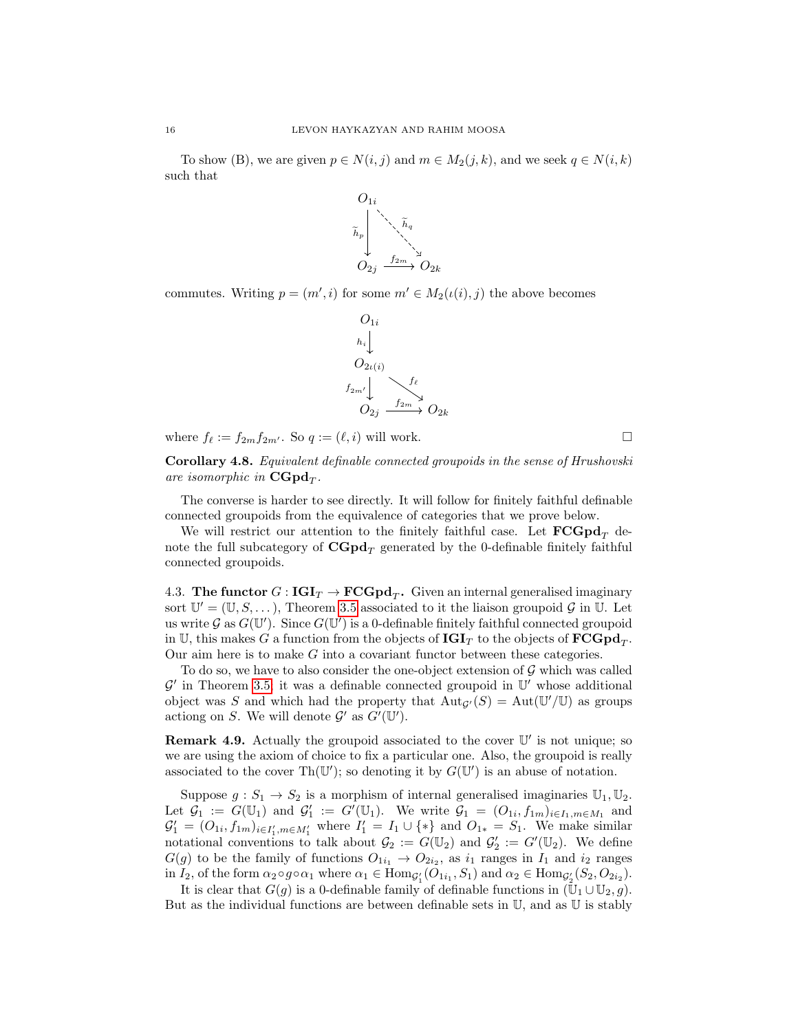To show (B), we are given $p \in N(i,j)$ and $m \in M_2(j,k)$, and we seek $q \in N(i,k)$ such that

$$\begin{array}{ccc} O_{1i} & & \\ \Big\downarrow \widetilde{h}_p & \searrow \widetilde{h}_q & \\ O_{2j} & \xrightarrow{f_{2m}} & O_{2k} \end{array}$$

commutes. Writing $p = (m', i)$ for some $m' \in M_2(\iota(i), j)$ the above becomes

$$\begin{array}{ccc} O_{1i} & & \\ \Big\downarrow h_i & & \\ O_{2\iota(i)} & & \\ \Big\downarrow f_{2m'} & \searrow f_\ell & \\ O_{2j} & \xrightarrow{f_{2m}} & O_{2k} \end{array}$$

where $f_\ell := f_{2m} f_{2m'}$. So $q := (\ell, i)$ will work. $\square$

**Corollary 4.8.** *Equivalent definable connected groupoids in the sense of Hrushovski are isomorphic in* $\mathbf{CGpd}_T$.

The converse is harder to see directly. It will follow for finitely faithful definable connected groupoids from the equivalence of categories that we prove below.

We will restrict our attention to the finitely faithful case. Let $\mathbf{FCGpd}_T$ denote the full subcategory of $\mathbf{CGpd}_T$ generated by the 0-definable finitely faithful connected groupoids.

### 4.3. The functor $G : \mathbf{IGI}_T \to \mathbf{FCGpd}_T$.

Given an internal generalised imaginary sort $\mathbb{U}' = (\mathbb{U}, S, \dots)$, Theorem 3.5 associated to it the liaison groupoid $\mathcal{G}$ in $\mathbb{U}$. Let us write $\mathcal{G}$ as $G(\mathbb{U}')$. Since $G(\mathbb{U}')$ is a 0-definable finitely faithful connected groupoid in $\mathbb{U}$, this makes $G$ a function from the objects of $\mathbf{IGI}_T$ to the objects of $\mathbf{FCGpd}_T$. Our aim here is to make $G$ into a covariant functor between these categories.

To do so, we have to also consider the one-object extension of $\mathcal{G}$ which was called $\mathcal{G}'$ in Theorem 3.5: it was a definable connected groupoid in $\mathbb{U}'$ whose additional object was $S$ and which had the property that $\mathrm{Aut}_{\mathcal{G}'}(S) = \mathrm{Aut}(\mathbb{U}'/\mathbb{U})$ as groups actiong on $S$. We will denote $\mathcal{G}'$ as $G'(\mathbb{U}')$.

**Remark 4.9.** Actually the groupoid associated to the cover $\mathbb{U}'$ is not unique; so we are using the axiom of choice to fix a particular one. Also, the groupoid is really associated to the cover $\mathrm{Th}(\mathbb{U}')$; so denoting it by $G(\mathbb{U}')$ is an abuse of notation.

Suppose $g : S_1 \to S_2$ is a morphism of internal generalised imaginaries $\mathbb{U}_1, \mathbb{U}_2$. Let $\mathcal{G}_1 := G(\mathbb{U}_1)$ and $\mathcal{G}_1' := G'(\mathbb{U}_1)$. We write $\mathcal{G}_1 = (O_{1i}, f_{1m})_{i \in I_1, m \in M_1}$ and $\mathcal{G}_1' = (O_{1i}, f_{1m})_{i \in I_1', m \in M_1'}$ where $I_1' = I_1 \cup \{*\}$ and $O_{1*} = S_1$. We make similar notational conventions to talk about $\mathcal{G}_2 := G(\mathbb{U}_2)$ and $\mathcal{G}_2' := G'(\mathbb{U}_2)$. We define $G(g)$ to be the family of functions $O_{1i_1} \to O_{2i_2}$, as $i_1$ ranges in $I_1$ and $i_2$ ranges in $I_2$, of the form $\alpha_2 \circ g \circ \alpha_1$ where $\alpha_1 \in \mathrm{Hom}_{\mathcal{G}_1'}(O_{1i_1}, S_1)$ and $\alpha_2 \in \mathrm{Hom}_{\mathcal{G}_2'}(S_2, O_{2i_2})$.

It is clear that $G(g)$ is a 0-definable family of definable functions in $(\mathbb{U}_1 \cup \mathbb{U}_2, g)$. But as the individual functions are between definable sets in $\mathbb{U}$, and as $\mathbb{U}$ is stably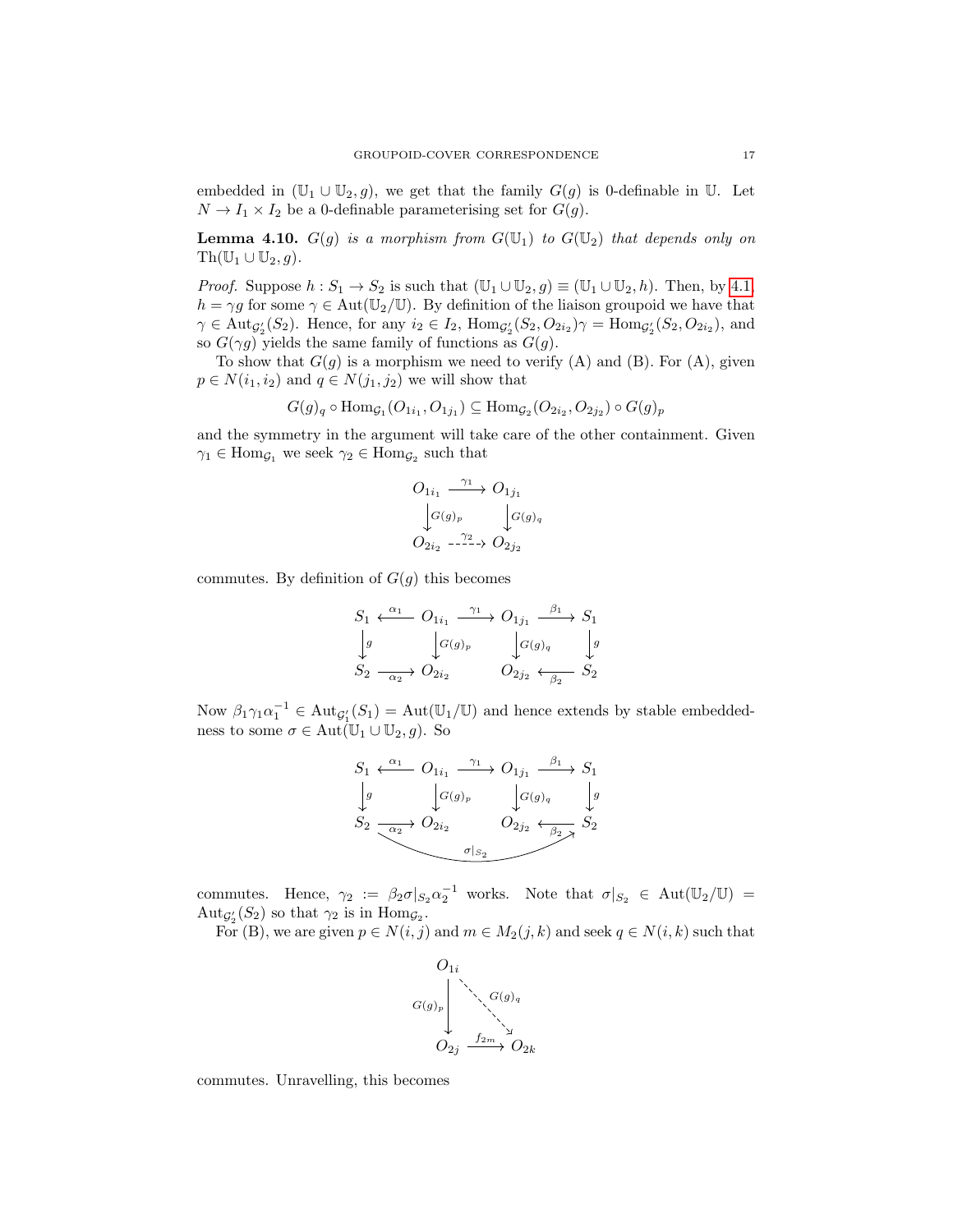embedded in $(\mathbb{U}_1 \cup \mathbb{U}_2, g)$, we get that the family $G(g)$ is 0-definable in $\mathbb{U}$. Let $N \to I_1 \times I_2$ be a 0-definable parameterising set for $G(g)$.

**Lemma 4.10.** *$G(g)$ is a morphism from $G(\mathbb{U}_1)$ to $G(\mathbb{U}_2)$ that depends only on $\mathrm{Th}(\mathbb{U}_1 \cup \mathbb{U}_2, g)$.*

*Proof.* Suppose $h : S_1 \to S_2$ is such that $(\mathbb{U}_1 \cup \mathbb{U}_2, g) \equiv (\mathbb{U}_1 \cup \mathbb{U}_2, h)$. Then, by 4.1, $h = \gamma g$ for some $\gamma \in \mathrm{Aut}(\mathbb{U}_2/\mathbb{U})$. By definition of the liaison groupoid we have that $\gamma \in \mathrm{Aut}_{\mathcal{G}_2'}(S_2)$. Hence, for any $i_2 \in I_2$, $\mathrm{Hom}_{\mathcal{G}_2'}(S_2, O_{2i_2})\gamma = \mathrm{Hom}_{\mathcal{G}_2'}(S_2, O_{2i_2})$, and so $G(\gamma g)$ yields the same family of functions as $G(g)$.

To show that $G(g)$ is a morphism we need to verify (A) and (B). For (A), given $p \in N(i_1, i_2)$ and $q \in N(j_1, j_2)$ we will show that

$$G(g)_q \circ \mathrm{Hom}_{\mathcal{G}_1}(O_{1i_1}, O_{1j_1}) \subseteq \mathrm{Hom}_{\mathcal{G}_2}(O_{2i_2}, O_{2j_2}) \circ G(g)_p$$

and the symmetry in the argument will take care of the other containment. Given $\gamma_1 \in \mathrm{Hom}_{\mathcal{G}_1}$ we seek $\gamma_2 \in \mathrm{Hom}_{\mathcal{G}_2}$ such that

$$\begin{array}{ccc} O_{1i_1} & \xrightarrow{\gamma_1} & O_{1j_1} \\ \downarrow{\scriptstyle G(g)_p} & & \downarrow{\scriptstyle G(g)_q} \\ O_{2i_2} & \xrightarrow{\gamma_2} & O_{2j_2} \end{array}$$

commutes. By definition of $G(g)$ this becomes

$$\begin{array}{ccccccc} S_1 & \xleftarrow{\alpha_1} & O_{1i_1} & \xrightarrow{\gamma_1} & O_{1j_1} & \xrightarrow{\beta_1} & S_1 \\ \downarrow{\scriptstyle g} & & \downarrow{\scriptstyle G(g)_p} & & \downarrow{\scriptstyle G(g)_q} & & \downarrow{\scriptstyle g} \\ S_2 & \xrightarrow{\alpha_2} & O_{2i_2} & & O_{2j_2} & \xleftarrow{\beta_2} & S_2 \end{array}$$

Now $\beta_1\gamma_1\alpha_1^{-1} \in \mathrm{Aut}_{\mathcal{G}_1'}(S_1) = \mathrm{Aut}(\mathbb{U}_1/\mathbb{U})$ and hence extends by stable embeddedness to some $\sigma \in \mathrm{Aut}(\mathbb{U}_1 \cup \mathbb{U}_2, g)$. So

$$\begin{array}{ccccccc} S_1 & \xleftarrow{\alpha_1} & O_{1i_1} & \xrightarrow{\gamma_1} & O_{1j_1} & \xrightarrow{\beta_1} & S_1 \\ \downarrow{\scriptstyle g} & & \downarrow{\scriptstyle G(g)_p} & & \downarrow{\scriptstyle G(g)_q} & & \downarrow{\scriptstyle g} \\ S_2 & \xrightarrow{\alpha_2} & O_{2i_2} & & O_{2j_2} & \xleftarrow{\beta_2} & S_2 \end{array} \qquad (S_2 \xrightarrow{\sigma|_{S_2}} S_2)$$

commutes. Hence, $\gamma_2 := \beta_2\sigma|_{S_2}\alpha_2^{-1}$ works. Note that $\sigma|_{S_2} \in \mathrm{Aut}(\mathbb{U}_2/\mathbb{U}) = \mathrm{Aut}_{\mathcal{G}_2'}(S_2)$ so that $\gamma_2$ is in $\mathrm{Hom}_{\mathcal{G}_2}$.

For (B), we are given $p \in N(i,j)$ and $m \in M_2(j,k)$ and seek $q \in N(i,k)$ such that

$$\begin{array}{ccc} O_{1i} & & \\ \downarrow{\scriptstyle G(g)_p} & \searrow{\scriptstyle G(g)_q} & \\ O_{2j} & \xrightarrow{f_{2m}} & O_{2k} \end{array}$$

commutes. Unravelling, this becomes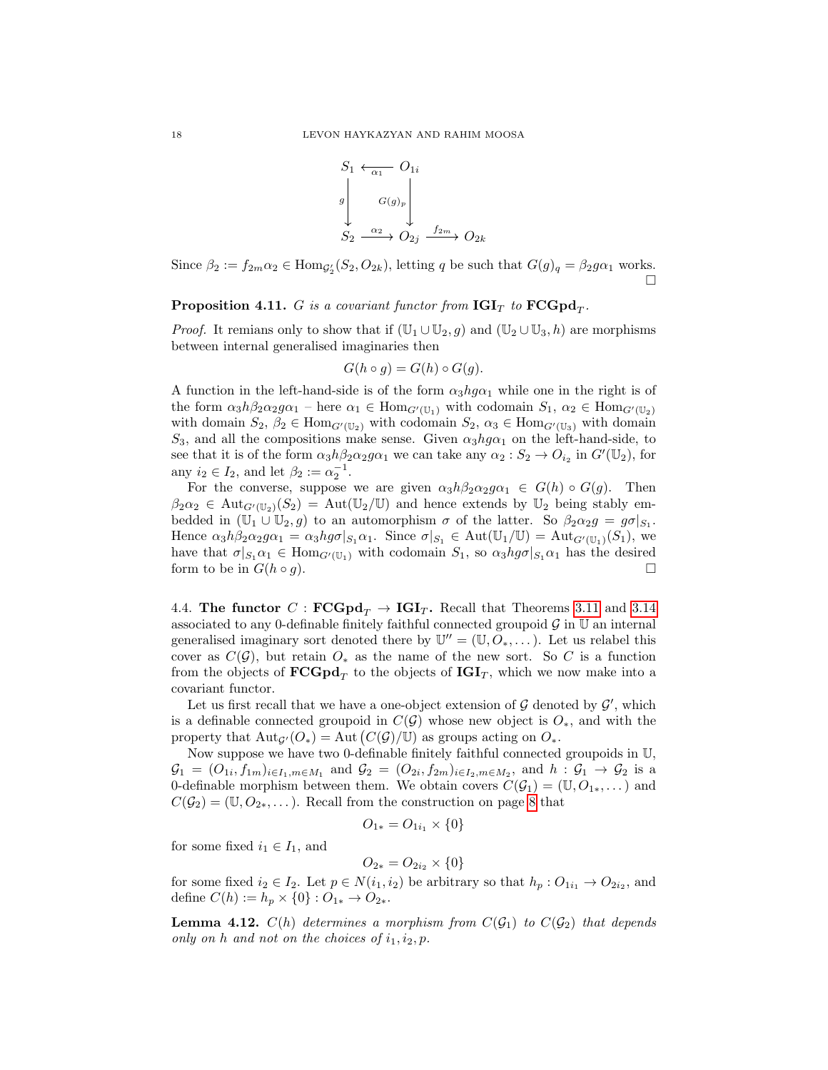$$\begin{array}{ccccc}
S_1 & \xleftarrow{\alpha_1} & O_{1i} & & \\
\big\downarrow g & & \big\downarrow G(g)_p & & \\
S_2 & \xrightarrow{\alpha_2} & O_{2j} & \xrightarrow{f_{2m}} & O_{2k}
\end{array}$$

Since $\beta_2 := f_{2m}\alpha_2 \in \mathrm{Hom}_{\mathcal{G}_2'}(S_2, O_{2k})$, letting $q$ be such that $G(g)_q = \beta_2 g \alpha_1$ works. □

**Proposition 4.11.** *$G$ is a covariant functor from $\mathbf{IGI}_T$ to $\mathbf{FCGpd}_T$.*

*Proof.* It remians only to show that if $(\mathbb{U}_1 \cup \mathbb{U}_2, g)$ and $(\mathbb{U}_2 \cup \mathbb{U}_3, h)$ are morphisms between internal generalised imaginaries then

$$G(h \circ g) = G(h) \circ G(g).$$

A function in the left-hand-side is of the form $\alpha_3 hg\alpha_1$ while one in the right is of the form $\alpha_3 h\beta_2\alpha_2 g\alpha_1$ – here $\alpha_1 \in \mathrm{Hom}_{G'(\mathbb{U}_1)}$ with codomain $S_1$, $\alpha_2 \in \mathrm{Hom}_{G'(\mathbb{U}_2)}$ with domain $S_2$, $\beta_2 \in \mathrm{Hom}_{G'(\mathbb{U}_2)}$ with codomain $S_2$, $\alpha_3 \in \mathrm{Hom}_{G'(\mathbb{U}_3)}$ with domain $S_3$, and all the compositions make sense. Given $\alpha_3 hg\alpha_1$ on the left-hand-side, to see that it is of the form $\alpha_3 h\beta_2\alpha_2 g\alpha_1$ we can take any $\alpha_2 : S_2 \to O_{i_2}$ in $G'(\mathbb{U}_2)$, for any $i_2 \in I_2$, and let $\beta_2 := \alpha_2^{-1}$.

For the converse, suppose we are given $\alpha_3 h\beta_2\alpha_2 g\alpha_1 \in G(h) \circ G(g)$. Then $\beta_2\alpha_2 \in \mathrm{Aut}_{G'(\mathbb{U}_2)}(S_2) = \mathrm{Aut}(\mathbb{U}_2/\mathbb{U})$ and hence extends by $\mathbb{U}_2$ being stably embedded in $(\mathbb{U}_1 \cup \mathbb{U}_2, g)$ to an automorphism $\sigma$ of the latter. So $\beta_2\alpha_2 g = g\sigma|_{S_1}$. Hence $\alpha_3 h\beta_2\alpha_2 g\alpha_1 = \alpha_3 hg\sigma|_{S_1}\alpha_1$. Since $\sigma|_{S_1} \in \mathrm{Aut}(\mathbb{U}_1/\mathbb{U}) = \mathrm{Aut}_{G'(\mathbb{U}_1)}(S_1)$, we have that $\sigma|_{S_1}\alpha_1 \in \mathrm{Hom}_{G'(\mathbb{U}_1)}$ with codomain $S_1$, so $\alpha_3 hg\sigma|_{S_1}\alpha_1$ has the desired form to be in $G(h \circ g)$. □

4.4. **The functor $C : \mathbf{FCGpd}_T \to \mathbf{IGI}_T$.** Recall that Theorems 3.11 and 3.14 associated to any 0-definable finitely faithful connected groupoid $\mathcal{G}$ in $\mathbb{U}$ an internal generalised imaginary sort denoted there by $\mathbb{U}'' = (\mathbb{U}, O_*, \dots)$. Let us relabel this cover as $C(\mathcal{G})$, but retain $O_*$ as the name of the new sort. So $C$ is a function from the objects of $\mathbf{FCGpd}_T$ to the objects of $\mathbf{IGI}_T$, which we now make into a covariant functor.

Let us first recall that we have a one-object extension of $\mathcal{G}$ denoted by $\mathcal{G}'$, which is a definable connected groupoid in $C(\mathcal{G})$ whose new object is $O_*$, and with the property that $\mathrm{Aut}_{\mathcal{G}'}(O_*) = \mathrm{Aut}\left(C(\mathcal{G})/\mathbb{U}\right)$ as groups acting on $O_*$.

Now suppose we have two 0-definable finitely faithful connected groupoids in $\mathbb{U}$, $\mathcal{G}_1 = (O_{1i}, f_{1m})_{i \in I_1, m \in M_1}$ and $\mathcal{G}_2 = (O_{2i}, f_{2m})_{i \in I_2, m \in M_2}$, and $h : \mathcal{G}_1 \to \mathcal{G}_2$ is a 0-definable morphism between them. We obtain covers $C(\mathcal{G}_1) = (\mathbb{U}, O_{1*}, \dots)$ and $C(\mathcal{G}_2) = (\mathbb{U}, O_{2*}, \dots)$. Recall from the construction on page 8 that

$$O_{1*} = O_{1i_1} \times \{0\}$$

for some fixed $i_1 \in I_1$, and

$$O_{2*} = O_{2i_2} \times \{0\}$$

for some fixed $i_2 \in I_2$. Let $p \in N(i_1, i_2)$ be arbitrary so that $h_p : O_{1i_1} \to O_{2i_2}$, and define $C(h) := h_p \times \{0\} : O_{1*} \to O_{2*}$.

**Lemma 4.12.** *$C(h)$ determines a morphism from $C(\mathcal{G}_1)$ to $C(\mathcal{G}_2)$ that depends only on $h$ and not on the choices of $i_1, i_2, p$.*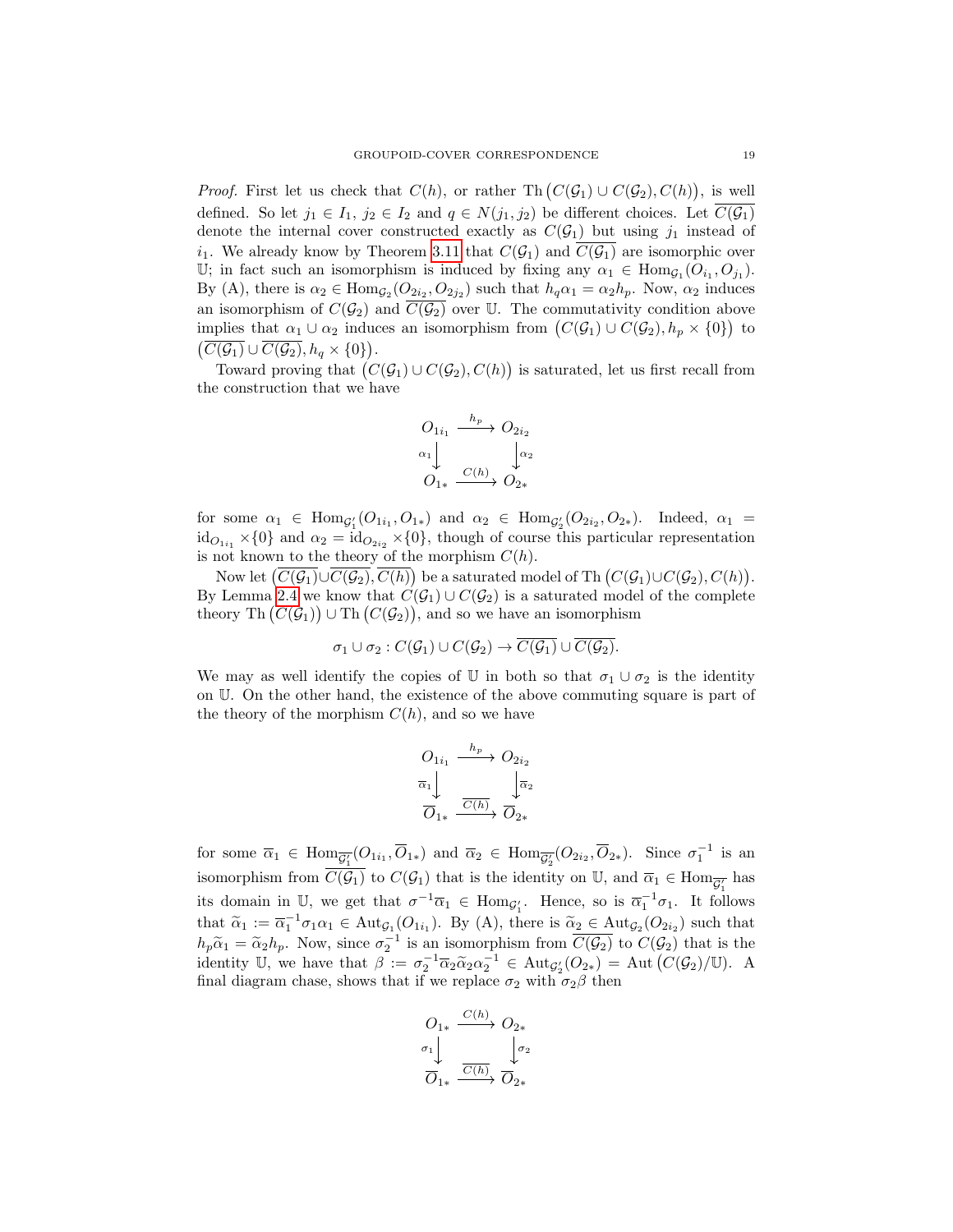*Proof.* First let us check that $C(h)$, or rather $\mathrm{Th}\big(C(\mathcal{G}_1) \cup C(\mathcal{G}_2), C(h)\big)$, is well defined. So let $j_1 \in I_1$, $j_2 \in I_2$ and $q \in N(j_1, j_2)$ be different choices. Let $\overline{C(\mathcal{G}_1)}$ denote the internal cover constructed exactly as $C(\mathcal{G}_1)$ but using $j_1$ instead of $i_1$. We already know by Theorem 3.11 that $C(\mathcal{G}_1)$ and $\overline{C(\mathcal{G}_1)}$ are isomorphic over $\mathbb{U}$; in fact such an isomorphism is induced by fixing any $\alpha_1 \in \mathrm{Hom}_{\mathcal{G}_1}(O_{i_1}, O_{j_1})$. By (A), there is $\alpha_2 \in \mathrm{Hom}_{\mathcal{G}_2}(O_{2i_2}, O_{2j_2})$ such that $h_q\alpha_1 = \alpha_2 h_p$. Now, $\alpha_2$ induces an isomorphism of $C(\mathcal{G}_2)$ and $\overline{C(\mathcal{G}_2)}$ over $\mathbb{U}$. The commutativity condition above implies that $\alpha_1 \cup \alpha_2$ induces an isomorphism from $\big(C(\mathcal{G}_1) \cup C(\mathcal{G}_2), h_p \times \{0\}\big)$ to $\big(\overline{C(\mathcal{G}_1)} \cup \overline{C(\mathcal{G}_2)}, h_q \times \{0\}\big)$.

Toward proving that $\big(C(\mathcal{G}_1) \cup C(\mathcal{G}_2), C(h)\big)$ is saturated, let us first recall from the construction that we have

$$\begin{array}{ccc} O_{1i_1} & \xrightarrow{h_p} & O_{2i_2} \\ {\scriptstyle \alpha_1}\downarrow & & \downarrow{\scriptstyle \alpha_2} \\ O_{1*} & \xrightarrow{C(h)} & O_{2*} \end{array}$$

for some $\alpha_1 \in \mathrm{Hom}_{\mathcal{G}_1'}(O_{1i_1}, O_{1*})$ and $\alpha_2 \in \mathrm{Hom}_{\mathcal{G}_2'}(O_{2i_2}, O_{2*})$. Indeed, $\alpha_1 = \mathrm{id}_{O_{1i_1}} \times \{0\}$ and $\alpha_2 = \mathrm{id}_{O_{2i_2}} \times \{0\}$, though of course this particular representation is not known to the theory of the morphism $C(h)$.

Now let $\big(\overline{C(\mathcal{G}_1)} \cup \overline{C(\mathcal{G}_2)}, \overline{C(h)}\big)$ be a saturated model of $\mathrm{Th}\big(C(\mathcal{G}_1) \cup C(\mathcal{G}_2), C(h)\big)$. By Lemma 2.4 we know that $C(\mathcal{G}_1) \cup C(\mathcal{G}_2)$ is a saturated model of the complete theory $\mathrm{Th}\big(C(\mathcal{G}_1)\big) \cup \mathrm{Th}\big(C(\mathcal{G}_2)\big)$, and so we have an isomorphism

$$\sigma_1 \cup \sigma_2 : C(\mathcal{G}_1) \cup C(\mathcal{G}_2) \to \overline{C(\mathcal{G}_1)} \cup \overline{C(\mathcal{G}_2)}.$$

We may as well identify the copies of $\mathbb{U}$ in both so that $\sigma_1 \cup \sigma_2$ is the identity on $\mathbb{U}$. On the other hand, the existence of the above commuting square is part of the theory of the morphism $C(h)$, and so we have

$$\begin{array}{ccc} O_{1i_1} & \xrightarrow{h_p} & O_{2i_2} \\ {\scriptstyle \overline{\alpha}_1}\downarrow & & \downarrow{\scriptstyle \overline{\alpha}_2} \\ \overline{O}_{1*} & \xrightarrow{\overline{C(h)}} & \overline{O}_{2*} \end{array}$$

for some $\overline{\alpha}_1 \in \mathrm{Hom}_{\overline{\mathcal{G}_1'}}(O_{1i_1}, \overline{O}_{1*})$ and $\overline{\alpha}_2 \in \mathrm{Hom}_{\overline{\mathcal{G}_2'}}(O_{2i_2}, \overline{O}_{2*})$. Since $\sigma_1^{-1}$ is an isomorphism from $\overline{C(\mathcal{G}_1)}$ to $C(\mathcal{G}_1)$ that is the identity on $\mathbb{U}$, and $\overline{\alpha}_1 \in \mathrm{Hom}_{\overline{\mathcal{G}_1'}}$ has its domain in $\mathbb{U}$, we get that $\sigma^{-1}\overline{\alpha}_1 \in \mathrm{Hom}_{\mathcal{G}_1'}$. Hence, so is $\overline{\alpha}_1^{-1}\sigma_1$. It follows that $\widetilde{\alpha}_1 := \overline{\alpha}_1^{-1}\sigma_1\alpha_1 \in \mathrm{Aut}_{\mathcal{G}_1}(O_{1i_1})$. By (A), there is $\widetilde{\alpha}_2 \in \mathrm{Aut}_{\mathcal{G}_2}(O_{2i_2})$ such that $h_p\widetilde{\alpha}_1 = \widetilde{\alpha}_2 h_p$. Now, since $\sigma_2^{-1}$ is an isomorphism from $\overline{C(\mathcal{G}_2)}$ to $C(\mathcal{G}_2)$ that is the identity $\mathbb{U}$, we have that $\beta := \sigma_2^{-1}\overline{\alpha}_2\widetilde{\alpha}_2\alpha_2^{-1} \in \mathrm{Aut}_{\mathcal{G}_2'}(O_{2*}) = \mathrm{Aut}\big(C(\mathcal{G}_2)/\mathbb{U}\big)$. A final diagram chase, shows that if we replace $\sigma_2$ with $\sigma_2\beta$ then

$$\begin{array}{ccc} O_{1*} & \xrightarrow{C(h)} & O_{2*} \\ {\scriptstyle \sigma_1}\downarrow & & \downarrow{\scriptstyle \sigma_2} \\ \overline{O}_{1*} & \xrightarrow{\overline{C(h)}} & \overline{O}_{2*} \end{array}$$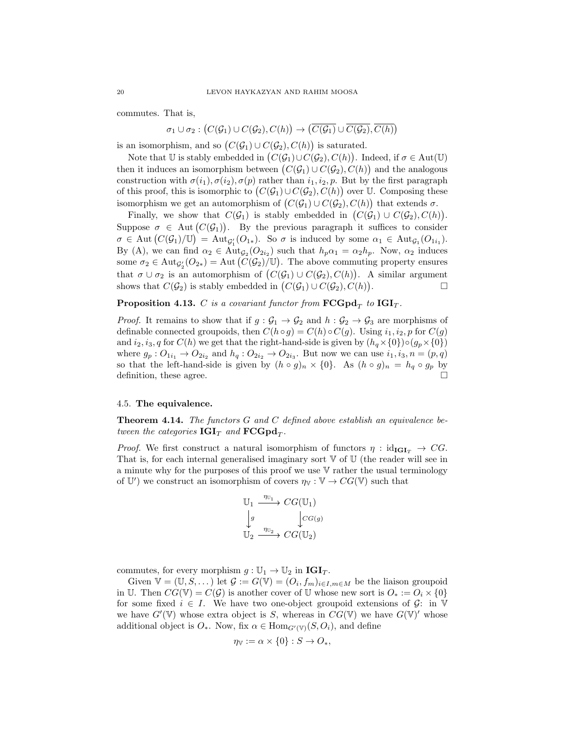commutes. That is,

$$\sigma_1 \cup \sigma_2 : \big(C(\mathcal{G}_1) \cup C(\mathcal{G}_2), C(h)\big) \to \big(\overline{C(\mathcal{G}_1)} \cup \overline{C(\mathcal{G}_2)}, \overline{C(h)}\big)$$

is an isomorphism, and so $\big(C(\mathcal{G}_1) \cup C(\mathcal{G}_2), C(h)\big)$ is saturated.

Note that $\mathbb{U}$ is stably embedded in $\big(C(\mathcal{G}_1) \cup C(\mathcal{G}_2), C(h)\big)$. Indeed, if $\sigma \in \mathrm{Aut}(\mathbb{U})$ then it induces an isomorphism between $\big(C(\mathcal{G}_1) \cup C(\mathcal{G}_2), C(h)\big)$ and the analogous construction with $\sigma(i_1), \sigma(i_2), \sigma(p)$ rather than $i_1, i_2, p$. But by the first paragraph of this proof, this is isomorphic to $\big(C(\mathcal{G}_1) \cup C(\mathcal{G}_2), C(h)\big)$ over $\mathbb{U}$. Composing these isomorphism we get an automorphism of $\big(C(\mathcal{G}_1) \cup C(\mathcal{G}_2), C(h)\big)$ that extends $\sigma$.

Finally, we show that $C(\mathcal{G}_1)$ is stably embedded in $\big(C(\mathcal{G}_1) \cup C(\mathcal{G}_2), C(h)\big)$. Suppose $\sigma \in \mathrm{Aut}\big(C(\mathcal{G}_1)\big)$. By the previous paragraph it suffices to consider $\sigma \in \mathrm{Aut}\big(C(\mathcal{G}_1)/\mathbb{U}\big) = \mathrm{Aut}_{\mathcal{G}_1'}(O_{1*})$. So $\sigma$ is induced by some $\alpha_1 \in \mathrm{Aut}_{\mathcal{G}_1}(O_{1i_1})$. By (A), we can find $\alpha_2 \in \mathrm{Aut}_{\mathcal{G}_2}(O_{2i_2})$ such that $h_p\alpha_1 = \alpha_2 h_p$. Now, $\alpha_2$ induces some $\sigma_2 \in \mathrm{Aut}_{\mathcal{G}_2'}(O_{2*}) = \mathrm{Aut}\big(C(\mathcal{G}_2)/\mathbb{U}\big)$. The above commuting property ensures that $\sigma \cup \sigma_2$ is an automorphism of $\big(C(\mathcal{G}_1) \cup C(\mathcal{G}_2), C(h)\big)$. A similar argument shows that $C(\mathcal{G}_2)$ is stably embedded in $\big(C(\mathcal{G}_1) \cup C(\mathcal{G}_2), C(h)\big)$. □

**Proposition 4.13.** *$C$ is a covariant functor from $\mathbf{FCGpd}_T$ to $\mathbf{IGI}_T$.*

*Proof.* It remains to show that if $g : \mathcal{G}_1 \to \mathcal{G}_2$ and $h : \mathcal{G}_2 \to \mathcal{G}_3$ are morphisms of definable connected groupoids, then $C(h \circ g) = C(h) \circ C(g)$. Using $i_1, i_2, p$ for $C(g)$ and $i_2, i_3, q$ for $C(h)$ we get that the right-hand-side is given by $(h_q \times \{0\}) \circ (g_p \times \{0\})$ where $g_p : O_{1i_1} \to O_{2i_2}$ and $h_q : O_{2i_2} \to O_{2i_3}$. But now we can use $i_1, i_3, n = (p, q)$ so that the left-hand-side is given by $(h \circ g)_n \times \{0\}$. As $(h \circ g)_n = h_q \circ g_p$ by definition, these agree. □

### 4.5. **The equivalence.**

**Theorem 4.14.** *The functors $G$ and $C$ defined above establish an equivalence between the categories $\mathbf{IGI}_T$ and $\mathbf{FCGpd}_T$.*

*Proof.* We first construct a natural isomorphism of functors $\eta : \mathrm{id}_{\mathbf{IGI}_T} \to CG$. That is, for each internal generalised imaginary sort $\mathbb{V}$ of $\mathbb{U}$ (the reader will see in a minute why for the purposes of this proof we use $\mathbb{V}$ rather the usual terminology of $\mathbb{U}'$) we construct an isomorphism of covers $\eta_{\mathbb{V}} : \mathbb{V} \to CG(\mathbb{V})$ such that

$$\begin{array}{ccc} \mathbb{U}_1 & \xrightarrow{\eta_{\mathbb{U}_1}} & CG(\mathbb{U}_1) \\ \downarrow g & & \downarrow CG(g) \\ \mathbb{U}_2 & \xrightarrow{\eta_{\mathbb{U}_2}} & CG(\mathbb{U}_2) \end{array}$$

commutes, for every morphism $g : \mathbb{U}_1 \to \mathbb{U}_2$ in $\mathbf{IGI}_T$.

Given $\mathbb{V} = (\mathbb{U}, S, \dots)$ let $\mathcal{G} := G(\mathbb{V}) = (O_i, f_m)_{i \in I, m \in M}$ be the liaison groupoid in $\mathbb{U}$. Then $CG(\mathbb{V}) = C(\mathcal{G})$ is another cover of $\mathbb{U}$ whose new sort is $O_* := O_i \times \{0\}$ for some fixed $i \in I$. We have two one-object groupoid extensions of $\mathcal{G}$: in $\mathbb{V}$ we have $G'(\mathbb{V})$ whose extra object is $S$, whereas in $CG(\mathbb{V})$ we have $G(\mathbb{V})'$ whose additional object is $O_*$. Now, fix $\alpha \in \mathrm{Hom}_{G'(\mathbb{V})}(S, O_i)$, and define

$$\eta_{\mathbb{V}} := \alpha \times \{0\} : S \to O_*,$$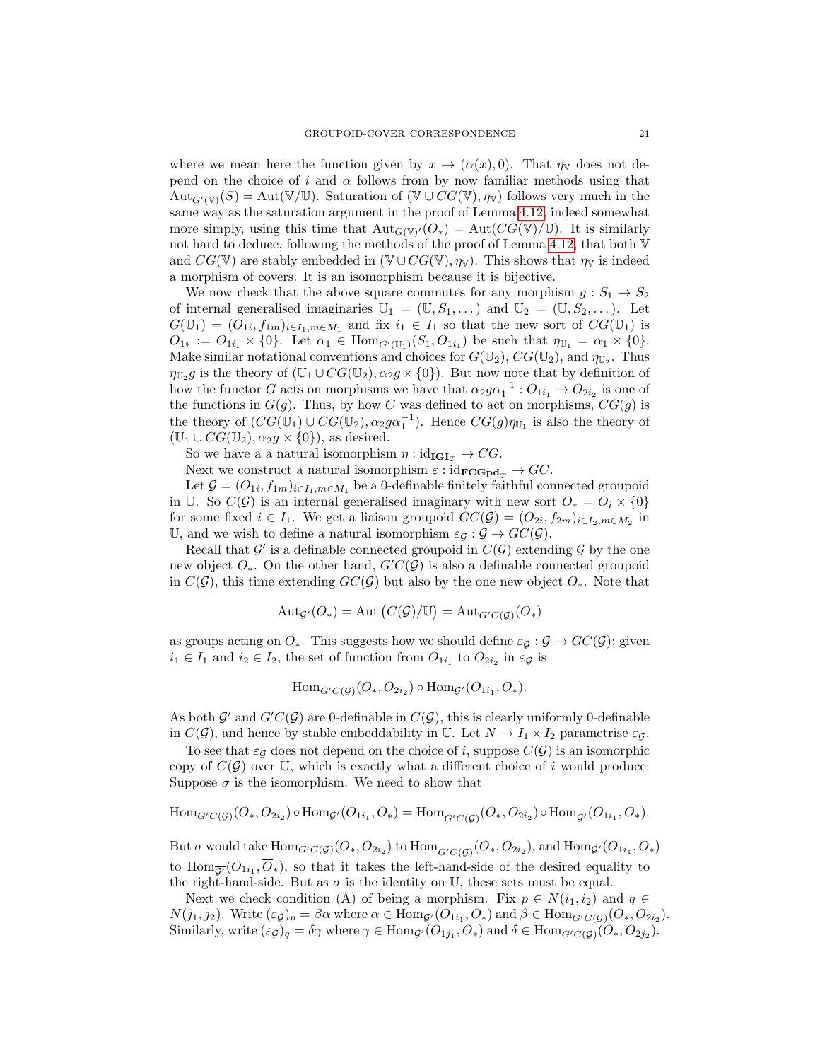where we mean here the function given by $x \mapsto (\alpha(x), 0)$. That $\eta_{\mathbb{V}}$ does not depend on the choice of $i$ and $\alpha$ follows from by now familiar methods using that $\mathrm{Aut}_{G'(\mathbb{V})}(S) = \mathrm{Aut}(\mathbb{V}/\mathbb{U})$. Saturation of $(\mathbb{V} \cup CG(\mathbb{V}), \eta_{\mathbb{V}})$ follows very much in the same way as the saturation argument in the proof of Lemma 4.12, indeed somewhat more simply, using this time that $\mathrm{Aut}_{G(\mathbb{V})'}(O_*) = \mathrm{Aut}(CG(\mathbb{V})/\mathbb{U})$. It is similarly not hard to deduce, following the methods of the proof of Lemma 4.12, that both $\mathbb{V}$ and $CG(\mathbb{V})$ are stably embedded in $(\mathbb{V} \cup CG(\mathbb{V}), \eta_{\mathbb{V}})$. This shows that $\eta_{\mathbb{V}}$ is indeed a morphism of covers. It is an isomorphism because it is bijective.

We now check that the above square commutes for any morphism $g : S_1 \to S_2$ of internal generalised imaginaries $\mathbb{U}_1 = (\mathbb{U}, S_1, \dots)$ and $\mathbb{U}_2 = (\mathbb{U}, S_2, \dots)$. Let $G(\mathbb{U}_1) = (O_{1i}, f_{1m})_{i \in I_1, m \in M_1}$ and fix $i_1 \in I_1$ so that the new sort of $CG(\mathbb{U}_1)$ is $O_{1*} := O_{1i_1} \times \{0\}$. Let $\alpha_1 \in \mathrm{Hom}_{G'(\mathbb{U}_1)}(S_1, O_{1i_1})$ be such that $\eta_{\mathbb{U}_1} = \alpha_1 \times \{0\}$. Make similar notational conventions and choices for $G(\mathbb{U}_2)$, $CG(\mathbb{U}_2)$, and $\eta_{\mathbb{U}_2}$. Thus $\eta_{\mathbb{U}_2} g$ is the theory of $(\mathbb{U}_1 \cup CG(\mathbb{U}_2), \alpha_2 g \times \{0\})$. But now note that by definition of how the functor $G$ acts on morphisms we have that $\alpha_2 g \alpha_1^{-1} : O_{1i_1} \to O_{2i_2}$ is one of the functions in $G(g)$. Thus, by how $C$ was defined to act on morphisms, $CG(g)$ is the theory of $(CG(\mathbb{U}_1) \cup CG(\mathbb{U}_2), \alpha_2 g \alpha_1^{-1})$. Hence $CG(g)\eta_{\mathbb{U}_1}$ is also the theory of $(\mathbb{U}_1 \cup CG(\mathbb{U}_2), \alpha_2 g \times \{0\})$, as desired.

So we have a a natural isomorphism $\eta : \mathrm{id}_{\mathbf{IGI}_T} \to CG$.

Next we construct a natural isomorphism $\varepsilon : \mathrm{id}_{\mathbf{FCGpd}_T} \to GC$.

Let $\mathcal{G} = (O_{1i}, f_{1m})_{i \in I_1, m \in M_1}$ be a 0-definable finitely faithful connected groupoid in $\mathbb{U}$. So $C(\mathcal{G})$ is an internal generalised imaginary with new sort $O_* = O_i \times \{0\}$ for some fixed $i \in I_1$. We get a liaison groupoid $GC(\mathcal{G}) = (O_{2i}, f_{2m})_{i \in I_2, m \in M_2}$ in $\mathbb{U}$, and we wish to define a natural isomorphism $\varepsilon_{\mathcal{G}} : \mathcal{G} \to GC(\mathcal{G})$.

Recall that $\mathcal{G}'$ is a definable connected groupoid in $C(\mathcal{G})$ extending $\mathcal{G}$ by the one new object $O_*$. On the other hand, $G'C(\mathcal{G})$ is also a definable connected groupoid in $C(\mathcal{G})$, this time extending $GC(\mathcal{G})$ but also by the one new object $O_*$. Note that

$$\mathrm{Aut}_{\mathcal{G}'}(O_*) = \mathrm{Aut}\left(C(\mathcal{G})/\mathbb{U}\right) = \mathrm{Aut}_{G'C(\mathcal{G})}(O_*)$$

as groups acting on $O_*$. This suggests how we should define $\varepsilon_{\mathcal{G}} : \mathcal{G} \to GC(\mathcal{G})$; given $i_1 \in I_1$ and $i_2 \in I_2$, the set of function from $O_{1i_1}$ to $O_{2i_2}$ in $\varepsilon_{\mathcal{G}}$ is

$$\mathrm{Hom}_{G'C(\mathcal{G})}(O_*, O_{2i_2}) \circ \mathrm{Hom}_{\mathcal{G}'}(O_{1i_1}, O_*).$$

As both $\mathcal{G}'$ and $G'C(\mathcal{G})$ are 0-definable in $C(\mathcal{G})$, this is clearly uniformly 0-definable in $C(\mathcal{G})$, and hence by stable embeddability in $\mathbb{U}$. Let $N \to I_1 \times I_2$ parametrise $\varepsilon_{\mathcal{G}}$.

To see that $\varepsilon_{\mathcal{G}}$ does not depend on the choice of $i$, suppose $\overline{C(\mathcal{G})}$ is an isomorphic copy of $C(\mathcal{G})$ over $\mathbb{U}$, which is exactly what a different choice of $i$ would produce. Suppose $\sigma$ is the isomorphism. We need to show that

$$\mathrm{Hom}_{G'C(\mathcal{G})}(O_*, O_{2i_2}) \circ \mathrm{Hom}_{\mathcal{G}'}(O_{1i_1}, O_*) = \mathrm{Hom}_{G'\overline{C(\mathcal{G})}}(\overline{O}_*, O_{2i_2}) \circ \mathrm{Hom}_{\overline{\mathcal{G}'}}(O_{1i_1}, \overline{O}_*).$$

But $\sigma$ would take $\mathrm{Hom}_{G'C(\mathcal{G})}(O_*, O_{2i_2})$ to $\mathrm{Hom}_{G'\overline{C(\mathcal{G})}}(\overline{O}_*, O_{2i_2})$, and $\mathrm{Hom}_{\mathcal{G}'}(O_{1i_1}, O_*)$ to $\mathrm{Hom}_{\overline{\mathcal{G}'}}(O_{1i_1}, \overline{O}_*)$, so that it takes the left-hand-side of the desired equality to the right-hand-side. But as $\sigma$ is the identity on $\mathbb{U}$, these sets must be equal.

Next we check condition (A) of being a morphism. Fix $p \in N(i_1, i_2)$ and $q \in N(j_1, j_2)$. Write $(\varepsilon_{\mathcal{G}})_p = \beta\alpha$ where $\alpha \in \mathrm{Hom}_{\mathcal{G}'}(O_{1i_1}, O_*)$ and $\beta \in \mathrm{Hom}_{G'C(\mathcal{G})}(O_*, O_{2i_2})$. Similarly, write $(\varepsilon_{\mathcal{G}})_q = \delta\gamma$ where $\gamma \in \mathrm{Hom}_{\mathcal{G}'}(O_{1j_1}, O_*)$ and $\delta \in \mathrm{Hom}_{G'C(\mathcal{G})}(O_*, O_{2j_2})$.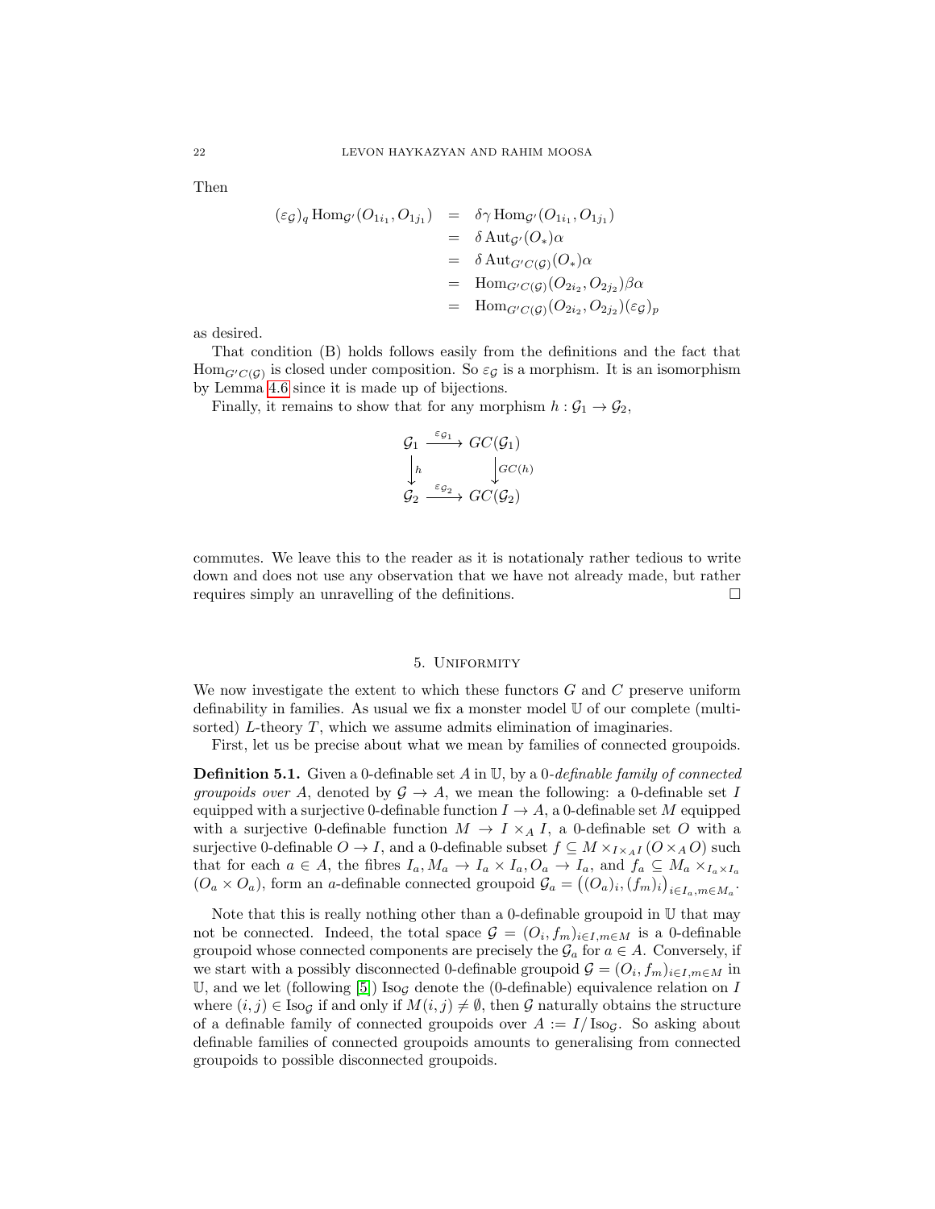Then

$$
\begin{aligned}
(\varepsilon_{\mathcal{G}})_q \operatorname{Hom}_{\mathcal{G}'}(O_{1i_1}, O_{1j_1}) &= \delta\gamma \operatorname{Hom}_{\mathcal{G}'}(O_{1i_1}, O_{1j_1}) \\
&= \delta \operatorname{Aut}_{\mathcal{G}'}(O_*)\alpha \\
&= \delta \operatorname{Aut}_{G'C(\mathcal{G})}(O_*)\alpha \\
&= \operatorname{Hom}_{G'C(\mathcal{G})}(O_{2i_2}, O_{2j_2})\beta\alpha \\
&= \operatorname{Hom}_{G'C(\mathcal{G})}(O_{2i_2}, O_{2j_2})(\varepsilon_{\mathcal{G}})_p
\end{aligned}
$$

as desired.

That condition (B) holds follows easily from the definitions and the fact that $\operatorname{Hom}_{G'C(\mathcal{G})}$ is closed under composition. So $\varepsilon_{\mathcal{G}}$ is a morphism. It is an isomorphism by Lemma 4.6 since it is made up of bijections.

Finally, it remains to show that for any morphism $h : \mathcal{G}_1 \to \mathcal{G}_2$,

$$
\begin{array}{ccc}
\mathcal{G}_1 & \xrightarrow{\varepsilon_{\mathcal{G}_1}} & GC(\mathcal{G}_1) \\
\downarrow h & & \downarrow GC(h) \\
\mathcal{G}_2 & \xrightarrow{\varepsilon_{\mathcal{G}_2}} & GC(\mathcal{G}_2)
\end{array}
$$

commutes. We leave this to the reader as it is notationaly rather tedious to write down and does not use any observation that we have not already made, but rather requires simply an unravelling of the definitions. □

## 5. Uniformity

We now investigate the extent to which these functors $G$ and $C$ preserve uniform definability in families. As usual we fix a monster model $\mathbb{U}$ of our complete (multi-sorted) $L$-theory $T$, which we assume admits elimination of imaginaries.

First, let us be precise about what we mean by families of connected groupoids.

**Definition 5.1.** Given a 0-definable set $A$ in $\mathbb{U}$, by a *0-definable family of connected groupoids over* $A$, denoted by $\mathcal{G} \to A$, we mean the following: a 0-definable set $I$ equipped with a surjective 0-definable function $I \to A$, a 0-definable set $M$ equipped with a surjective 0-definable function $M \to I \times_A I$, a 0-definable set $O$ with a surjective 0-definable $O \to I$, and a 0-definable subset $f \subseteq M \times_{I \times_A I} (O \times_A O)$ such that for each $a \in A$, the fibres $I_a, M_a \to I_a \times I_a, O_a \to I_a$, and $f_a \subseteq M_a \times_{I_a \times I_a} (O_a \times O_a)$, form an $a$-definable connected groupoid $\mathcal{G}_a = \big((O_a)_i, (f_m)_i\big)_{i \in I_a, m \in M_a}$.

Note that this is really nothing other than a 0-definable groupoid in $\mathbb{U}$ that may not be connected. Indeed, the total space $\mathcal{G} = (O_i, f_m)_{i \in I, m \in M}$ is a 0-definable groupoid whose connected components are precisely the $\mathcal{G}_a$ for $a \in A$. Conversely, if we start with a possibly disconnected 0-definable groupoid $\mathcal{G} = (O_i, f_m)_{i \in I, m \in M}$ in $\mathbb{U}$, and we let (following [5]) $\operatorname{Iso}_{\mathcal{G}}$ denote the (0-definable) equivalence relation on $I$ where $(i, j) \in \operatorname{Iso}_{\mathcal{G}}$ if and only if $M(i, j) \neq \emptyset$, then $\mathcal{G}$ naturally obtains the structure of a definable family of connected groupoids over $A := I/\operatorname{Iso}_{\mathcal{G}}$. So asking about definable families of connected groupoids amounts to generalising from connected groupoids to possible disconnected groupoids.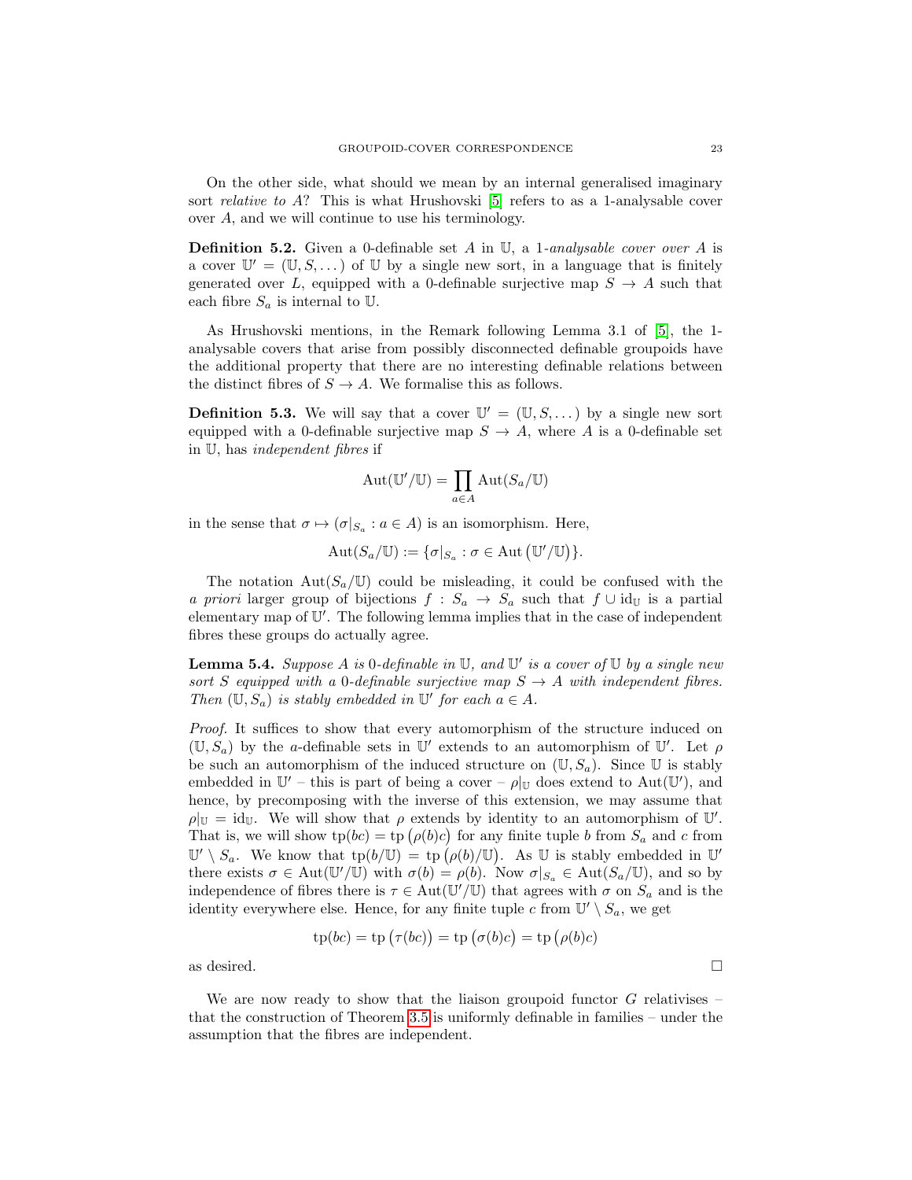On the other side, what should we mean by an internal generalised imaginary sort *relative to* $A$? This is what Hrushovski [5] refers to as a 1-analysable cover over $A$, and we will continue to use his terminology.

**Definition 5.2.** Given a 0-definable set $A$ in $\mathbb{U}$, a *1-analysable cover over* $A$ is a cover $\mathbb{U}' = (\mathbb{U}, S, \dots)$ of $\mathbb{U}$ by a single new sort, in a language that is finitely generated over $L$, equipped with a 0-definable surjective map $S \to A$ such that each fibre $S_a$ is internal to $\mathbb{U}$.

As Hrushovski mentions, in the Remark following Lemma 3.1 of [5], the 1-analysable covers that arise from possibly disconnected definable groupoids have the additional property that there are no interesting definable relations between the distinct fibres of $S \to A$. We formalise this as follows.

**Definition 5.3.** We will say that a cover $\mathbb{U}' = (\mathbb{U}, S, \dots)$ by a single new sort equipped with a 0-definable surjective map $S \to A$, where $A$ is a 0-definable set in $\mathbb{U}$, has *independent fibres* if

$$\mathrm{Aut}(\mathbb{U}'/\mathbb{U}) = \prod_{a \in A} \mathrm{Aut}(S_a/\mathbb{U})$$

in the sense that $\sigma \mapsto (\sigma|_{S_a} : a \in A)$ is an isomorphism. Here,

$$\mathrm{Aut}(S_a/\mathbb{U}) := \{\sigma|_{S_a} : \sigma \in \mathrm{Aut}\left(\mathbb{U}'/\mathbb{U}\right)\}.$$

The notation $\mathrm{Aut}(S_a/\mathbb{U})$ could be misleading, it could be confused with the *a priori* larger group of bijections $f : S_a \to S_a$ such that $f \cup \mathrm{id}_{\mathbb{U}}$ is a partial elementary map of $\mathbb{U}'$. The following lemma implies that in the case of independent fibres these groups do actually agree.

**Lemma 5.4.** *Suppose $A$ is 0-definable in $\mathbb{U}$, and $\mathbb{U}'$ is a cover of $\mathbb{U}$ by a single new sort $S$ equipped with a 0-definable surjective map $S \to A$ with independent fibres. Then $(\mathbb{U}, S_a)$ is stably embedded in $\mathbb{U}'$ for each $a \in A$.*

*Proof.* It suffices to show that every automorphism of the structure induced on $(\mathbb{U}, S_a)$ by the $a$-definable sets in $\mathbb{U}'$ extends to an automorphism of $\mathbb{U}'$. Let $\rho$ be such an automorphism of the induced structure on $(\mathbb{U}, S_a)$. Since $\mathbb{U}$ is stably embedded in $\mathbb{U}'$ – this is part of being a cover – $\rho|_{\mathbb{U}}$ does extend to $\mathrm{Aut}(\mathbb{U}')$, and hence, by precomposing with the inverse of this extension, we may assume that $\rho|_{\mathbb{U}} = \mathrm{id}_{\mathbb{U}}$. We will show that $\rho$ extends by identity to an automorphism of $\mathbb{U}'$. That is, we will show $\mathrm{tp}(bc) = \mathrm{tp}\left(\rho(b)c\right)$ for any finite tuple $b$ from $S_a$ and $c$ from $\mathbb{U}' \setminus S_a$. We know that $\mathrm{tp}(b/\mathbb{U}) = \mathrm{tp}\left(\rho(b)/\mathbb{U}\right)$. As $\mathbb{U}$ is stably embedded in $\mathbb{U}'$ there exists $\sigma \in \mathrm{Aut}(\mathbb{U}'/\mathbb{U})$ with $\sigma(b) = \rho(b)$. Now $\sigma|_{S_a} \in \mathrm{Aut}(S_a/\mathbb{U})$, and so by independence of fibres there is $\tau \in \mathrm{Aut}(\mathbb{U}'/\mathbb{U})$ that agrees with $\sigma$ on $S_a$ and is the identity everywhere else. Hence, for any finite tuple $c$ from $\mathbb{U}' \setminus S_a$, we get

$$\mathrm{tp}(bc) = \mathrm{tp}\left(\tau(bc)\right) = \mathrm{tp}\left(\sigma(b)c\right) = \mathrm{tp}\left(\rho(b)c\right)$$

as desired. $\square$

We are now ready to show that the liaison groupoid functor $G$ relativises – that the construction of Theorem 3.5 is uniformly definable in families – under the assumption that the fibres are independent.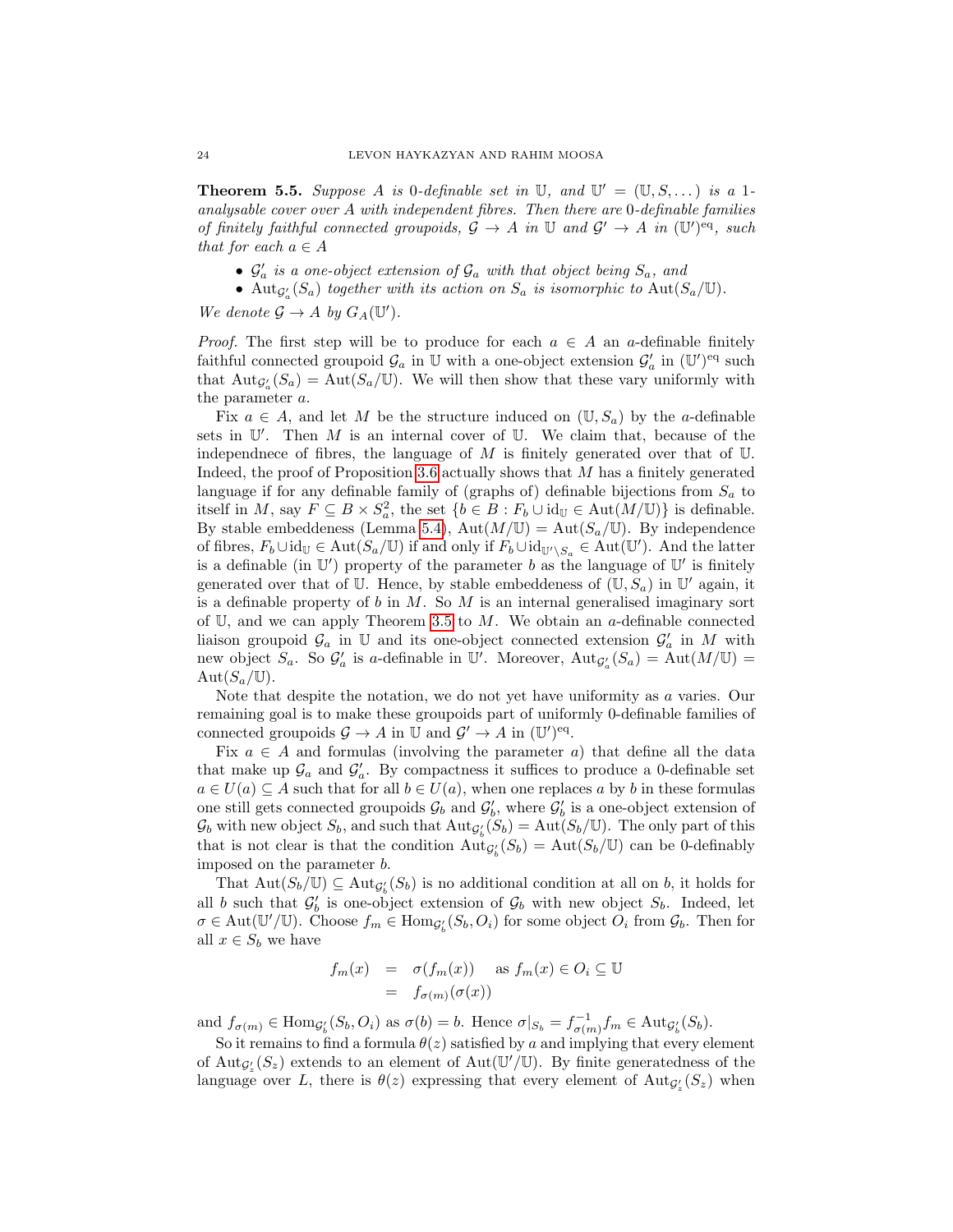**Theorem 5.5.** *Suppose $A$ is 0-definable set in $\mathbb{U}$, and $\mathbb{U}' = (\mathbb{U}, S, \dots)$ is a 1-analysable cover over $A$ with independent fibres. Then there are 0-definable families of finitely faithful connected groupoids, $\mathcal{G} \to A$ in $\mathbb{U}$ and $\mathcal{G}' \to A$ in $(\mathbb{U}')^{\mathrm{eq}}$, such that for each $a \in A$*

- *$\mathcal{G}'_a$ is a one-object extension of $\mathcal{G}_a$ with that object being $S_a$, and*
- *$\mathrm{Aut}_{\mathcal{G}'_a}(S_a)$ together with its action on $S_a$ is isomorphic to $\mathrm{Aut}(S_a/\mathbb{U})$.*

*We denote $\mathcal{G} \to A$ by $G_A(\mathbb{U}')$.*

*Proof.* The first step will be to produce for each $a \in A$ an $a$-definable finitely faithful connected groupoid $\mathcal{G}_a$ in $\mathbb{U}$ with a one-object extension $\mathcal{G}'_a$ in $(\mathbb{U}')^{\mathrm{eq}}$ such that $\mathrm{Aut}_{\mathcal{G}'_a}(S_a) = \mathrm{Aut}(S_a/\mathbb{U})$. We will then show that these vary uniformly with the parameter $a$.

Fix $a \in A$, and let $M$ be the structure induced on $(\mathbb{U}, S_a)$ by the $a$-definable sets in $\mathbb{U}'$. Then $M$ is an internal cover of $\mathbb{U}$. We claim that, because of the independnece of fibres, the language of $M$ is finitely generated over that of $\mathbb{U}$. Indeed, the proof of Proposition 3.6 actually shows that $M$ has a finitely generated language if for any definable family of (graphs of) definable bijections from $S_a$ to itself in $M$, say $F \subseteq B \times S_a^2$, the set $\{b \in B : F_b \cup \mathrm{id}_{\mathbb{U}} \in \mathrm{Aut}(M/\mathbb{U})\}$ is definable. By stable embeddeness (Lemma 5.4), $\mathrm{Aut}(M/\mathbb{U}) = \mathrm{Aut}(S_a/\mathbb{U})$. By independence of fibres, $F_b \cup \mathrm{id}_{\mathbb{U}} \in \mathrm{Aut}(S_a/\mathbb{U})$ if and only if $F_b \cup \mathrm{id}_{\mathbb{U}' \setminus S_a} \in \mathrm{Aut}(\mathbb{U}')$. And the latter is a definable (in $\mathbb{U}'$) property of the parameter $b$ as the language of $\mathbb{U}'$ is finitely generated over that of $\mathbb{U}$. Hence, by stable embeddeness of $(\mathbb{U}, S_a)$ in $\mathbb{U}'$ again, it is a definable property of $b$ in $M$. So $M$ is an internal generalised imaginary sort of $\mathbb{U}$, and we can apply Theorem 3.5 to $M$. We obtain an $a$-definable connected liaison groupoid $\mathcal{G}_a$ in $\mathbb{U}$ and its one-object connected extension $\mathcal{G}'_a$ in $M$ with new object $S_a$. So $\mathcal{G}'_a$ is $a$-definable in $\mathbb{U}'$. Moreover, $\mathrm{Aut}_{\mathcal{G}'_a}(S_a) = \mathrm{Aut}(M/\mathbb{U}) = \mathrm{Aut}(S_a/\mathbb{U})$.

Note that despite the notation, we do not yet have uniformity as $a$ varies. Our remaining goal is to make these groupoids part of uniformly 0-definable families of connected groupoids $\mathcal{G} \to A$ in $\mathbb{U}$ and $\mathcal{G}' \to A$ in $(\mathbb{U}')^{\mathrm{eq}}$.

Fix $a \in A$ and formulas (involving the parameter $a$) that define all the data that make up $\mathcal{G}_a$ and $\mathcal{G}'_a$. By compactness it suffices to produce a 0-definable set $a \in U(a) \subseteq A$ such that for all $b \in U(a)$, when one replaces $a$ by $b$ in these formulas one still gets connected groupoids $\mathcal{G}_b$ and $\mathcal{G}'_b$, where $\mathcal{G}'_b$ is a one-object extension of $\mathcal{G}_b$ with new object $S_b$, and such that $\mathrm{Aut}_{\mathcal{G}'_b}(S_b) = \mathrm{Aut}(S_b/\mathbb{U})$. The only part of this that is not clear is that the condition $\mathrm{Aut}_{\mathcal{G}'_b}(S_b) = \mathrm{Aut}(S_b/\mathbb{U})$ can be 0-definably imposed on the parameter $b$.

That $\mathrm{Aut}(S_b/\mathbb{U}) \subseteq \mathrm{Aut}_{\mathcal{G}'_b}(S_b)$ is no additional condition at all on $b$, it holds for all $b$ such that $\mathcal{G}'_b$ is one-object extension of $\mathcal{G}_b$ with new object $S_b$. Indeed, let $\sigma \in \mathrm{Aut}(\mathbb{U}'/\mathbb{U})$. Choose $f_m \in \mathrm{Hom}_{\mathcal{G}'_b}(S_b, O_i)$ for some object $O_i$ from $\mathcal{G}_b$. Then for all $x \in S_b$ we have

$$
\begin{aligned}
f_m(x) &= \sigma(f_m(x)) \quad \text{as } f_m(x) \in O_i \subseteq \mathbb{U} \\
&= f_{\sigma(m)}(\sigma(x))
\end{aligned}
$$

and $f_{\sigma(m)} \in \mathrm{Hom}_{\mathcal{G}'_b}(S_b, O_i)$ as $\sigma(b) = b$. Hence $\sigma|_{S_b} = f_{\sigma(m)}^{-1} f_m \in \mathrm{Aut}_{\mathcal{G}'_b}(S_b)$.

So it remains to find a formula $\theta(z)$ satisfied by $a$ and implying that every element of $\mathrm{Aut}_{\mathcal{G}'_z}(S_z)$ extends to an element of $\mathrm{Aut}(\mathbb{U}'/\mathbb{U})$. By finite generatedness of the language over $L$, there is $\theta(z)$ expressing that every element of $\mathrm{Aut}_{\mathcal{G}'_z}(S_z)$ when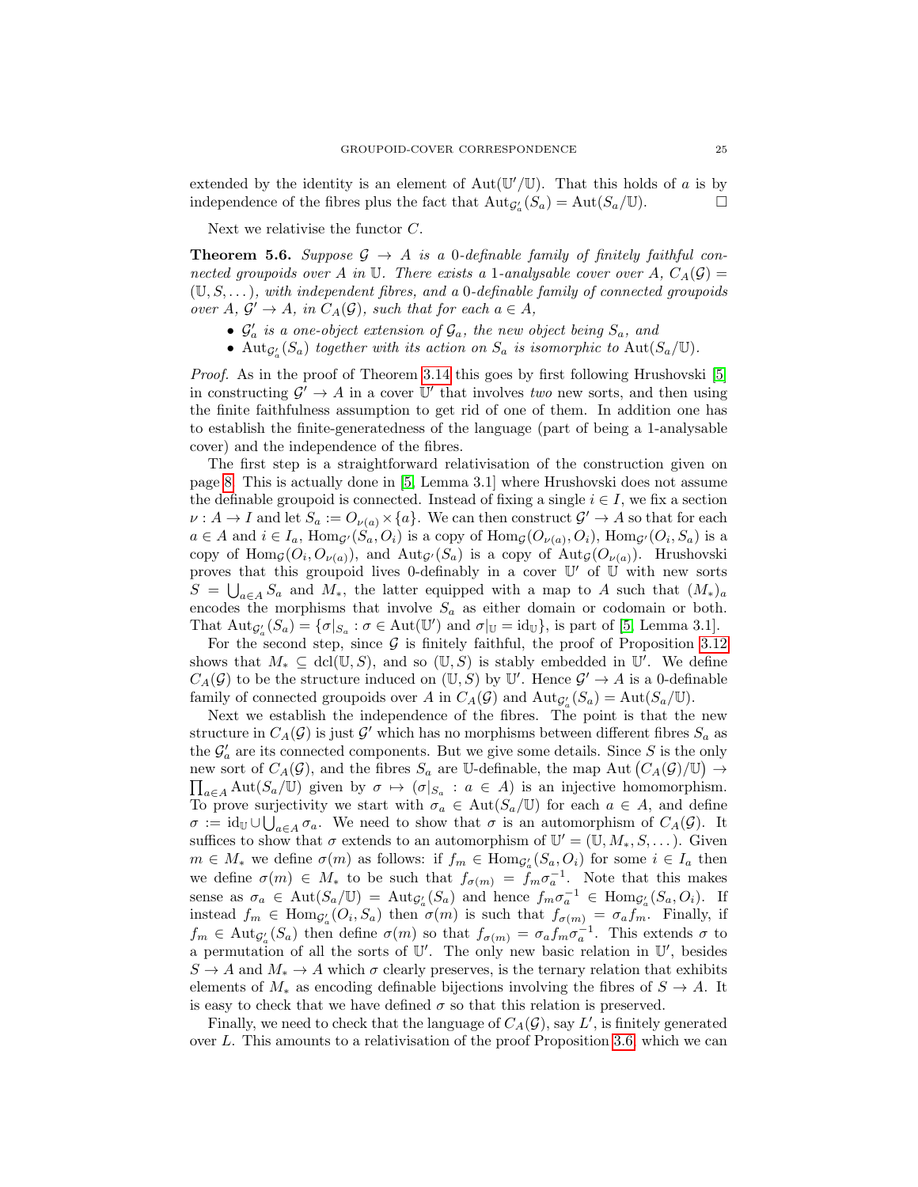extended by the identity is an element of $\mathrm{Aut}(\mathbb{U}'/\mathbb{U})$. That this holds of $a$ is by independence of the fibres plus the fact that $\mathrm{Aut}_{\mathcal{G}'_a}(S_a) = \mathrm{Aut}(S_a/\mathbb{U})$. □

Next we relativise the functor $C$.

**Theorem 5.6.** *Suppose $\mathcal{G} \to A$ is a 0-definable family of finitely faithful connected groupoids over $A$ in $\mathbb{U}$. There exists a 1-analysable cover over $A$, $C_A(\mathcal{G}) = (\mathbb{U}, S, \dots)$, with independent fibres, and a 0-definable family of connected groupoids over $A$, $\mathcal{G}' \to A$, in $C_A(\mathcal{G})$, such that for each $a \in A$,*

- *$\mathcal{G}'_a$ is a one-object extension of $\mathcal{G}_a$, the new object being $S_a$, and*
- *$\mathrm{Aut}_{\mathcal{G}'_a}(S_a)$ together with its action on $S_a$ is isomorphic to $\mathrm{Aut}(S_a/\mathbb{U})$.*

*Proof.* As in the proof of Theorem 3.14 this goes by first following Hrushovski [5] in constructing $\mathcal{G}' \to A$ in a cover $\mathbb{U}'$ that involves *two* new sorts, and then using the finite faithfulness assumption to get rid of one of them. In addition one has to establish the finite-generatedness of the language (part of being a 1-analysable cover) and the independence of the fibres.

The first step is a straightforward relativisation of the construction given on page 8. This is actually done in [5, Lemma 3.1] where Hrushovski does not assume the definable groupoid is connected. Instead of fixing a single $i \in I$, we fix a section $\nu : A \to I$ and let $S_a := O_{\nu(a)} \times \{a\}$. We can then construct $\mathcal{G}' \to A$ so that for each $a \in A$ and $i \in I_a$, $\mathrm{Hom}_{\mathcal{G}'}(S_a, O_i)$ is a copy of $\mathrm{Hom}_{\mathcal{G}}(O_{\nu(a)}, O_i)$, $\mathrm{Hom}_{\mathcal{G}'}(O_i, S_a)$ is a copy of $\mathrm{Hom}_{\mathcal{G}}(O_i, O_{\nu(a)})$, and $\mathrm{Aut}_{\mathcal{G}'}(S_a)$ is a copy of $\mathrm{Aut}_{\mathcal{G}}(O_{\nu(a)})$. Hrushovski proves that this groupoid lives 0-definably in a cover $\mathbb{U}'$ of $\mathbb{U}$ with new sorts $S = \bigcup_{a \in A} S_a$ and $M_*$, the latter equipped with a map to $A$ such that $(M_*)_a$ encodes the morphisms that involve $S_a$ as either domain or codomain or both. That $\mathrm{Aut}_{\mathcal{G}'_a}(S_a) = \{\sigma|_{S_a} : \sigma \in \mathrm{Aut}(\mathbb{U}') \text{ and } \sigma|_{\mathbb{U}} = \mathrm{id}_{\mathbb{U}}\}$, is part of [5, Lemma 3.1].

For the second step, since $\mathcal{G}$ is finitely faithful, the proof of Proposition 3.12 shows that $M_* \subseteq \mathrm{dcl}(\mathbb{U}, S)$, and so $(\mathbb{U}, S)$ is stably embedded in $\mathbb{U}'$. We define $C_A(\mathcal{G})$ to be the structure induced on $(\mathbb{U}, S)$ by $\mathbb{U}'$. Hence $\mathcal{G}' \to A$ is a 0-definable family of connected groupoids over $A$ in $C_A(\mathcal{G})$ and $\mathrm{Aut}_{\mathcal{G}'_a}(S_a) = \mathrm{Aut}(S_a/\mathbb{U})$.

Next we establish the independence of the fibres. The point is that the new structure in $C_A(\mathcal{G})$ is just $\mathcal{G}'$ which has no morphisms between different fibres $S_a$ as the $\mathcal{G}'_a$ are its connected components. But we give some details. Since $S$ is the only new sort of $C_A(\mathcal{G})$, and the fibres $S_a$ are $\mathbb{U}$-definable, the map $\mathrm{Aut}\left(C_A(\mathcal{G})/\mathbb{U}\right) \to \prod_{a \in A} \mathrm{Aut}(S_a/\mathbb{U})$ given by $\sigma \mapsto (\sigma|_{S_a} : a \in A)$ is an injective homomorphism. To prove surjectivity we start with $\sigma_a \in \mathrm{Aut}(S_a/\mathbb{U})$ for each $a \in A$, and define $\sigma := \mathrm{id}_{\mathbb{U}} \cup \bigcup_{a \in A} \sigma_a$. We need to show that $\sigma$ is an automorphism of $C_A(\mathcal{G})$. It suffices to show that $\sigma$ extends to an automorphism of $\mathbb{U}' = (\mathbb{U}, M_*, S, \dots)$. Given $m \in M_*$ we define $\sigma(m)$ as follows: if $f_m \in \mathrm{Hom}_{\mathcal{G}'_a}(S_a, O_i)$ for some $i \in I_a$ then we define $\sigma(m) \in M_*$ to be such that $f_{\sigma(m)} = f_m \sigma_a^{-1}$. Note that this makes sense as $\sigma_a \in \mathrm{Aut}(S_a/\mathbb{U}) = \mathrm{Aut}_{\mathcal{G}'_a}(S_a)$ and hence $f_m \sigma_a^{-1} \in \mathrm{Hom}_{\mathcal{G}'_a}(S_a, O_i)$. If instead $f_m \in \mathrm{Hom}_{\mathcal{G}'_a}(O_i, S_a)$ then $\sigma(m)$ is such that $f_{\sigma(m)} = \sigma_a f_m$. Finally, if $f_m \in \mathrm{Aut}_{\mathcal{G}'_a}(S_a)$ then define $\sigma(m)$ so that $f_{\sigma(m)} = \sigma_a f_m \sigma_a^{-1}$. This extends $\sigma$ to a permutation of all the sorts of $\mathbb{U}'$. The only new basic relation in $\mathbb{U}'$, besides $S \to A$ and $M_* \to A$ which $\sigma$ clearly preserves, is the ternary relation that exhibits elements of $M_*$ as encoding definable bijections involving the fibres of $S \to A$. It is easy to check that we have defined $\sigma$ so that this relation is preserved.

Finally, we need to check that the language of $C_A(\mathcal{G})$, say $L'$, is finitely generated over $L$. This amounts to a relativisation of the proof Proposition 3.6, which we can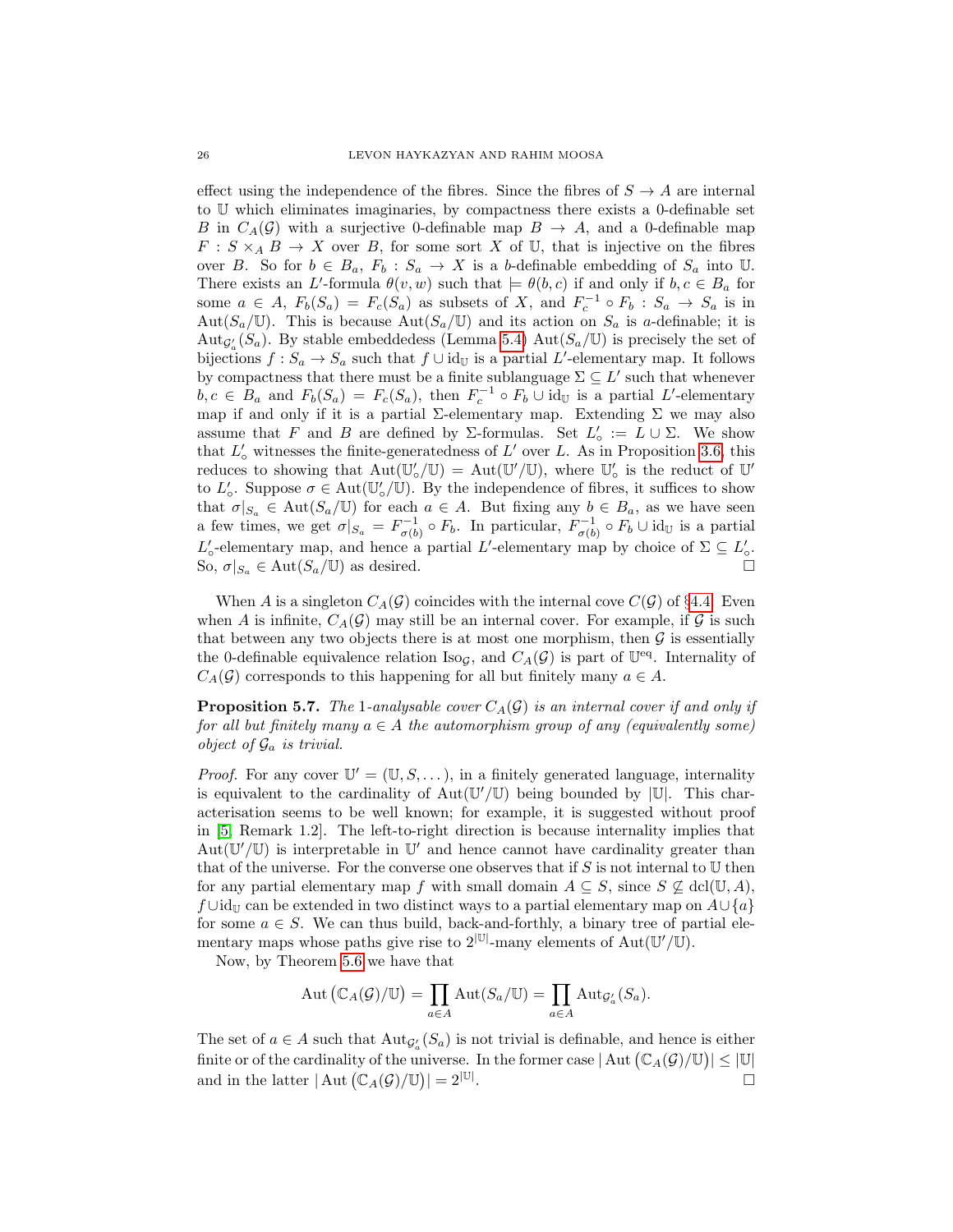effect using the independence of the fibres. Since the fibres of $S \to A$ are internal to $\mathbb{U}$ which eliminates imaginaries, by compactness there exists a 0-definable set $B$ in $C_A(\mathcal{G})$ with a surjective 0-definable map $B \to A$, and a 0-definable map $F : S \times_A B \to X$ over $B$, for some sort $X$ of $\mathbb{U}$, that is injective on the fibres over $B$. So for $b \in B_a$, $F_b : S_a \to X$ is a $b$-definable embedding of $S_a$ into $\mathbb{U}$. There exists an $L'$-formula $\theta(v, w)$ such that $\models \theta(b, c)$ if and only if $b, c \in B_a$ for some $a \in A$, $F_b(S_a) = F_c(S_a)$ as subsets of $X$, and $F_c^{-1} \circ F_b : S_a \to S_a$ is in $\operatorname{Aut}(S_a/\mathbb{U})$. This is because $\operatorname{Aut}(S_a/\mathbb{U})$ and its action on $S_a$ is $a$-definable; it is $\operatorname{Aut}_{\mathcal{G}'_a}(S_a)$. By stable embeddedess (Lemma 5.4) $\operatorname{Aut}(S_a/\mathbb{U})$ is precisely the set of bijections $f : S_a \to S_a$ such that $f \cup \mathrm{id}_{\mathbb{U}}$ is a partial $L'$-elementary map. It follows by compactness that there must be a finite sublanguage $\Sigma \subseteq L'$ such that whenever $b, c \in B_a$ and $F_b(S_a) = F_c(S_a)$, then $F_c^{-1} \circ F_b \cup \mathrm{id}_{\mathbb{U}}$ is a partial $L'$-elementary map if and only if it is a partial $\Sigma$-elementary map. Extending $\Sigma$ we may also assume that $F$ and $B$ are defined by $\Sigma$-formulas. Set $L'_\circ := L \cup \Sigma$. We show that $L'_\circ$ witnesses the finite-generatedness of $L'$ over $L$. As in Proposition 3.6, this reduces to showing that $\operatorname{Aut}(\mathbb{U}'_\circ/\mathbb{U}) = \operatorname{Aut}(\mathbb{U}'/\mathbb{U})$, where $\mathbb{U}'_\circ$ is the reduct of $\mathbb{U}'$ to $L'_\circ$. Suppose $\sigma \in \operatorname{Aut}(\mathbb{U}'_\circ/\mathbb{U})$. By the independence of fibres, it suffices to show that $\sigma|_{S_a} \in \operatorname{Aut}(S_a/\mathbb{U})$ for each $a \in A$. But fixing any $b \in B_a$, as we have seen a few times, we get $\sigma|_{S_a} = F_{\sigma(b)}^{-1} \circ F_b$. In particular, $F_{\sigma(b)}^{-1} \circ F_b \cup \mathrm{id}_{\mathbb{U}}$ is a partial $L'_\circ$-elementary map, and hence a partial $L'$-elementary map by choice of $\Sigma \subseteq L'_\circ$. So, $\sigma|_{S_a} \in \operatorname{Aut}(S_a/\mathbb{U})$ as desired. □

When $A$ is a singleton $C_A(\mathcal{G})$ coincides with the internal cove $C(\mathcal{G})$ of §4.4. Even when $A$ is infinite, $C_A(\mathcal{G})$ may still be an internal cover. For example, if $\mathcal{G}$ is such that between any two objects there is at most one morphism, then $\mathcal{G}$ is essentially the 0-definable equivalence relation $\mathrm{Iso}_{\mathcal{G}}$, and $C_A(\mathcal{G})$ is part of $\mathbb{U}^{\mathrm{eq}}$. Internality of $C_A(\mathcal{G})$ corresponds to this happening for all but finitely many $a \in A$.

**Proposition 5.7.** *The 1-analysable cover $C_A(\mathcal{G})$ is an internal cover if and only if for all but finitely many $a \in A$ the automorphism group of any (equivalently some) object of $\mathcal{G}_a$ is trivial.*

*Proof.* For any cover $\mathbb{U}' = (\mathbb{U}, S, \dots)$, in a finitely generated language, internality is equivalent to the cardinality of $\operatorname{Aut}(\mathbb{U}'/\mathbb{U})$ being bounded by $|\mathbb{U}|$. This characterisation seems to be well known; for example, it is suggested without proof in [5, Remark 1.2]. The left-to-right direction is because internality implies that $\operatorname{Aut}(\mathbb{U}'/\mathbb{U})$ is interpretable in $\mathbb{U}'$ and hence cannot have cardinality greater than that of the universe. For the converse one observes that if $S$ is not internal to $\mathbb{U}$ then for any partial elementary map $f$ with small domain $A \subseteq S$, since $S \not\subseteq \mathrm{dcl}(\mathbb{U}, A)$, $f \cup \mathrm{id}_{\mathbb{U}}$ can be extended in two distinct ways to a partial elementary map on $A \cup \{a\}$ for some $a \in S$. We can thus build, back-and-forthly, a binary tree of partial elementary maps whose paths give rise to $2^{|\mathbb{U}|}$-many elements of $\operatorname{Aut}(\mathbb{U}'/\mathbb{U})$.

Now, by Theorem 5.6 we have that

$$\operatorname{Aut}\left(\mathbb{C}_A(\mathcal{G})/\mathbb{U}\right) = \prod_{a \in A} \operatorname{Aut}(S_a/\mathbb{U}) = \prod_{a \in A} \operatorname{Aut}_{\mathcal{G}'_a}(S_a).$$

The set of $a \in A$ such that $\operatorname{Aut}_{\mathcal{G}'_a}(S_a)$ is not trivial is definable, and hence is either finite or of the cardinality of the universe. In the former case $|\operatorname{Aut}\left(\mathbb{C}_A(\mathcal{G})/\mathbb{U}\right)| \leq |\mathbb{U}|$ and in the latter $|\operatorname{Aut}\left(\mathbb{C}_A(\mathcal{G})/\mathbb{U}\right)| = 2^{|\mathbb{U}|}$. □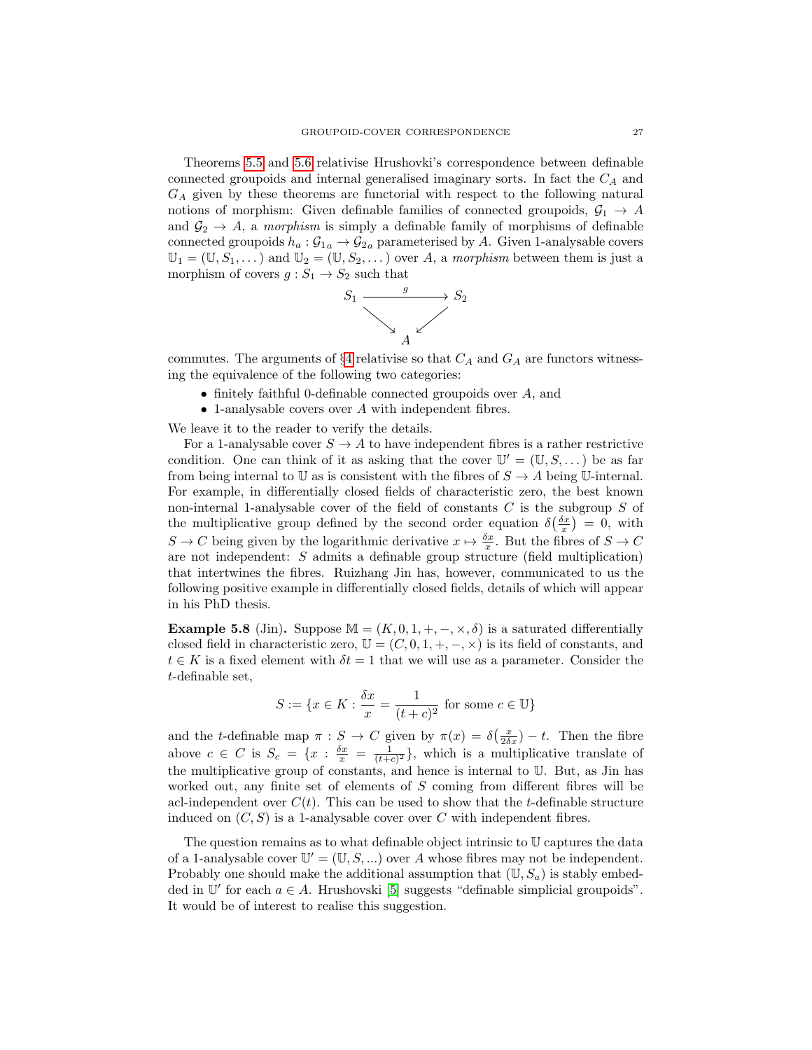Theorems 5.5 and 5.6 relativise Hrushovki's correspondence between definable connected groupoids and internal generalised imaginary sorts. In fact the $C_A$ and $G_A$ given by these theorems are functorial with respect to the following natural notions of morphism: Given definable families of connected groupoids, $\mathcal{G}_1 \to A$ and $\mathcal{G}_2 \to A$, a *morphism* is simply a definable family of morphisms of definable connected groupoids $h_a : \mathcal{G}_{1a} \to \mathcal{G}_{2a}$ parameterised by $A$. Given 1-analysable covers $\mathbb{U}_1 = (\mathbb{U}, S_1, \dots)$ and $\mathbb{U}_2 = (\mathbb{U}, S_2, \dots)$ over $A$, a *morphism* between them is just a morphism of covers $g : S_1 \to S_2$ such that

$$
\begin{array}{ccc}
S_1 & \xrightarrow{\quad g \quad} & S_2 \\
& \searrow \quad \swarrow & \\
& A &
\end{array}
$$

commutes. The arguments of §4 relativise so that $C_A$ and $G_A$ are functors witnessing the equivalence of the following two categories:

- finitely faithful 0-definable connected groupoids over $A$, and
- 1-analysable covers over $A$ with independent fibres.

We leave it to the reader to verify the details.

For a 1-analysable cover $S \to A$ to have independent fibres is a rather restrictive condition. One can think of it as asking that the cover $\mathbb{U}' = (\mathbb{U}, S, \dots)$ be as far from being internal to $\mathbb{U}$ as is consistent with the fibres of $S \to A$ being $\mathbb{U}$-internal. For example, in differentially closed fields of characteristic zero, the best known non-internal 1-analysable cover of the field of constants $C$ is the subgroup $S$ of the multiplicative group defined by the second order equation $\delta\left(\frac{\delta x}{x}\right) = 0$, with $S \to C$ being given by the logarithmic derivative $x \mapsto \frac{\delta x}{x}$. But the fibres of $S \to C$ are not independent: $S$ admits a definable group structure (field multiplication) that intertwines the fibres. Ruizhang Jin has, however, communicated to us the following positive example in differentially closed fields, details of which will appear in his PhD thesis.

**Example 5.8** (Jin)**.** Suppose $\mathbb{M} = (K, 0, 1, +, -, \times, \delta)$ is a saturated differentially closed field in characteristic zero, $\mathbb{U} = (C, 0, 1, +, -, \times)$ is its field of constants, and $t \in K$ is a fixed element with $\delta t = 1$ that we will use as a parameter. Consider the $t$-definable set,

$$S := \{x \in K : \frac{\delta x}{x} = \frac{1}{(t+c)^2} \text{ for some } c \in \mathbb{U}\}$$

and the $t$-definable map $\pi : S \to C$ given by $\pi(x) = \delta\left(\frac{x}{2\delta x}\right) - t$. Then the fibre above $c \in C$ is $S_c = \{x : \frac{\delta x}{x} = \frac{1}{(t+c)^2}\}$, which is a multiplicative translate of the multiplicative group of constants, and hence is internal to $\mathbb{U}$. But, as Jin has worked out, any finite set of elements of $S$ coming from different fibres will be acl-independent over $C(t)$. This can be used to show that the $t$-definable structure induced on $(C, S)$ is a 1-analysable cover over $C$ with independent fibres.

The question remains as to what definable object intrinsic to $\mathbb{U}$ captures the data of a 1-analysable cover $\mathbb{U}' = (\mathbb{U}, S, \dots)$ over $A$ whose fibres may not be independent. Probably one should make the additional assumption that $(\mathbb{U}, S_a)$ is stably embedded in $\mathbb{U}'$ for each $a \in A$. Hrushovski [5] suggests "definable simplicial groupoids". It would be of interest to realise this suggestion.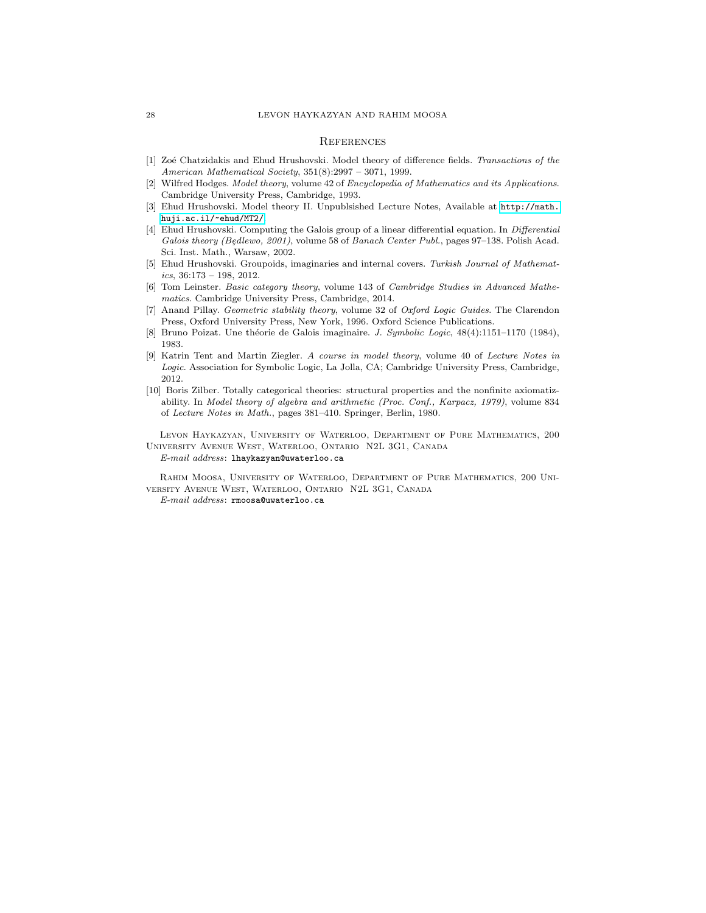## References

[1] Zoé Chatzidakis and Ehud Hrushovski. Model theory of difference fields. *Transactions of the American Mathematical Society*, 351(8):2997 – 3071, 1999.

[2] Wilfred Hodges. *Model theory*, volume 42 of *Encyclopedia of Mathematics and its Applications*. Cambridge University Press, Cambridge, 1993.

[3] Ehud Hrushovski. Model theory II. Unpublsished Lecture Notes, Available at http://math.huji.ac.il/~ehud/MT2/.

[4] Ehud Hrushovski. Computing the Galois group of a linear differential equation. In *Differential Galois theory (Będlewo, 2001)*, volume 58 of *Banach Center Publ.*, pages 97–138. Polish Acad. Sci. Inst. Math., Warsaw, 2002.

[5] Ehud Hrushovski. Groupoids, imaginaries and internal covers. *Turkish Journal of Mathematics*, 36:173 – 198, 2012.

[6] Tom Leinster. *Basic category theory*, volume 143 of *Cambridge Studies in Advanced Mathematics*. Cambridge University Press, Cambridge, 2014.

[7] Anand Pillay. *Geometric stability theory*, volume 32 of *Oxford Logic Guides*. The Clarendon Press, Oxford University Press, New York, 1996. Oxford Science Publications.

[8] Bruno Poizat. Une théorie de Galois imaginaire. *J. Symbolic Logic*, 48(4):1151–1170 (1984), 1983.

[9] Katrin Tent and Martin Ziegler. *A course in model theory*, volume 40 of *Lecture Notes in Logic*. Association for Symbolic Logic, La Jolla, CA; Cambridge University Press, Cambridge, 2012.

[10] Boris Zilber. Totally categorical theories: structural properties and the nonfinite axiomatizability. In *Model theory of algebra and arithmetic (Proc. Conf., Karpacz, 1979)*, volume 834 of *Lecture Notes in Math.*, pages 381–410. Springer, Berlin, 1980.

Levon Haykazyan, University of Waterloo, Department of Pure Mathematics, 200 University Avenue West, Waterloo, Ontario N2L 3G1, Canada

*E-mail address*: lhaykazyan@uwaterloo.ca

Rahim Moosa, University of Waterloo, Department of Pure Mathematics, 200 University Avenue West, Waterloo, Ontario N2L 3G1, Canada

*E-mail address*: rmoosa@uwaterloo.ca